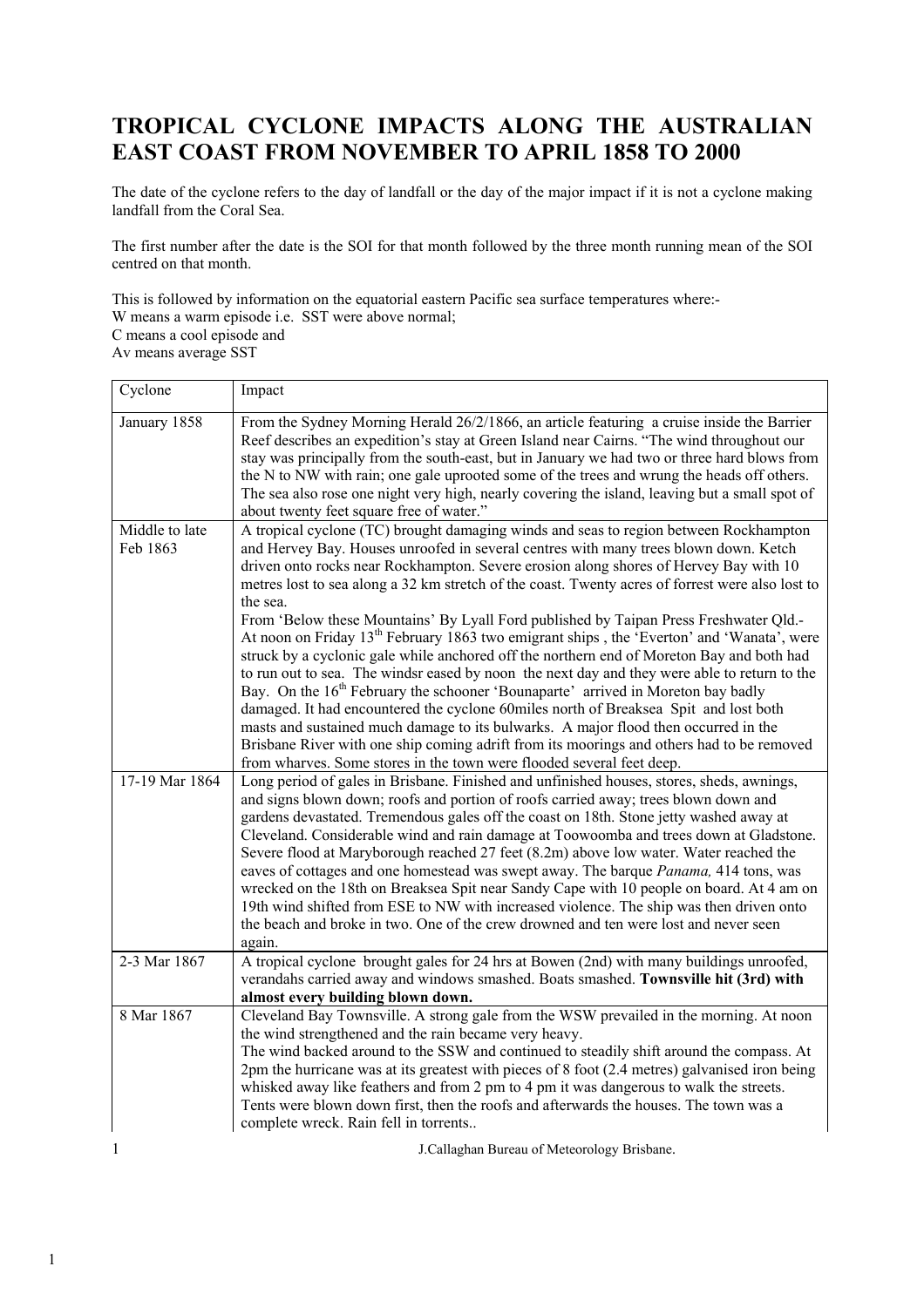# TROPICAL CYCLONE IMPACTS ALONG THE AUSTRALIAN EAST COAST FROM NOVEMBER TO APRIL 1858 TO 2000

The date of the cyclone refers to the day of landfall or the day of the major impact if it is not a cyclone making landfall from the Coral Sea.

The first number after the date is the SOI for that month followed by the three month running mean of the SOI centred on that month.

This is followed by information on the equatorial eastern Pacific sea surface temperatures where:-
W means a warm episode i.e. SST were above normal;
C means a cool episode and
Av means average SST

| Cyclone | Impact |
|---|---|
| January 1858 | From the Sydney Morning Herald 26/2/1866, an article featuring a cruise inside the Barrier Reef describes an expedition's stay at Green Island near Cairns. "The wind throughout our stay was principally from the south-east, but in January we had two or three hard blows from the N to NW with rain; one gale uprooted some of the trees and wrung the heads off others. The sea also rose one night very high, nearly covering the island, leaving but a small spot of about twenty feet square free of water." |
| Middle to late Feb 1863 | A tropical cyclone (TC) brought damaging winds and seas to region between Rockhampton and Hervey Bay. Houses unroofed in several centres with many trees blown down. Ketch driven onto rocks near Rockhampton. Severe erosion along shores of Hervey Bay with 10 metres lost to sea along a 32 km stretch of the coast. Twenty acres of forrest were also lost to the sea.<br>From 'Below these Mountains' By Lyall Ford published by Taipan Press Freshwater Qld.- At noon on Friday 13th February 1863 two emigrant ships , the 'Everton' and 'Wanata', were struck by a cyclonic gale while anchored off the northern end of Moreton Bay and both had to run out to sea. The windsr eased by noon the next day and they were able to return to the Bay. On the 16th February the schooner 'Bounaparte' arrived in Moreton bay badly damaged. It had encountered the cyclone 60miles north of Breaksea Spit and lost both masts and sustained much damage to its bulwarks. A major flood then occurred in the Brisbane River with one ship coming adrift from its moorings and others had to be removed from wharves. Some stores in the town were flooded several feet deep. |
| 17-19 Mar 1864 | Long period of gales in Brisbane. Finished and unfinished houses, stores, sheds, awnings, and signs blown down; roofs and portion of roofs carried away; trees blown down and gardens devastated. Tremendous gales off the coast on 18th. Stone jetty washed away at Cleveland. Considerable wind and rain damage at Toowoomba and trees down at Gladstone. Severe flood at Maryborough reached 27 feet (8.2m) above low water. Water reached the eaves of cottages and one homestead was swept away. The barque *Panama,* 414 tons, was wrecked on the 18th on Breaksea Spit near Sandy Cape with 10 people on board. At 4 am on 19th wind shifted from ESE to NW with increased violence. The ship was then driven onto the beach and broke in two. One of the crew drowned and ten were lost and never seen again. |
| 2-3 Mar 1867 | A tropical cyclone brought gales for 24 hrs at Bowen (2nd) with many buildings unroofed, verandahs carried away and windows smashed. Boats smashed. **Townsville hit (3rd) with almost every building blown down.** |
| 8 Mar 1867 | Cleveland Bay Townsville. A strong gale from the WSW prevailed in the morning. At noon the wind strengthened and the rain became very heavy.<br>The wind backed around to the SSW and continued to steadily shift around the compass. At 2pm the hurricane was at its greatest with pieces of 8 foot (2.4 metres) galvanised iron being whisked away like feathers and from 2 pm to 4 pm it was dangerous to walk the streets. Tents were blown down first, then the roofs and afterwards the houses. The town was a complete wreck. Rain fell in torrents.. |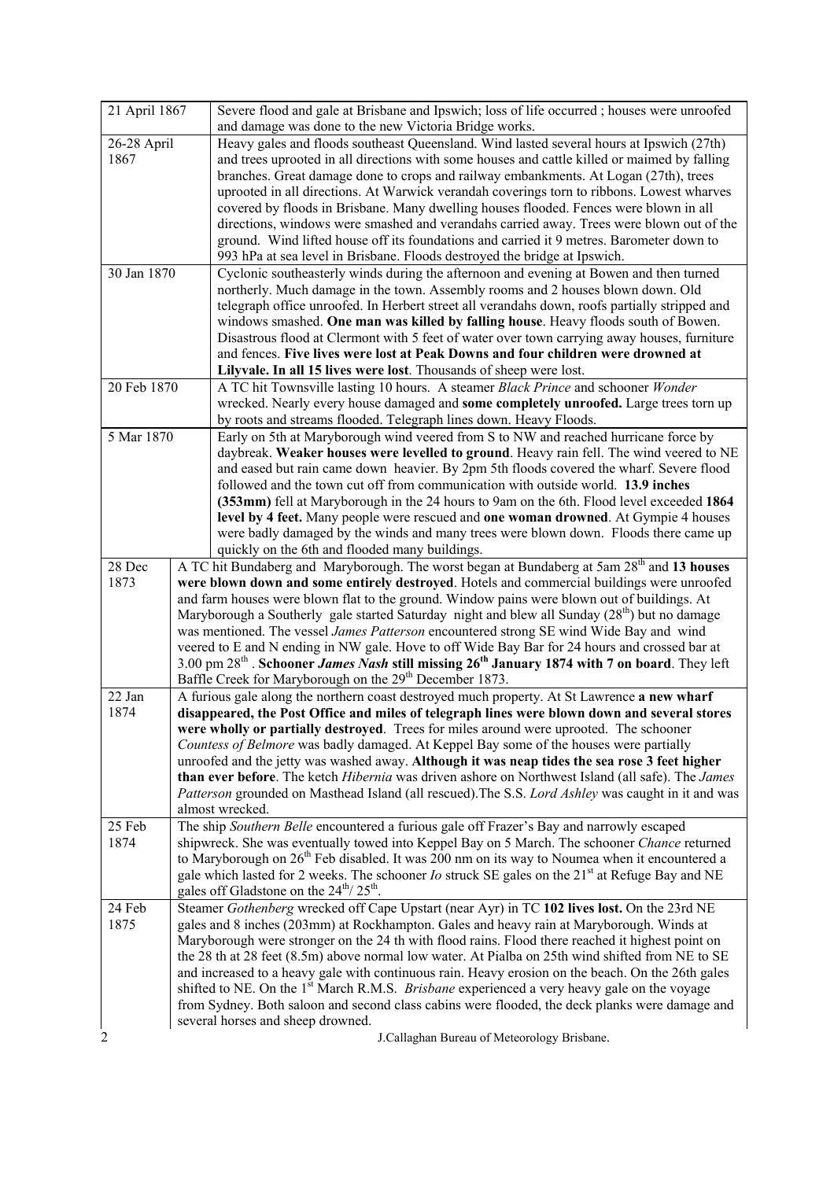| Date | Event |
|---|---|
| 21 April 1867 | Severe flood and gale at Brisbane and Ipswich; loss of life occurred ; houses were unroofed and damage was done to the new Victoria Bridge works. |
| 26-28 April 1867 | Heavy gales and floods southeast Queensland. Wind lasted several hours at Ipswich (27th) and trees uprooted in all directions with some houses and cattle killed or maimed by falling branches. Great damage done to crops and railway embankments. At Logan (27th), trees uprooted in all directions. At Warwick verandah coverings torn to ribbons. Lowest wharves covered by floods in Brisbane. Many dwelling houses flooded. Fences were blown in all directions, windows were smashed and verandahs carried away. Trees were blown out of the ground. Wind lifted house off its foundations and carried it 9 metres. Barometer down to 993 hPa at sea level in Brisbane. Floods destroyed the bridge at Ipswich. |
| 30 Jan 1870 | Cyclonic southeasterly winds during the afternoon and evening at Bowen and then turned northerly. Much damage in the town. Assembly rooms and 2 houses blown down. Old telegraph office unroofed. In Herbert street all verandahs down, roofs partially stripped and windows smashed. **One man was killed by falling house**. Heavy floods south of Bowen. Disastrous flood at Clermont with 5 feet of water over town carrying away houses, furniture and fences. **Five lives were lost at Peak Downs and four children were drowned at Lilyvale. In all 15 lives were lost**. Thousands of sheep were lost. |
| 20 Feb 1870 | A TC hit Townsville lasting 10 hours. A steamer *Black Prince* and schooner *Wonder* wrecked. Nearly every house damaged and **some completely unroofed.** Large trees torn up by roots and streams flooded. Telegraph lines down. Heavy Floods. |
| 5 Mar 1870 | Early on 5th at Maryborough wind veered from S to NW and reached hurricane force by daybreak. **Weaker houses were levelled to ground**. Heavy rain fell. The wind veered to NE and eased but rain came down heavier. By 2pm 5th floods covered the wharf. Severe flood followed and the town cut off from communication with outside world. **13.9 inches (353mm)** fell at Maryborough in the 24 hours to 9am on the 6th. Flood level exceeded **1864 level by 4 feet.** Many people were rescued and **one woman drowned**. At Gympie 4 houses were badly damaged by the winds and many trees were blown down. Floods there came up quickly on the 6th and flooded many buildings. |
| 28 Dec 1873 | A TC hit Bundaberg and Maryborough. The worst began at Bundaberg at 5am 28th and **13 houses were blown down and some entirely destroyed**. Hotels and commercial buildings were unroofed and farm houses were blown flat to the ground. Window pains were blown out of buildings. At Maryborough a Southerly gale started Saturday night and blew all Sunday (28th) but no damage was mentioned. The vessel *James Patterson* encountered strong SE wind Wide Bay and wind veered to E and N ending in NW gale. Hove to off Wide Bay Bar for 24 hours and crossed bar at 3.00 pm 28th . **Schooner *James Nash* still missing 26th January 1874 with 7 on board**. They left Baffle Creek for Maryborough on the 29th December 1873. |
| 22 Jan 1874 | A furious gale along the northern coast destroyed much property. At St Lawrence **a new wharf disappeared, the Post Office and miles of telegraph lines were blown down and several stores were wholly or partially destroyed**. Trees for miles around were uprooted. The schooner *Countess of Belmore* was badly damaged. At Keppel Bay some of the houses were partially unroofed and the jetty was washed away. **Although it was neap tides the sea rose 3 feet higher than ever before**. The ketch *Hibernia* was driven ashore on Northwest Island (all safe). The *James Patterson* grounded on Masthead Island (all rescued).The S.S. *Lord Ashley* was caught in it and was almost wrecked. |
| 25 Feb 1874 | The ship *Southern Belle* encountered a furious gale off Frazer's Bay and narrowly escaped shipwreck. She was eventually towed into Keppel Bay on 5 March. The schooner *Chance* returned to Maryborough on 26th Feb disabled. It was 200 nm on its way to Noumea when it encountered a gale which lasted for 2 weeks. The schooner *Io* struck SE gales on the 21st at Refuge Bay and NE gales off Gladstone on the 24th/ 25th. |
| 24 Feb 1875 | Steamer *Gothenberg* wrecked off Cape Upstart (near Ayr) in TC **102 lives lost.** On the 23rd NE gales and 8 inches (203mm) at Rockhampton. Gales and heavy rain at Maryborough. Winds at Maryborough were stronger on the 24 th with flood rains. Flood there reached it highest point on the 28 th at 28 feet (8.5m) above normal low water. At Pialba on 25th wind shifted from NE to SE and increased to a heavy gale with continuous rain. Heavy erosion on the beach. On the 26th gales shifted to NE. On the 1st March R.M.S. *Brisbane* experienced a very heavy gale on the voyage from Sydney. Both saloon and second class cabins were flooded, the deck planks were damage and several horses and sheep drowned. |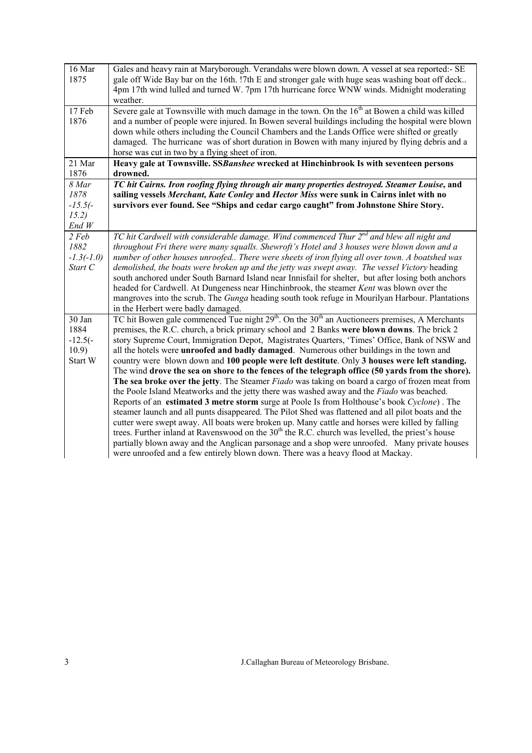| | |
|---|---|
| 16 Mar 1875 | Gales and heavy rain at Maryborough. Verandahs were blown down. A vessel at sea reported:- SE gale off Wide Bay bar on the 16th. !7th E and stronger gale with huge seas washing boat off deck.. 4pm 17th wind lulled and turned W. 7pm 17th hurricane force WNW winds. Midnight moderating weather. |
| 17 Feb 1876 | Severe gale at Townsville with much damage in the town. On the 16th at Bowen a child was killed and a number of people were injured. In Bowen several buildings including the hospital were blown down while others including the Council Chambers and the Lands Office were shifted or greatly damaged. The hurricane was of short duration in Bowen with many injured by flying debris and a horse was cut in two by a flying sheet of iron. |
| 21 Mar 1876 | **Heavy gale at Townsville. SS*Banshee* wrecked at Hinchinbrook Is with seventeen persons drowned.** |
| *8 Mar 1878 -15.5(-15.2) End W* | ***TC hit Cairns. Iron roofing flying through air many properties destroyed. Steamer Louise*, and sailing vessels *Merchant, Kate Conley* and *Hector Miss* were sunk in Cairns inlet with no survivors ever found. See "Ships and cedar cargo caught" from Johnstone Shire Story.** |
| *2 Feb 1882 -1.3(-1.0) Start C* | *TC hit Cardwell with considerable damage. Wind commenced Thur 2nd and blew all night and throughout Fri there were many squalls. Shewroft's Hotel and 3 houses were blown down and a number of other houses unroofed.. There were sheets of iron flying all over town. A boatshed was demolished, the boats were broken up and the jetty was swept away. The vessel Victory* heading south anchored under South Barnard Island near Innisfail for shelter, but after losing both anchors headed for Cardwell. At Dungeness near Hinchinbrook, the steamer *Kent* was blown over the mangroves into the scrub. The *Gunga* heading south took refuge in Mourilyan Harbour. Plantations in the Herbert were badly damaged. |
| 30 Jan 1884 -12.5(-10.9) Start W | TC hit Bowen gale commenced Tue night 29th. On the 30th an Auctioneers premises, A Merchants premises, the R.C. church, a brick primary school and 2 Banks **were blown downs**. The brick 2 story Supreme Court, Immigration Depot, Magistrates Quarters, 'Times' Office, Bank of NSW and all the hotels were **unroofed and badly damaged**. Numerous other buildings in the town and country were blown down and **100 people were left destitute**. Only **3 houses were left standing. The wind drove the sea on shore to the fences of the telegraph office (50 yards from the shore). The sea broke over the jetty**. The Steamer *Fiado* was taking on board a cargo of frozen meat from the Poole Island Meatworks and the jetty there was washed away and the *Fiado* was beached. Reports of an **estimated 3 metre storm** surge at Poole Is from Holthouse's book *Cyclone*) . The steamer launch and all punts disappeared. The Pilot Shed was flattened and all pilot boats and the cutter were swept away. All boats were broken up. Many cattle and horses were killed by falling trees. Further inland at Ravenswood on the 30th the R.C. church was levelled, the priest's house partially blown away and the Anglican parsonage and a shop were unroofed. Many private houses were unroofed and a few entirely blown down. There was a heavy flood at Mackay. |

J.Callaghan Bureau of Meteorology Brisbane.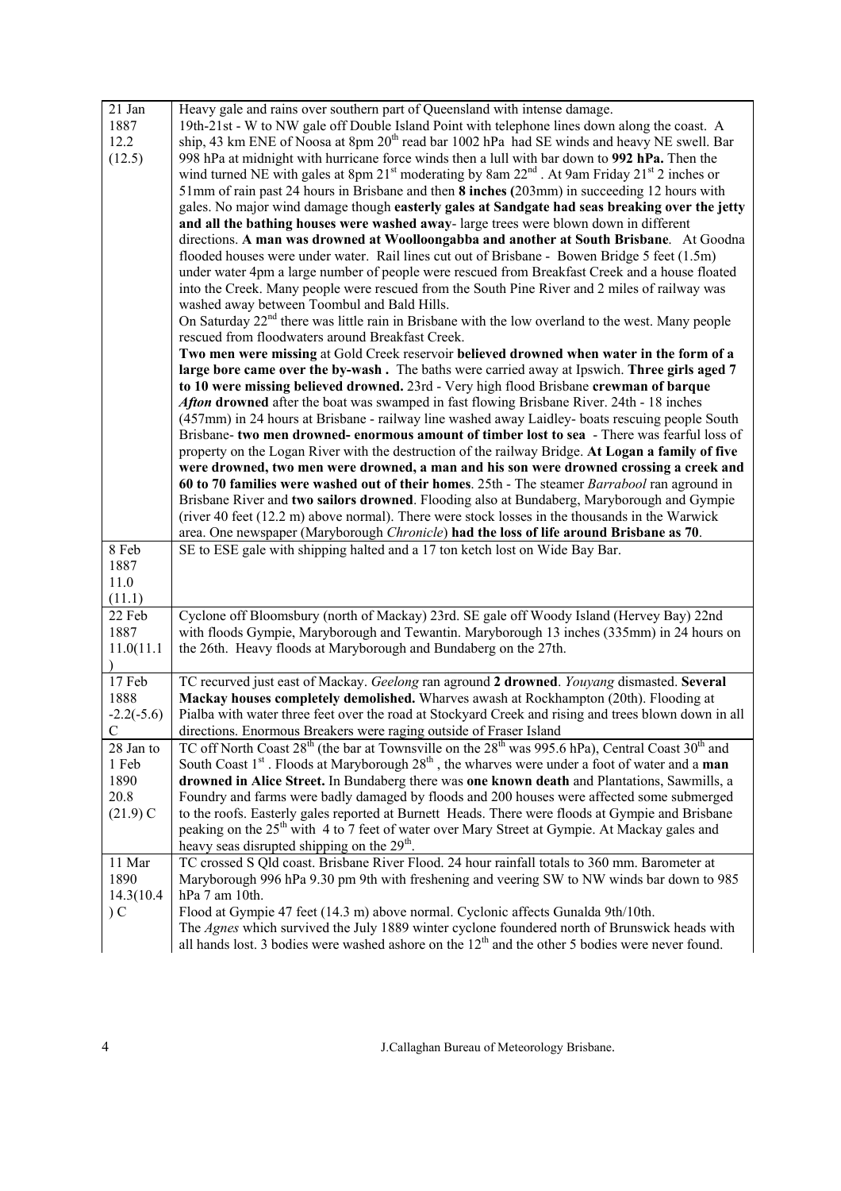| | |
|---|---|
| 21 Jan 1887 12.2 (12.5) | Heavy gale and rains over southern part of Queensland with intense damage. 19th-21st - W to NW gale off Double Island Point with telephone lines down along the coast. A ship, 43 km ENE of Noosa at 8pm 20th read bar 1002 hPa had SE winds and heavy NE swell. Bar 998 hPa at midnight with hurricane force winds then a lull with bar down to **992 hPa.** Then the wind turned NE with gales at 8pm 21st moderating by 8am 22nd . At 9am Friday 21st 2 inches or 51mm of rain past 24 hours in Brisbane and then **8 inches (**203mm) in succeeding 12 hours with gales. No major wind damage though **easterly gales at Sandgate had seas breaking over the jetty and all the bathing houses were washed away**- large trees were blown down in different directions. **A man was drowned at Woolloongabba and another at South Brisbane**. At Goodna flooded houses were under water. Rail lines cut out of Brisbane - Bowen Bridge 5 feet (1.5m) under water 4pm a large number of people were rescued from Breakfast Creek and a house floated into the Creek. Many people were rescued from the South Pine River and 2 miles of railway was washed away between Toombul and Bald Hills.<br>On Saturday 22nd there was little rain in Brisbane with the low overland to the west. Many people rescued from floodwaters around Breakfast Creek.<br>**Two men were missing** at Gold Creek reservoir **believed drowned when water in the form of a large bore came over the by-wash .** The baths were carried away at Ipswich. **Three girls aged 7 to 10 were missing believed drowned.** 23rd - Very high flood Brisbane River. **crewman of barque *Afton* drowned** after the boat was swamped in fast flowing Brisbane River. 24th - 18 inches (457mm) in 24 hours at Brisbane - railway line washed away Laidley- boats rescuing people South Brisbane- **two men drowned- enormous amount of timber lost to sea** - There was fearful loss of property on the Logan River with the destruction of the railway Bridge. **At Logan a family of five were drowned, two men were drowned, a man and his son were drowned crossing a creek and 60 to 70 families were washed out of their homes**. 25th - The steamer *Barrabool* ran aground in Brisbane River and **two sailors drowned**. Flooding also at Bundaberg, Maryborough and Gympie (river 40 feet (12.2 m) above normal). There were stock losses in the thousands in the Warwick area. One newspaper (Maryborough *Chronicle*) **had the loss of life around Brisbane as 70**. |
| 8 Feb 1887 11.0 (11.1) | SE to ESE gale with shipping halted and a 17 ton ketch lost on Wide Bay Bar. |
| 22 Feb 1887 11.0(11.1) | Cyclone off Bloomsbury (north of Mackay) 23rd. SE gale off Woody Island (Hervey Bay) 22nd with floods Gympie, Maryborough and Tewantin. Maryborough 13 inches (335mm) in 24 hours on the 26th. Heavy floods at Maryborough and Bundaberg on the 27th. |
| 17 Feb 1888 -2.2(-5.6) C | TC recurved just east of Mackay. *Geelong* ran aground **2 drowned**. *Youyang* dismasted. **Several Mackay houses completely demolished.** Wharves awash at Rockhampton (20th). Flooding at Pialba with water three feet over the road at Stockyard Creek and rising and trees blown down in all directions. Enormous Breakers were raging outside of Fraser Island |
| 28 Jan to 1 Feb 1890 20.8 (21.9) C | TC off North Coast 28th (the bar at Townsville on the 28th was 995.6 hPa), Central Coast 30th and South Coast 1st . Floods at Maryborough 28th , the wharves were under a foot of water and a **man drowned in Alice Street.** In Bundaberg there was **one known death** and Plantations, Sawmills, a Foundry and farms were badly damaged by floods and 200 houses were affected some submerged to the roofs. Easterly gales reported at Burnett Heads. There were floods at Gympie and Brisbane peaking on the 25th with 4 to 7 feet of water over Mary Street at Gympie. At Mackay gales and heavy seas disrupted shipping on the 29th. |
| 11 Mar 1890 14.3(10.4) C | TC crossed S Qld coast. Brisbane River Flood. 24 hour rainfall totals to 360 mm. Barometer at Maryborough 996 hPa 9.30 pm 9th with freshening and veering SW to NW winds bar down to 985 hPa 7 am 10th.<br>Flood at Gympie 47 feet (14.3 m) above normal. Cyclonic affects Gunalda 9th/10th.<br>The *Agnes* which survived the July 1889 winter cyclone foundered north of Brunswick heads with all hands lost. 3 bodies were washed ashore on the 12th and the other 5 bodies were never found. |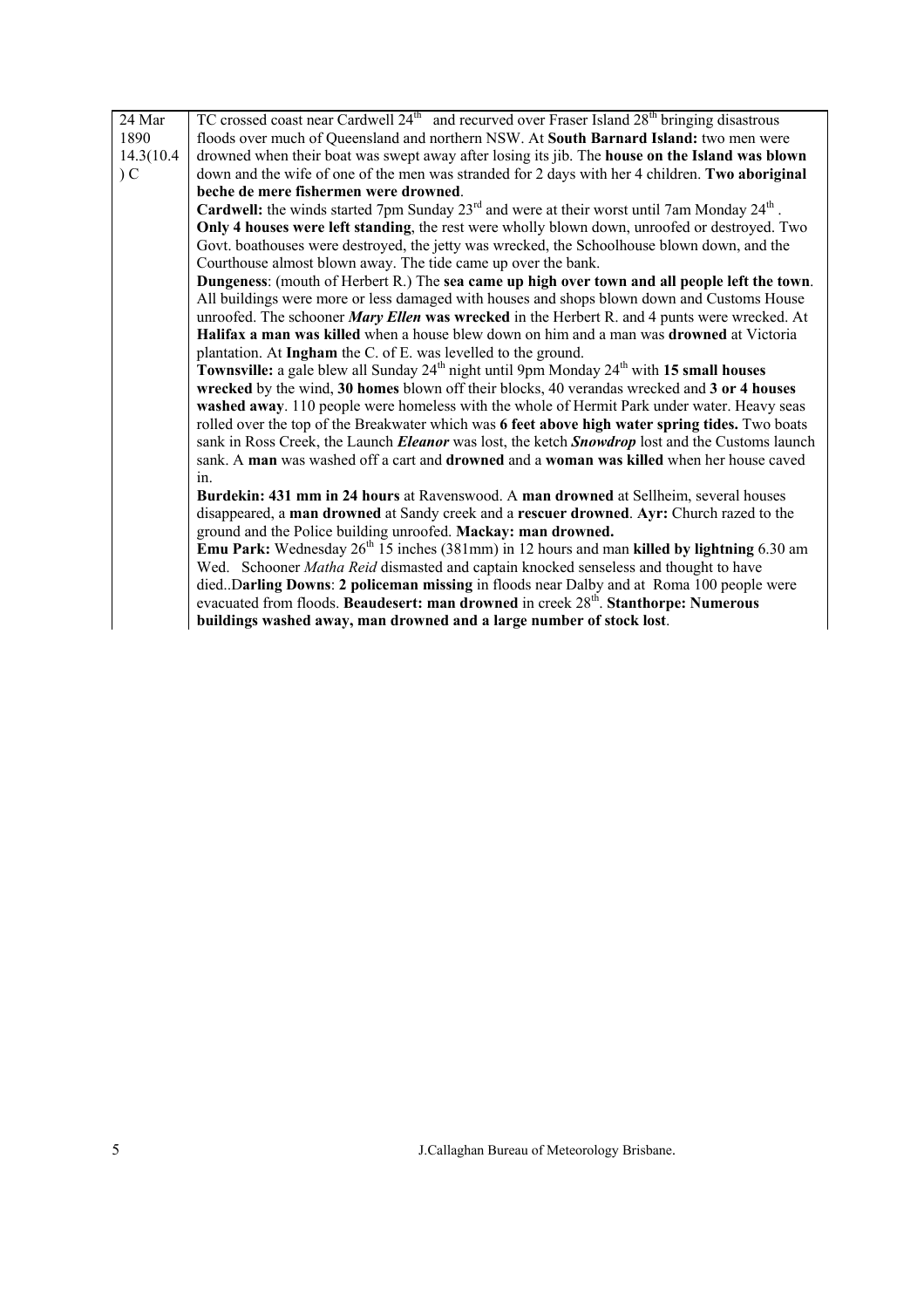| | |
|---|---|
| 24 Mar 1890 14.3(10.4) C | TC crossed coast near Cardwell 24th and recurved over Fraser Island 28th bringing disastrous floods over much of Queensland and northern NSW. At **South Barnard Island:** two men were drowned when their boat was swept away after losing its jib. The **house on the Island was blown** down and the wife of one of the men was stranded for 2 days with her 4 children. **Two aboriginal beche de mere fishermen were drowned**.<br>**Cardwell:** the winds started 7pm Sunday 23rd and were at their worst until 7am Monday 24th. **Only 4 houses were left standing**, the rest were wholly blown down, unroofed or destroyed. Two Govt. boathouses were destroyed, the jetty was wrecked, the Schoolhouse blown down, and the Courthouse almost blown away. The tide came up over the bank.<br>**Dungeness**: (mouth of Herbert R.) The **sea came up high over town and all people left the town**. All buildings were more or less damaged with houses and shops blown down and Customs House unroofed. The schooner ***Mary Ellen*** **was wrecked** in the Herbert R. and 4 punts were wrecked. At **Halifax a man was killed** when a house blew down on him and a man was **drowned** at Victoria plantation. At **Ingham** the C. of E. was levelled to the ground.<br>**Townsville:** a gale blew all Sunday 24th night until 9pm Monday 24th with **15 small houses wrecked** by the wind, **30 homes** blown off their blocks, 40 verandas wrecked and **3 or 4 houses washed away**. 110 people were homeless with the whole of Hermit Park under water. Heavy seas rolled over the top of the Breakwater which was **6 feet above high water spring tides.** Two boats sank in Ross Creek, the Launch ***Eleanor*** was lost, the ketch ***Snowdrop*** lost and the Customs launch sank. A **man** was washed off a cart and **drowned** and a **woman was killed** when her house caved in.<br>**Burdekin: 431 mm in 24 hours** at Ravenswood. A **man drowned** at Sellheim, several houses disappeared, a **man drowned** at Sandy creek and a **rescuer drowned**. **Ayr:** Church razed to the ground and the Police building unroofed. **Mackay: man drowned.**<br>**Emu Park:** Wednesday 26th 15 inches (381mm) in 12 hours and man **killed by lightning** 6.30 am Wed. Schooner *Matha Reid* dismasted and captain knocked senseless and thought to have died..**Darling Downs**: **2 policeman missing** in floods near Dalby and at Roma 100 people were evacuated from floods. **Beaudesert: man drowned** in creek 28th. **Stanthorpe: Numerous buildings washed away, man drowned and a large number of stock lost**. |

J.Callaghan Bureau of Meteorology Brisbane.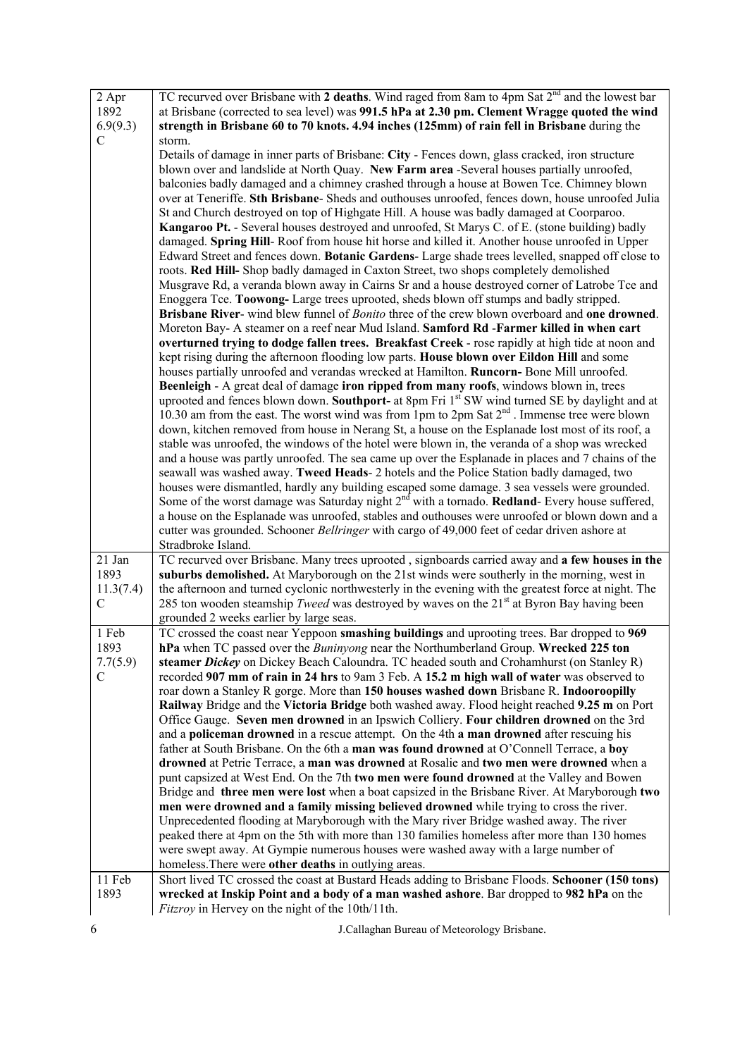| | |
|---|---|
| 2 Apr 1892 6.9(9.3) C | TC recurved over Brisbane with **2 deaths**. Wind raged from 8am to 4pm Sat 2nd and the lowest bar at Brisbane (corrected to sea level) was **991.5 hPa at 2.30 pm. Clement Wragge quoted the wind strength in Brisbane 60 to 70 knots. 4.94 inches (125mm) of rain fell in Brisbane** during the storm. Details of damage in inner parts of Brisbane: **City** - Fences down, glass cracked, iron structure blown over and landslide at North Quay. **New Farm area** -Several houses partially unroofed, balconies badly damaged and a chimney crashed through a house at Bowen Tce. Chimney blown over at Teneriffe. **Sth Brisbane**- Sheds and outhouses unroofed, fences down, house unroofed Julia St and Church destroyed on top of Highgate Hill. A house was badly damaged at Coorparoo. **Kangaroo Pt.** - Several houses destroyed and unroofed, St Marys C. of E. (stone building) badly damaged. **Spring Hill**- Roof from house hit horse and killed it. Another house unroofed in Upper Edward Street and fences down. **Botanic Gardens**- Large shade trees levelled, snapped off close to roots. **Red Hill-** Shop badly damaged in Caxton Street, two shops completely demolished Musgrave Rd, a veranda blown away in Cairns Sr and a house destroyed corner of Latrobe Tce and Enoggera Tce. **Toowong-** Large trees uprooted, sheds blown off stumps and badly stripped. **Brisbane River**- wind blew funnel of *Bonito* three of the crew blown overboard and **one drowned**. Moreton Bay- A steamer on a reef near Mud Island. **Samford Rd** -**Farmer killed in when cart overturned trying to dodge fallen trees. Breakfast Creek** - rose rapidly at high tide at noon and kept rising during the afternoon flooding low parts. **House blown over Eildon Hill** and some houses partially unroofed and verandas wrecked at Hamilton. **Runcorn-** Bone Mill unroofed. **Beenleigh** - A great deal of damage **iron ripped from many roofs**, windows blown in, trees uprooted and fences blown down. **Southport-** at 8pm Fri 1st SW wind turned SE by daylight and at 10.30 am from the east. The worst wind was from 1pm to 2pm Sat 2nd . Immense tree were blown down, kitchen removed from house in Nerang St, a house on the Esplanade lost most of its roof, a stable was unroofed, the windows of the hotel were blown in, the veranda of a shop was wrecked and a house was partly unroofed. The sea came up over the Esplanade in places and 7 chains of the seawall was washed away. **Tweed Heads**- 2 hotels and the Police Station badly damaged, two houses were dismantled, hardly any building escaped some damage. 3 sea vessels were grounded. Some of the worst damage was Saturday night 2nd with a tornado. **Redland**- Every house suffered, a house on the Esplanade was unroofed, stables and outhouses were unroofed or blown down and a cutter was grounded. Schooner *Bellringer* with cargo of 49,000 feet of cedar driven ashore at Stradbroke Island. |
| 21 Jan 1893 11.3(7.4) C | TC recurved over Brisbane. Many trees uprooted , signboards carried away and **a few houses in the suburbs demolished.** At Maryborough on the 21st winds were southerly in the morning, west in the afternoon and turned cyclonic northwesterly in the evening with the greatest force at night. The 285 ton wooden steamship *Tweed* was destroyed by waves on the 21st at Byron Bay having been grounded 2 weeks earlier by large seas. |
| 1 Feb 1893 7.7(5.9) C | TC crossed the coast near Yeppoon **smashing buildings** and uprooting trees. Bar dropped to **969 hPa** when TC passed over the *Buninyong* near the Northumberland Group. **Wrecked 225 ton steamer *Dickey*** on Dickey Beach Caloundra. TC headed south and Crohamhurst (on Stanley R) recorded **907 mm of rain in 24 hrs** to 9am 3 Feb. A **15.2 m high wall of water** was observed to roar down a Stanley R gorge. More than **150 houses washed down** Brisbane R. **Indooroopilly Railway** Bridge and the **Victoria Bridge** both washed away. Flood height reached **9.25 m** on Port Office Gauge. **Seven men drowned** in an Ipswich Colliery. **Four children drowned** on the 3rd and a **policeman drowned** in a rescue attempt. On the 4th **a man drowned** after rescuing his father at South Brisbane. On the 6th a **man was found drowned** at O'Connell Terrace, a **boy drowned** at Petrie Terrace, a **man was drowned** at Rosalie and **two men were drowned** when a punt capsized at West End. On the 7th **two men were found drowned** at the Valley and Bowen Bridge and **three men were lost** when a boat capsized in the Brisbane River. At Maryborough **two men were drowned and a family missing believed drowned** while trying to cross the river. Unprecedented flooding at Maryborough with the Mary river Bridge washed away. The river peaked there at 4pm on the 5th with more than 130 families homeless after more than 130 homes were swept away. At Gympie numerous houses were washed away with a large number of homeless.There were **other deaths** in outlying areas. |
| 11 Feb 1893 | Short lived TC crossed the coast at Bustard Heads adding to Brisbane Floods. **Schooner (150 tons) wrecked at Inskip Point and a body of a man washed ashore**. Bar dropped to **982 hPa** on the *Fitzroy* in Hervey on the night of the 10th/11th. |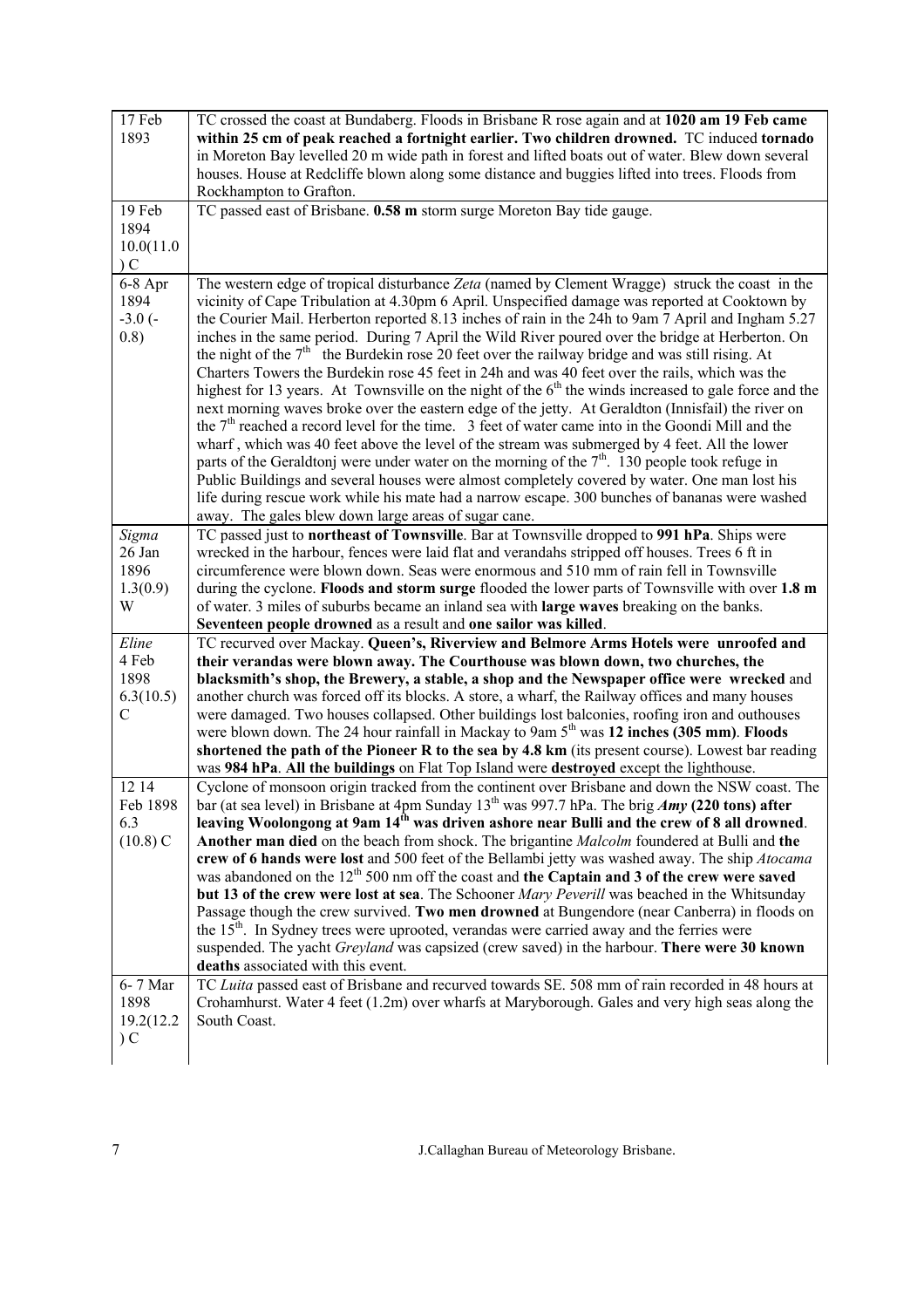| | |
|---|---|
| 17 Feb 1893 | TC crossed the coast at Bundaberg. Floods in Brisbane R rose again and at **1020 am 19 Feb came within 25 cm of peak reached a fortnight earlier. Two children drowned.** TC induced **tornado** in Moreton Bay levelled 20 m wide path in forest and lifted boats out of water. Blew down several houses. House at Redcliffe blown along some distance and buggies lifted into trees. Floods from Rockhampton to Grafton. |
| 19 Feb 1894 10.0(11.0) C | TC passed east of Brisbane. **0.58 m** storm surge Moreton Bay tide gauge. |
| 6-8 Apr 1894 -3.0 (-0.8) | The western edge of tropical disturbance *Zeta* (named by Clement Wragge) struck the coast in the vicinity of Cape Tribulation at 4.30pm 6 April. Unspecified damage was reported at Cooktown by the Courier Mail. Herberton reported 8.13 inches of rain in the 24h to 9am 7 April and Ingham 5.27 inches in the same period. During 7 April the Wild River poured over the bridge at Herberton. On the night of the 7th the Burdekin rose 20 feet over the railway bridge and was still rising. At Charters Towers the Burdekin rose 45 feet in 24h and was 40 feet over the rails, which was the highest for 13 years. At Townsville on the night of the 6th the winds increased to gale force and the next morning waves broke over the eastern edge of the jetty. At Geraldton (Innisfail) the river on the 7th reached a record level for the time. 3 feet of water came into in the Goondi Mill and the wharf , which was 40 feet above the level of the stream was submerged by 4 feet. All the lower parts of the Geraldtonj were under water on the morning of the 7th. 130 people took refuge in Public Buildings and several houses were almost completely covered by water. One man lost his life during rescue work while his mate had a narrow escape. 300 bunches of bananas were washed away. The gales blew down large areas of sugar cane. |
| *Sigma* 26 Jan 1896 1.3(0.9) W | TC passed just to **northeast of Townsville**. Bar at Townsville dropped to **991 hPa**. Ships were wrecked in the harbour, fences were laid flat and verandahs stripped off houses. Trees 6 ft in circumference were blown down. Seas were enormous and 510 mm of rain fell in Townsville during the cyclone. **Floods and storm surge** flooded the lower parts of Townsville with over **1.8 m** of water. 3 miles of suburbs became an inland sea with **large waves** breaking on the banks. **Seventeen people drowned** as a result and **one sailor was killed**. |
| *Eline* 4 Feb 1898 6.3(10.5) C | TC recurved over Mackay. **Queen's, Riverview and Belmore Arms Hotels were unroofed and their verandas were blown away. The Courthouse was blown down, two churches, the blacksmith's shop, the Brewery, a stable, a shop and the Newspaper office were wrecked** and another church was forced off its blocks. A store, a wharf, the Railway offices and many houses were damaged. Two houses collapsed. Other buildings lost balconies, roofing iron and outhouses were blown down. The 24 hour rainfall in Mackay to 9am 5th was **12 inches (305 mm)**. **Floods shortened the path of the Pioneer R to the sea by 4.8 km** (its present course). Lowest bar reading was **984 hPa**. **All the buildings** on Flat Top Island were **destroyed** except the lighthouse. |
| 12 14 Feb 1898 6.3 (10.8) C | Cyclone of monsoon origin tracked from the continent over Brisbane and down the NSW coast. The bar (at sea level) in Brisbane at 4pm Sunday 13th was 997.7 hPa. The brig ***Amy* (220 tons) after leaving Woolongong at 9am 14th was driven ashore near Bulli and the crew of 8 all drowned**. **Another man died** on the beach from shock. The brigantine *Malcolm* foundered at Bulli and **the crew of 6 hands were lost** and 500 feet of the Bellambi jetty was washed away. The ship *Atocama* was abandoned on the 12th 500 nm off the coast and **the Captain and 3 of the crew were saved but 13 of the crew were lost at sea**. The Schooner *Mary Peverill* was beached in the Whitsunday Passage though the crew survived. **Two men drowned** at Bungendore (near Canberra) in floods on the 15th. In Sydney trees were uprooted, verandas were carried away and the ferries were suspended. The yacht *Greyland* was capsized (crew saved) in the harbour. **There were 30 known deaths** associated with this event. |
| 6- 7 Mar 1898 19.2(12.2) C | TC *Luita* passed east of Brisbane and recurved towards SE. 508 mm of rain recorded in 48 hours at Crohamhurst. Water 4 feet (1.2m) over wharfs at Maryborough. Gales and very high seas along the South Coast. |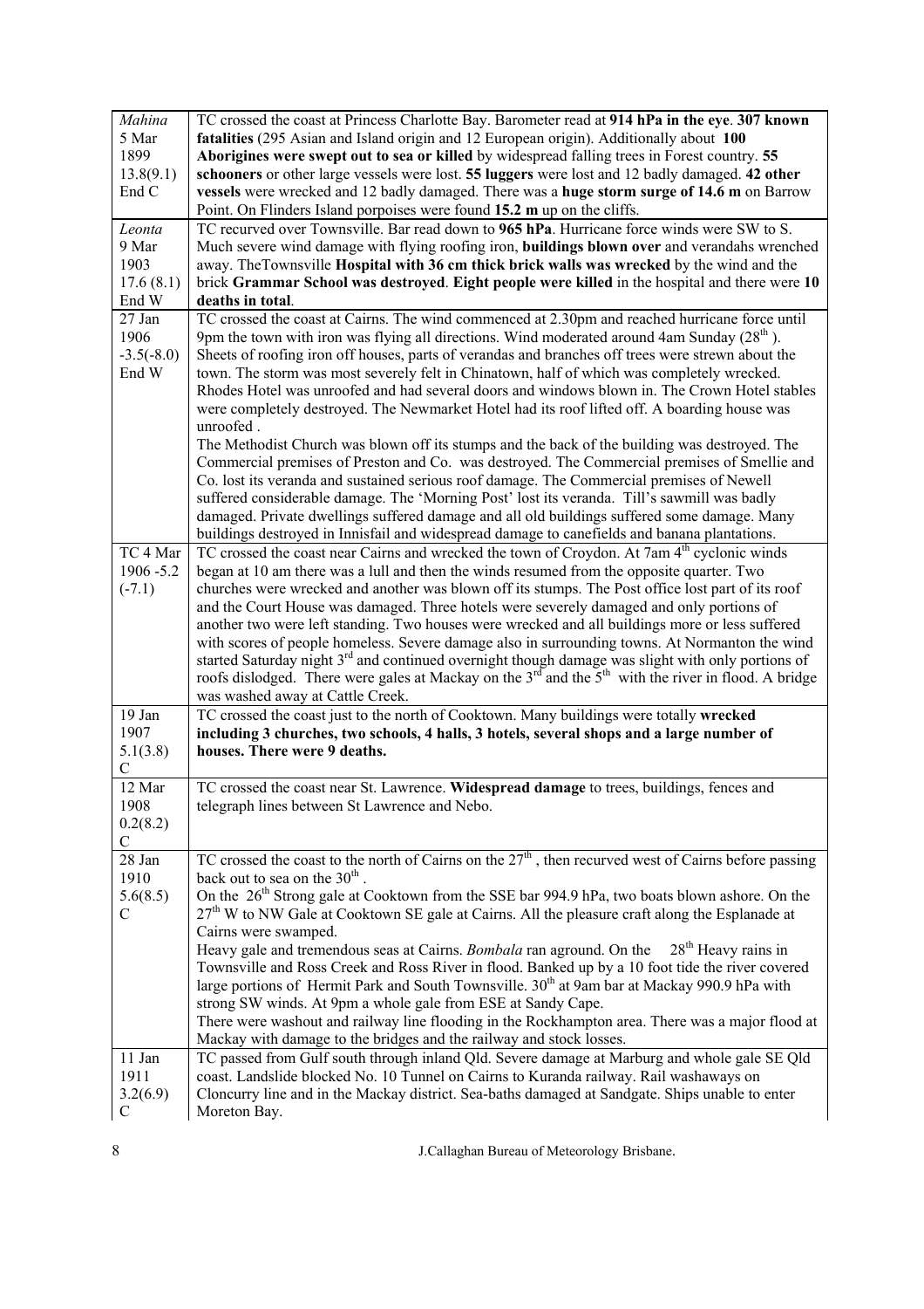| | |
|---|---|
| *Mahina*<br>5 Mar<br>1899<br>13.8(9.1)<br>End C | TC crossed the coast at Princess Charlotte Bay. Barometer read at **914 hPa in the eye**. **307 known fatalities** (295 Asian and Island origin and 12 European origin). Additionally about **100 Aborigines were swept out to sea or killed** by widespread falling trees in Forest country. **55 schooners** or other large vessels were lost. **55 luggers** were lost and 12 badly damaged. **42 other vessels** were wrecked and 12 badly damaged. There was a **huge storm surge of 14.6 m** on Barrow Point. On Flinders Island porpoises were found **15.2 m** up on the cliffs. |
| *Leonta*<br>9 Mar<br>1903<br>17.6 (8.1)<br>End W | TC recurved over Townsville. Bar read down to **965 hPa**. Hurricane force winds were SW to S. Much severe wind damage with flying roofing iron, **buildings blown over** and verandahs wrenched away. TheTownsville **Hospital with 36 cm thick brick walls was wrecked** by the wind and the brick **Grammar School was destroyed**. **Eight people were killed** in the hospital and there were **10 deaths in total**. |
| 27 Jan<br>1906<br>-3.5(-8.0)<br>End W | TC crossed the coast at Cairns. The wind commenced at 2.30pm and reached hurricane force until 9pm the town with iron was flying all directions. Wind moderated around 4am Sunday (28th ). Sheets of roofing iron off houses, parts of verandas and branches off trees were strewn about the town. The storm was most severely felt in Chinatown, half of which was completely wrecked. Rhodes Hotel was unroofed and had several doors and windows blown in. The Crown Hotel stables were completely destroyed. The Newmarket Hotel had its roof lifted off. A boarding house was unroofed .<br>The Methodist Church was blown off its stumps and the back of the building was destroyed. The Commercial premises of Preston and Co. was destroyed. The Commercial premises of Smellie and Co. lost its veranda and sustained serious roof damage. The Commercial premises of Newell suffered considerable damage. The 'Morning Post' lost its veranda. Till's sawmill was badly damaged. Private dwellings suffered damage and all old buildings suffered some damage. Many buildings destroyed in Innisfail and widespread damage to canefields and banana plantations. |
| TC 4 Mar<br>1906 -5.2<br>(-7.1) | TC crossed the coast near Cairns and wrecked the town of Croydon. At 7am 4th cyclonic winds began at 10 am there was a lull and then the winds resumed from the opposite quarter. Two churches were wrecked and another was blown off its stumps. The Post office lost part of its roof and the Court House was damaged. Three hotels were severely damaged and only portions of another two were left standing. Two houses were wrecked and all buildings more or less suffered with scores of people homeless. Severe damage also in surrounding towns. At Normanton the wind started Saturday night 3rd and continued overnight though damage was slight with only portions of roofs dislodged. There were gales at Mackay on the 3rd and the 5th with the river in flood. A bridge was washed away at Cattle Creek. |
| 19 Jan<br>1907<br>5.1(3.8)<br>C | TC crossed the coast just to the north of Cooktown. Many buildings were totally **wrecked including 3 churches, two schools, 4 halls, 3 hotels, several shops and a large number of houses. There were 9 deaths.** |
| 12 Mar<br>1908<br>0.2(8.2)<br>C | TC crossed the coast near St. Lawrence. **Widespread damage** to trees, buildings, fences and telegraph lines between St Lawrence and Nebo. |
| 28 Jan<br>1910<br>5.6(8.5)<br>C | TC crossed the coast to the north of Cairns on the 27th , then recurved west of Cairns before passing back out to sea on the 30th .<br>On the 26th Strong gale at Cooktown from the SSE bar 994.9 hPa, two boats blown ashore. On the 27th W to NW Gale at Cooktown SE gale at Cairns. All the pleasure craft along the Esplanade at Cairns were swamped.<br>Heavy gale and tremendous seas at Cairns. *Bombala* ran aground. On the 28th Heavy rains in Townsville and Ross Creek and Ross River in flood. Banked up by a 10 foot tide the river covered large portions of Hermit Park and South Townsville. 30th at 9am bar at Mackay 990.9 hPa with strong SW winds. At 9pm a whole gale from ESE at Sandy Cape.<br>There were washout and railway line flooding in the Rockhampton area. There was a major flood at Mackay with damage to the bridges and the railway and stock losses. |
| 11 Jan<br>1911<br>3.2(6.9)<br>C | TC passed from Gulf south through inland Qld. Severe damage at Marburg and whole gale SE Qld coast. Landslide blocked No. 10 Tunnel on Cairns to Kuranda railway. Rail washaways on Cloncurry line and in the Mackay district. Sea-baths damaged at Sandgate. Ships unable to enter Moreton Bay. |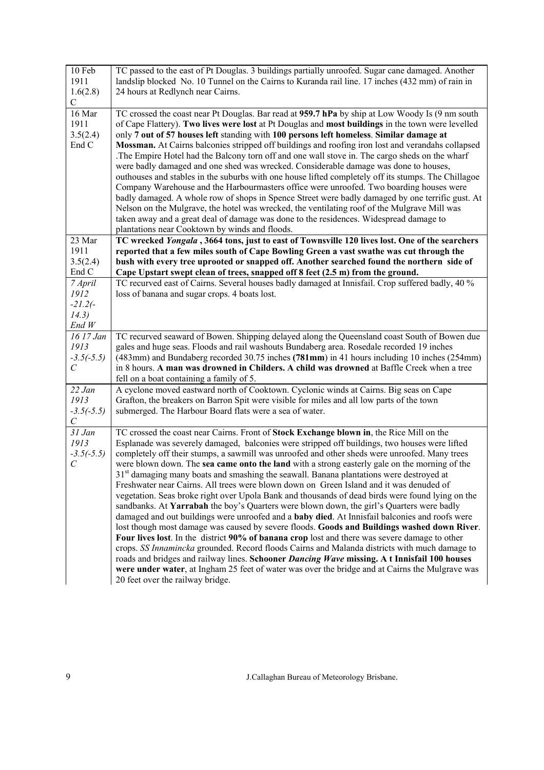| | |
|---|---|
| 10 Feb 1911 1.6(2.8) C | TC passed to the east of Pt Douglas. 3 buildings partially unroofed. Sugar cane damaged. Another landslip blocked No. 10 Tunnel on the Cairns to Kuranda rail line. 17 inches (432 mm) of rain in 24 hours at Redlynch near Cairns. |
| 16 Mar 1911 3.5(2.4) End C | TC crossed the coast near Pt Douglas. Bar read at **959.7 hPa** by ship at Low Woody Is (9 nm south of Cape Flattery). **Two lives were lost** at Pt Douglas and **most buildings** in the town were levelled only **7 out of 57 houses left** standing with **100 persons left homeless**. **Similar damage at Mossman.** At Cairns balconies stripped off buildings and roofing iron lost and verandahs collapsed .The Empire Hotel had the Balcony torn off and one wall stove in. The cargo sheds on the wharf were badly damaged and one shed was wrecked. Considerable damage was done to houses, outhouses and stables in the suburbs with one house lifted completely off its stumps. The Chillagoe Company Warehouse and the Harbourmasters office were unroofed. Two boarding houses were badly damaged. A whole row of shops in Spence Street were badly damaged by one terrific gust. At Nelson on the Mulgrave, the hotel was wrecked, the ventilating roof of the Mulgrave Mill was taken away and a great deal of damage was done to the residences. Widespread damage to plantations near Cooktown by winds and floods. |
| 23 Mar 1911 3.5(2.4) End C | **TC wrecked *Yongala* , 3664 tons, just to east of Townsville 120 lives lost. One of the searchers reported that a few miles south of Cape Bowling Green a vast swathe was cut through the bush with every tree uprooted or snapped off. Another searched found the northern side of Cape Upstart swept clean of trees, snapped off 8 feet (2.5 m) from the ground.** |
| *7 April 1912 -21.2(-14.3) End W* | TC recurved east of Cairns. Several houses badly damaged at Innisfail. Crop suffered badly, 40 % loss of banana and sugar crops. 4 boats lost. |
| *16 17 Jan 1913 -3.5(-5.5) C* | TC recurved seaward of Bowen. Shipping delayed along the Queensland coast South of Bowen due gales and huge seas. Floods and rail washouts Bundaberg area. Rosedale recorded 19 inches (483mm) and Bundaberg recorded 30.75 inches **(781mm**) in 41 hours including 10 inches (254mm) in 8 hours. **A man was drowned in Childers. A child was drowned** at Baffle Creek when a tree fell on a boat containing a family of 5. |
| *22 Jan 1913 -3.5(-5.5) C* | A cyclone moved eastward north of Cooktown. Cyclonic winds at Cairns. Big seas on Cape Grafton, the breakers on Barron Spit were visible for miles and all low parts of the town submerged. The Harbour Board flats were a sea of water. |
| *31 Jan 1913 -3.5(-5.5) C* | TC crossed the coast near Cairns. Front of **Stock Exchange blown in**, the Rice Mill on the Esplanade was severely damaged, balconies were stripped off buildings, two houses were lifted completely off their stumps, a sawmill was unroofed and other sheds were unroofed. Many trees were blown down. The **sea came onto the land** with a strong easterly gale on the morning of the 31st damaging many boats and smashing the seawall. Banana plantations were destroyed at Freshwater near Cairns. All trees were blown down on Green Island and it was denuded of vegetation. Seas broke right over Upola Bank and thousands of dead birds were found lying on the sandbanks. At **Yarrabah** the boy's Quarters were blown down, the girl's Quarters were badly damaged and out buildings were unroofed and a **baby died**. At Innisfail balconies and roofs were lost though most damage was caused by severe floods. **Goods and Buildings washed down River**. **Four lives lost**. In the district **90% of banana crop** lost and there was severe damage to other crops. *SS Innamincka* grounded. Record floods Cairns and Malanda districts with much damage to roads and bridges and railway lines. **Schooner *Dancing Wave* missing. A t Innisfail 100 houses were under water**, at Ingham 25 feet of water was over the bridge and at Cairns the Mulgrave was 20 feet over the railway bridge. |

J.Callaghan Bureau of Meteorology Brisbane.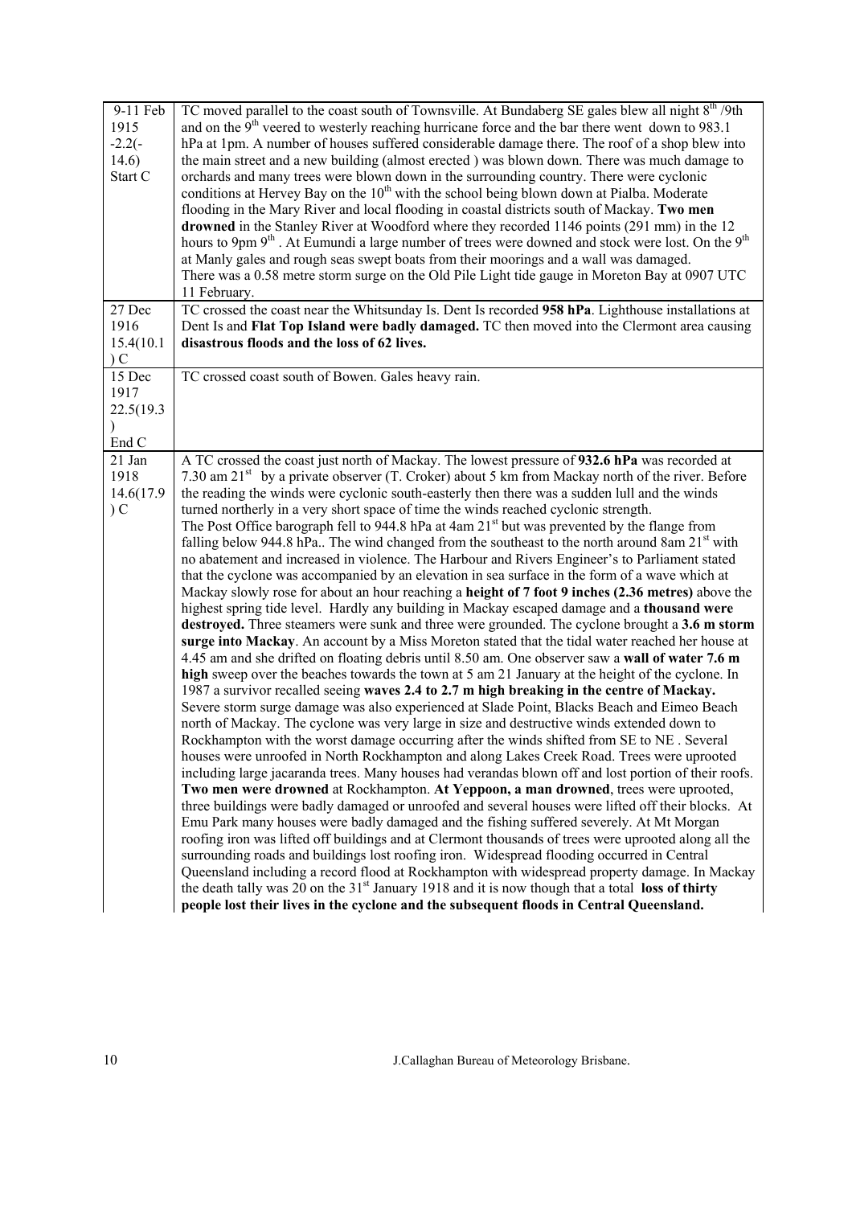| | |
|---|---|
| 9-11 Feb 1915 -2.2(-14.6) Start C | TC moved parallel to the coast south of Townsville. At Bundaberg SE gales blew all night 8[th] /9th and on the 9[th] veered to westerly reaching hurricane force and the bar there went down to 983.1 hPa at 1pm. A number of houses suffered considerable damage there. The roof of a shop blew into the main street and a new building (almost erected ) was blown down. There was much damage to orchards and many trees were blown down in the surrounding country. There were cyclonic conditions at Hervey Bay on the 10[th] with the school being blown down at Pialba. Moderate flooding in the Mary River and local flooding in coastal districts south of Mackay. **Two men drowned** in the Stanley River at Woodford where they recorded 1146 points (291 mm) in the 12 hours to 9pm 9[th] . At Eumundi a large number of trees were downed and stock were lost. On the 9[th] at Manly gales and rough seas swept boats from their moorings and a wall was damaged. There was a 0.58 metre storm surge on the Old Pile Light tide gauge in Moreton Bay at 0907 UTC 11 February. |
| 27 Dec 1916 15.4(10.1 ) C | TC crossed the coast near the Whitsunday Is. Dent Is recorded **958 hPa**. Lighthouse installations at Dent Is and **Flat Top Island were badly damaged.** TC then moved into the Clermont area causing **disastrous floods and the loss of 62 lives.** |
| 15 Dec 1917 22.5(19.3 ) End C | TC crossed coast south of Bowen. Gales heavy rain. |
| 21 Jan 1918 14.6(17.9 ) C | A TC crossed the coast just north of Mackay. The lowest pressure of **932.6 hPa** was recorded at 7.30 am 21[st] by a private observer (T. Croker) about 5 km from Mackay north of the river. Before the reading the winds were cyclonic south-easterly then there was a sudden lull and the winds turned northerly in a very short space of time the winds reached cyclonic strength. The Post Office barograph fell to 944.8 hPa at 4am 21[st] but was prevented by the flange from falling below 944.8 hPa.. The wind changed from the southeast to the north around 8am 21[st] with no abatement and increased in violence. The Harbour and Rivers Engineer's to Parliament stated that the cyclone was accompanied by an elevation in sea surface in the form of a wave which at Mackay slowly rose for about an hour reaching a **height of 7 foot 9 inches (2.36 metres)** above the highest spring tide level. Hardly any building in Mackay escaped damage and a **thousand were destroyed.** Three steamers were sunk and three were grounded. The cyclone brought a **3.6 m storm surge into Mackay**. An account by a Miss Moreton stated that the tidal water reached her house at 4.45 am and she drifted on floating debris until 8.50 am. One observer saw a **wall of water 7.6 m high** sweep over the beaches towards the town at 5 am 21 January at the height of the cyclone. In 1987 a survivor recalled seeing **waves 2.4 to 2.7 m high breaking in the centre of Mackay.** Severe storm surge damage was also experienced at Slade Point, Blacks Beach and Eimeo Beach north of Mackay. The cyclone was very large in size and destructive winds extended down to Rockhampton with the worst damage occurring after the winds shifted from SE to NE . Several houses were unroofed in North Rockhampton and along Lakes Creek Road. Trees were uprooted including large jacaranda trees. Many houses had verandas blown off and lost portion of their roofs. **Two men were drowned** at Rockhampton. **At Yeppoon, a man drowned**, trees were uprooted, three buildings were badly damaged or unroofed and several houses were lifted off their blocks. At Emu Park many houses were badly damaged and the fishing suffered severely. At Mt Morgan roofing iron was lifted off buildings and at Clermont thousands of trees were uprooted along all the surrounding roads and buildings lost roofing iron. Widespread flooding occurred in Central Queensland including a record flood at Rockhampton with widespread property damage. In Mackay the death tally was 20 on the 31[st] January 1918 and it is now though that a total **loss of thirty people lost their lives in the cyclone and the subsequent floods in Central Queensland.** |

J.Callaghan Bureau of Meteorology Brisbane.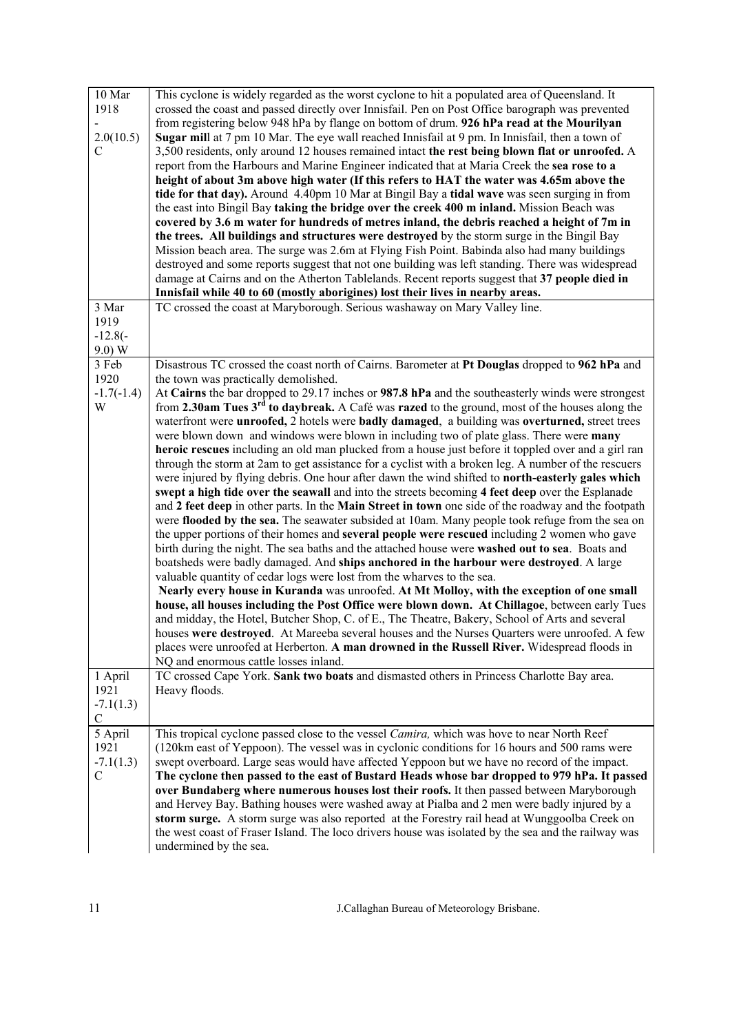| | |
|---|---|
| 10 Mar 1918 - 2.0(10.5) C | This cyclone is widely regarded as the worst cyclone to hit a populated area of Queensland. It crossed the coast and passed directly over Innisfail. Pen on Post Office barograph was prevented from registering below 948 hPa by flange on bottom of drum. **926 hPa read at the Mourilyan Sugar mil**l at 7 pm 10 Mar. The eye wall reached Innisfail at 9 pm. In Innisfail, then a town of 3,500 residents, only around 12 houses remained intact **the rest being blown flat or unroofed.** A report from the Harbours and Marine Engineer indicated that at Maria Creek the **sea rose to a height of about 3m above high water (If this refers to HAT the water was 4.65m above the tide for that day).** Around 4.40pm 10 Mar at Bingil Bay a **tidal wave** was seen surging in from the east into Bingil Bay **taking the bridge over the creek 400 m inland.** Mission Beach was **covered by 3.6 m water for hundreds of metres inland, the debris reached a height of 7m in the trees. All buildings and structures were destroyed** by the storm surge in the Bingil Bay Mission beach area. The surge was 2.6m at Flying Fish Point. Babinda also had many buildings destroyed and some reports suggest that not one building was left standing. There was widespread damage at Cairns and on the Atherton Tablelands. Recent reports suggest that **37 people died in Innisfail while 40 to 60 (mostly aborigines) lost their lives in nearby areas.** |
| 3 Mar 1919 -12.8(-9.0) W | TC crossed the coast at Maryborough. Serious washaway on Mary Valley line. |
| 3 Feb 1920 -1.7(-1.4) W | Disastrous TC crossed the coast north of Cairns. Barometer at **Pt Douglas** dropped to **962 hPa** and the town was practically demolished.<br>At **Cairns** the bar dropped to 29.17 inches or **987.8 hPa** and the southeasterly winds were strongest from **2.30am Tues 3rd to daybreak.** A Café was **razed** to the ground, most of the houses along the waterfront were **unroofed,** 2 hotels were **badly damaged**, a building was **overturned,** street trees were blown down and windows were blown in including two of plate glass. There were **many heroic rescues** including an old man plucked from a house just before it toppled over and a girl ran through the storm at 2am to get assistance for a cyclist with a broken leg. A number of the rescuers were injured by flying debris. One hour after dawn the wind shifted to **north-easterly gales which swept a high tide over the seawall** and into the streets becoming **4 feet deep** over the Esplanade and **2 feet deep** in other parts. In the **Main Street in town** one side of the roadway and the footpath were **flooded by the sea.** The seawater subsided at 10am. Many people took refuge from the sea on the upper portions of their homes and **several people were rescued** including 2 women who gave birth during the night. The sea baths and the attached house were **washed out to sea**. Boats and boatsheds were badly damaged. And **ships anchored in the harbour were destroyed**. A large valuable quantity of cedar logs were lost from the wharves to the sea.<br>**Nearly every house in Kuranda** was unroofed. **At Mt Molloy, with the exception of one small house, all houses including the Post Office were blown down. At Chillagoe**, between early Tues and midday, the Hotel, Butcher Shop, C. of E., The Theatre, Bakery, School of Arts and several houses **were destroyed**. At Mareeba several houses and the Nurses Quarters were unroofed. A few places were unroofed at Herberton. **A man drowned in the Russell River.** Widespread floods in NQ and enormous cattle losses inland. |
| 1 April 1921 -7.1(1.3) C | TC crossed Cape York. **Sank two boats** and dismasted others in Princess Charlotte Bay area. Heavy floods. |
| 5 April 1921 -7.1(1.3) C | This tropical cyclone passed close to the vessel *Camira,* which was hove to near North Reef (120km east of Yeppoon). The vessel was in cyclonic conditions for 16 hours and 500 rams were swept overboard. Large seas would have affected Yeppoon but we have no record of the impact. **The cyclone then passed to the east of Bustard Heads whose bar dropped to 979 hPa. It passed over Bundaberg where numerous houses lost their roofs.** It then passed between Maryborough and Hervey Bay. Bathing houses were washed away at Pialba and 2 men were badly injured by a **storm surge.** A storm surge was also reported at the Forestry rail head at Wunggoolba Creek on the west coast of Fraser Island. The loco drivers house was isolated by the sea and the railway was undermined by the sea. |

J.Callaghan Bureau of Meteorology Brisbane.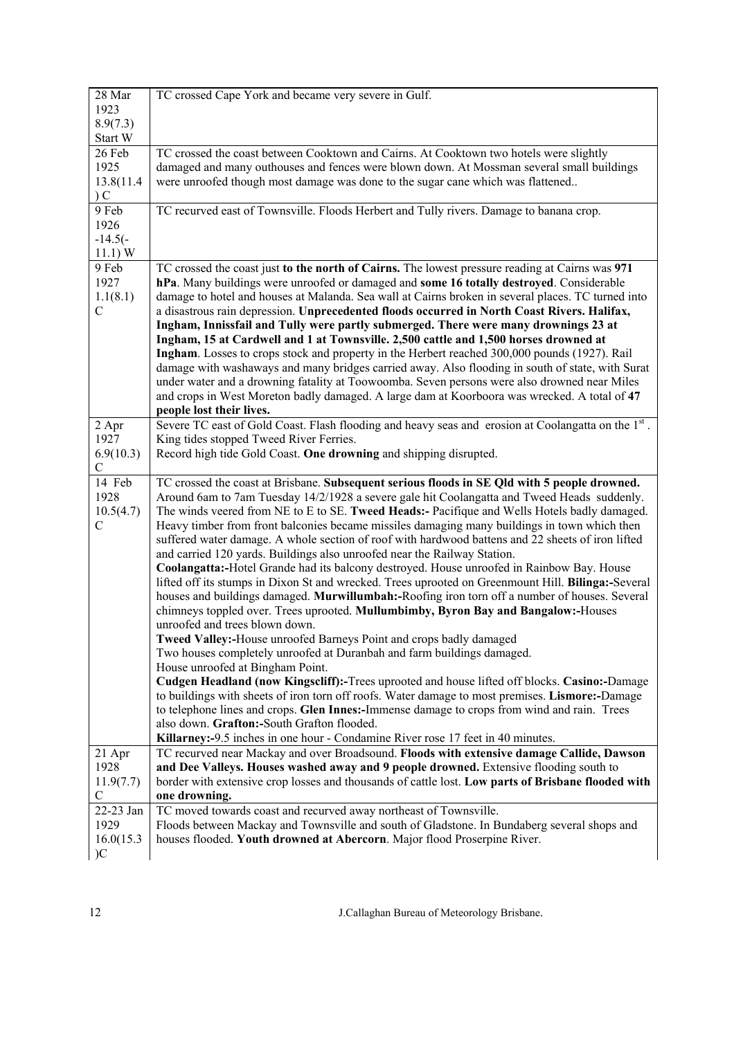| | |
|---|---|
| 28 Mar 1923 8.9(7.3) Start W | TC crossed Cape York and became very severe in Gulf. |
| 26 Feb 1925 13.8(11.4) C | TC crossed the coast between Cooktown and Cairns. At Cooktown two hotels were slightly damaged and many outhouses and fences were blown down. At Mossman several small buildings were unroofed though most damage was done to the sugar cane which was flattened.. |
| 9 Feb 1926 -14.5(-11.1) W | TC recurved east of Townsville. Floods Herbert and Tully rivers. Damage to banana crop. |
| 9 Feb 1927 1.1(8.1) C | TC crossed the coast just **to the north of Cairns.** The lowest pressure reading at Cairns was **971 hPa**. Many buildings were unroofed or damaged and **some 16 totally destroyed**. Considerable damage to hotel and houses at Malanda. Sea wall at Cairns broken in several places. TC turned into a disastrous rain depression. **Unprecedented floods occurred in North Coast Rivers. Halifax, Ingham, Innissfail and Tully were partly submerged. There were many drownings 23 at Ingham, 15 at Cardwell and 1 at Townsville. 2,500 cattle and 1,500 horses drowned at Ingham**. Losses to crops stock and property in the Herbert reached 300,000 pounds (1927). Rail damage with washaways and many bridges carried away. Also flooding in south of state, with Surat under water and a drowning fatality at Toowoomba. Seven persons were also drowned near Miles and crops in West Moreton badly damaged. A large dam at Koorboora was wrecked. A total of **47 people lost their lives.** |
| 2 Apr 1927 6.9(10.3) C | Severe TC east of Gold Coast. Flash flooding and heavy seas and erosion at Coolangatta on the 1st. King tides stopped Tweed River Ferries. Record high tide Gold Coast. **One drowning** and shipping disrupted. |
| 14 Feb 1928 10.5(4.7) C | TC crossed the coast at Brisbane. **Subsequent serious floods in SE Qld with 5 people drowned.** Around 6am to 7am Tuesday 14/2/1928 a severe gale hit Coolangatta and Tweed Heads suddenly. The winds veered from NE to E to SE. **Tweed Heads:-** Pacifique and Wells Hotels badly damaged. Heavy timber from front balconies became missiles damaging many buildings in town which then suffered water damage. A whole section of roof with hardwood battens and 22 sheets of iron lifted and carried 120 yards. Buildings also unroofed near the Railway Station. **Coolangatta:-**Hotel Grande had its balcony destroyed. House unroofed in Rainbow Bay. House lifted off its stumps in Dixon St and wrecked. Trees uprooted on Greenmount Hill. **Bilinga:-**Several houses and buildings damaged. **Murwillumbah:-**Roofing iron torn off a number of houses. Several chimneys toppled over. Trees uprooted. **Mullumbimby, Byron Bay and Bangalow:-**Houses unroofed and trees blown down. **Tweed Valley:-**House unroofed Barneys Point and crops badly damaged Two houses completely unroofed at Duranbah and farm buildings damaged. House unroofed at Bingham Point. **Cudgen Headland (now Kingscliff):-**Trees uprooted and house lifted off blocks. **Casino:-**Damage to buildings with sheets of iron torn off roofs. Water damage to most premises. **Lismore:-**Damage to telephone lines and crops. **Glen Innes:-**Immense damage to crops from wind and rain. Trees also down. **Grafton:-**South Grafton flooded. **Killarney:-**9.5 inches in one hour - Condamine River rose 17 feet in 40 minutes. |
| 21 Apr 1928 11.9(7.7) C | TC recurved near Mackay and over Broadsound. **Floods with extensive damage Callide, Dawson and Dee Valleys. Houses washed away and 9 people drowned.** Extensive flooding south to border with extensive crop losses and thousands of cattle lost. **Low parts of Brisbane flooded with one drowning.** |
| 22-23 Jan 1929 16.0(15.3)C | TC moved towards coast and recurved away northeast of Townsville. Floods between Mackay and Townsville and south of Gladstone. In Bundaberg several shops and houses flooded. **Youth drowned at Abercorn**. Major flood Proserpine River. |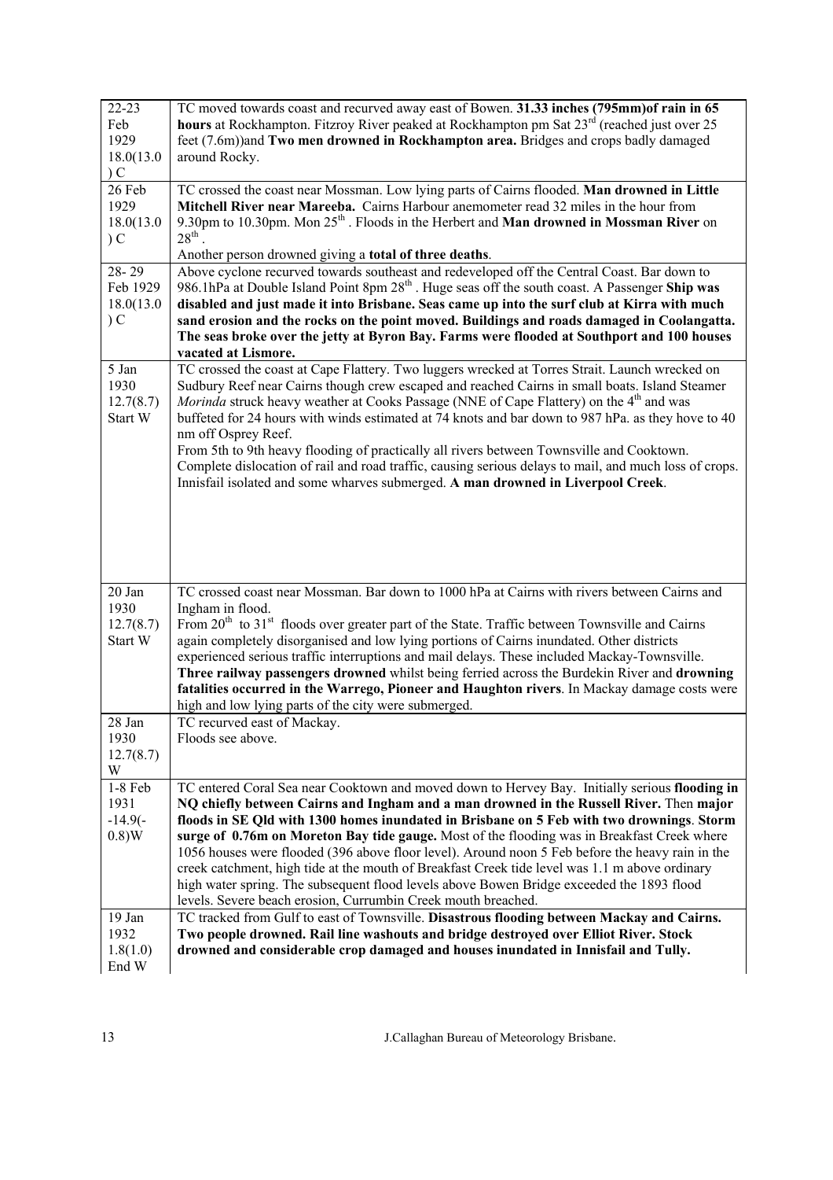| | |
|---|---|
| 22-23 Feb 1929 18.0(13.0) C | TC moved towards coast and recurved away east of Bowen. **31.33 inches (795mm)of rain in 65 hours** at Rockhampton. Fitzroy River peaked at Rockhampton pm Sat 23rd (reached just over 25 feet (7.6m))and **Two men drowned in Rockhampton area.** Bridges and crops badly damaged around Rocky. |
| 26 Feb 1929 18.0(13.0) C | TC crossed the coast near Mossman. Low lying parts of Cairns flooded. **Man drowned in Little Mitchell River near Mareeba.** Cairns Harbour anemometer read 32 miles in the hour from 9.30pm to 10.30pm. Mon 25th . Floods in the Herbert and **Man drowned in Mossman River** on 28th . Another person drowned giving a **total of three deaths**. |
| 28- 29 Feb 1929 18.0(13.0) C | Above cyclone recurved towards southeast and redeveloped off the Central Coast. Bar down to 986.1hPa at Double Island Point 8pm 28th . Huge seas off the south coast. A Passenger **Ship was disabled and just made it into Brisbane. Seas came up into the surf club at Kirra with much sand erosion and the rocks on the point moved. Buildings and roads damaged in Coolangatta. The seas broke over the jetty at Byron Bay. Farms were flooded at Southport and 100 houses vacated at Lismore.** |
| 5 Jan 1930 12.7(8.7) Start W | TC crossed the coast at Cape Flattery. Two luggers wrecked at Torres Strait. Launch wrecked on Sudbury Reef near Cairns though crew escaped and reached Cairns in small boats. Island Steamer *Morinda* struck heavy weather at Cooks Passage (NNE of Cape Flattery) on the 4th and was buffeted for 24 hours with winds estimated at 74 knots and bar down to 987 hPa. as they hove to 40 nm off Osprey Reef. From 5th to 9th heavy flooding of practically all rivers between Townsville and Cooktown. Complete dislocation of rail and road traffic, causing serious delays to mail, and much loss of crops. Innisfail isolated and some wharves submerged. **A man drowned in Liverpool Creek**. |
| 20 Jan 1930 12.7(8.7) Start W | TC crossed coast near Mossman. Bar down to 1000 hPa at Cairns with rivers between Cairns and Ingham in flood. From 20th to 31st floods over greater part of the State. Traffic between Townsville and Cairns again completely disorganised and low lying portions of Cairns inundated. Other districts experienced serious traffic interruptions and mail delays. These included Mackay-Townsville. **Three railway passengers drowned** whilst being ferried across the Burdekin River and **drowning fatalities occurred in the Warrego, Pioneer and Haughton rivers**. In Mackay damage costs were high and low lying parts of the city were submerged. |
| 28 Jan 1930 12.7(8.7) W | TC recurved east of Mackay. Floods see above. |
| 1-8 Feb 1931 -14.9(-0.8)W | TC entered Coral Sea near Cooktown and moved down to Hervey Bay. Initially serious **flooding in NQ chiefly between Cairns and Ingham and a man drowned in the Russell River.** Then **major floods in SE Qld with 1300 homes inundated in Brisbane on 5 Feb with two drownings**. **Storm surge of 0.76m on Moreton Bay tide gauge.** Most of the flooding was in Breakfast Creek where 1056 houses were flooded (396 above floor level). Around noon 5 Feb before the heavy rain in the creek catchment, high tide at the mouth of Breakfast Creek tide level was 1.1 m above ordinary high water spring. The subsequent flood levels above Bowen Bridge exceeded the 1893 flood levels. Severe beach erosion, Currumbin Creek mouth breached. |
| 19 Jan 1932 1.8(1.0) End W | TC tracked from Gulf to east of Townsville. **Disastrous flooding between Mackay and Cairns. Two people drowned. Rail line washouts and bridge destroyed over Elliot River. Stock drowned and considerable crop damaged and houses inundated in Innisfail and Tully.** |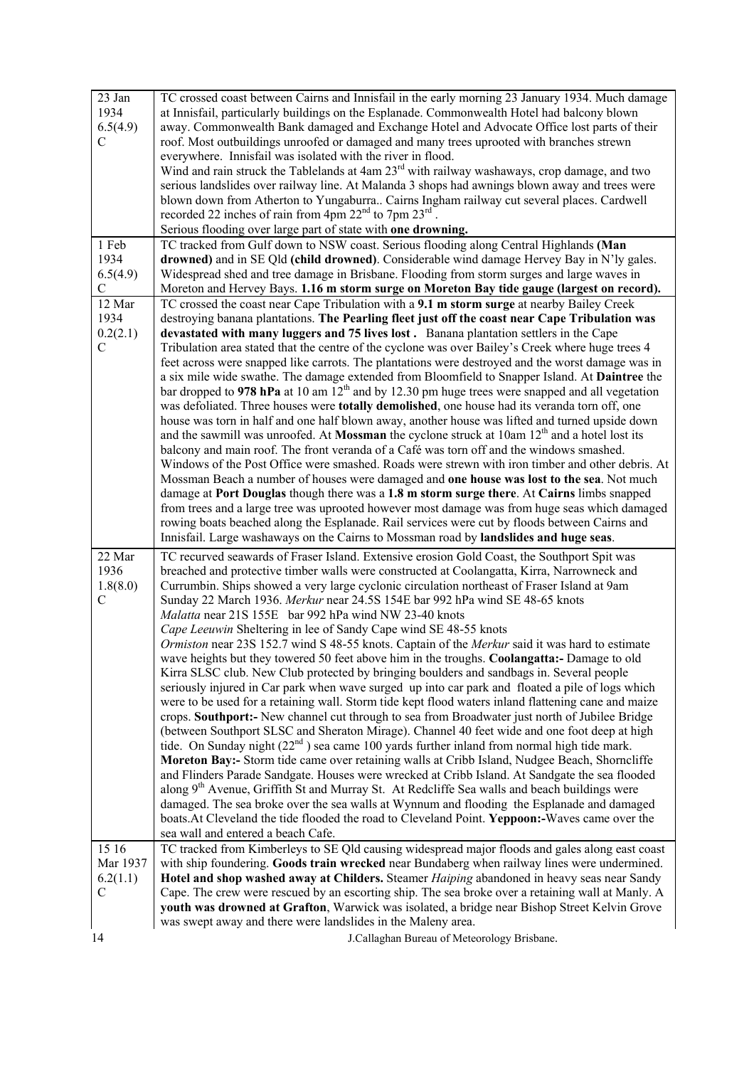| | |
|---|---|
| 23 Jan 1934 6.5(4.9) C | TC crossed coast between Cairns and Innisfail in the early morning 23 January 1934. Much damage at Innisfail, particularly buildings on the Esplanade. Commonwealth Hotel had balcony blown away. Commonwealth Bank damaged and Exchange Hotel and Advocate Office lost parts of their roof. Most outbuildings unroofed or damaged and many trees uprooted with branches strewn everywhere. Innisfail was isolated with the river in flood. Wind and rain struck the Tablelands at 4am 23rd with railway washaways, crop damage, and two serious landslides over railway line. At Malanda 3 shops had awnings blown away and trees were blown down from Atherton to Yungaburra.. Cairns Ingham railway cut several places. Cardwell recorded 22 inches of rain from 4pm 22nd to 7pm 23rd. Serious flooding over large part of state with **one drowning.** |
| 1 Feb 1934 6.5(4.9) C | TC tracked from Gulf down to NSW coast. Serious flooding along Central Highlands **(Man drowned)** and in SE Qld **(child drowned)**. Considerable wind damage Hervey Bay in N'ly gales. Widespread shed and tree damage in Brisbane. Flooding from storm surges and large waves in Moreton and Hervey Bays. **1.16 m storm surge on Moreton Bay tide gauge (largest on record).** |
| 12 Mar 1934 0.2(2.1) C | TC crossed the coast near Cape Tribulation with a **9.1 m storm surge** at nearby Bailey Creek destroying banana plantations. **The Pearling fleet just off the coast near Cape Tribulation was devastated with many luggers and 75 lives lost .** Banana plantation settlers in the Cape Tribulation area stated that the centre of the cyclone was over Bailey's Creek where huge trees 4 feet across were snapped like carrots. The plantations were destroyed and the worst damage was in a six mile wide swathe. The damage extended from Bloomfield to Snapper Island. At **Daintree** the bar dropped to **978 hPa** at 10 am 12th and by 12.30 pm huge trees were snapped and all vegetation was defoliated. Three houses were **totally demolished**, one house had its veranda torn off, one house was torn in half and one half blown away, another house was lifted and turned upside down and the sawmill was unroofed. At **Mossman** the cyclone struck at 10am 12th and a hotel lost its balcony and main roof. The front veranda of a Café was torn off and the windows smashed. Windows of the Post Office were smashed. Roads were strewn with iron timber and other debris. At Mossman Beach a number of houses were damaged and **one house was lost to the sea**. Not much damage at **Port Douglas** though there was a **1.8 m storm surge there**. At **Cairns** limbs snapped from trees and a large tree was uprooted however most damage was from huge seas which damaged rowing boats beached along the Esplanade. Rail services were cut by floods between Cairns and Innisfail. Large washaways on the Cairns to Mossman road by **landslides and huge seas**. |
| 22 Mar 1936 1.8(8.0) C | TC recurved seawards of Fraser Island. Extensive erosion Gold Coast, the Southport Spit was breached and protective timber walls were constructed at Coolangatta, Kirra, Narrowneck and Currumbin. Ships showed a very large cyclonic circulation northeast of Fraser Island at 9am Sunday 22 March 1936. *Merkur* near 24.5S 154E bar 992 hPa wind SE 48-65 knots<br>*Malatta* near 21S 155E bar 992 hPa wind NW 23-40 knots<br>*Cape Leeuwin* Sheltering in lee of Sandy Cape wind SE 48-55 knots<br>*Ormiston* near 23S 152.7 wind S 48-55 knots. Captain of the *Merkur* said it was hard to estimate wave heights but they towered 50 feet above him in the troughs. **Coolangatta:-** Damage to old Kirra SLSC club. New Club protected by bringing boulders and sandbags in. Several people seriously injured in Car park when wave surged up into car park and floated a pile of logs which were to be used for a retaining wall. Storm tide kept flood waters inland flattening cane and maize crops. **Southport:-** New channel cut through to sea from Broadwater just north of Jubilee Bridge (between Southport SLSC and Sheraton Mirage). Channel 40 feet wide and one foot deep at high tide. On Sunday night (22nd ) sea came 100 yards further inland from normal high tide mark. **Moreton Bay:-** Storm tide came over retaining walls at Cribb Island, Nudgee Beach, Shorncliffe and Flinders Parade Sandgate. Houses were wrecked at Cribb Island. At Sandgate the sea flooded along 9th Avenue, Griffith St and Murray St. At Redcliffe Sea walls and beach buildings were damaged. The sea broke over the sea walls at Wynnum and flooding the Esplanade and damaged boats.At Cleveland the tide flooded the road to Cleveland Point. **Yeppoon:-**Waves came over the sea wall and entered a beach Cafe. |
| 15 16 Mar 1937 6.2(1.1) C | TC tracked from Kimberleys to SE Qld causing widespread major floods and gales along east coast with ship foundering. **Goods train wrecked** near Bundaberg when railway lines were undermined. **Hotel and shop washed away at Childers.** Steamer *Haiping* abandoned in heavy seas near Sandy Cape. The crew were rescued by an escorting ship. The sea broke over a retaining wall at Manly. A **youth was drowned at Grafton**, Warwick was isolated, a bridge near Bishop Street Kelvin Grove was swept away and there were landslides in the Maleny area. |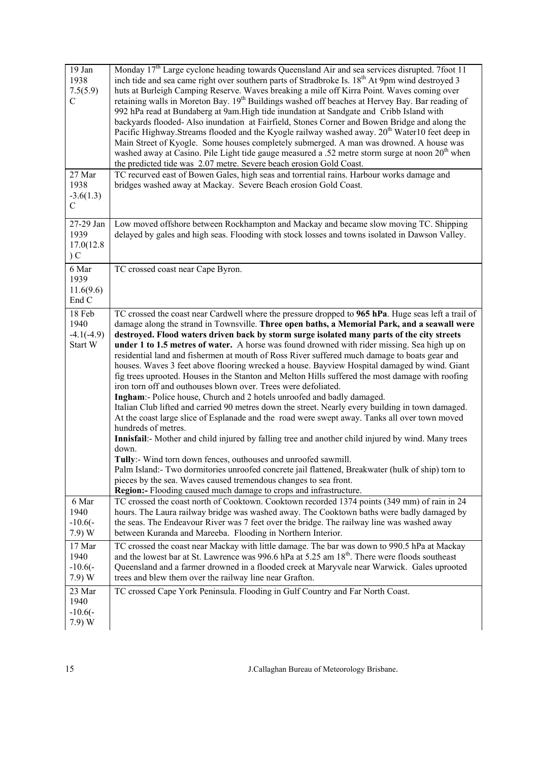| | |
|---|---|
| 19 Jan 1938 7.5(5.9) C | Monday 17th Large cyclone heading towards Queensland Air and sea services disrupted. 7foot 11 inch tide and sea came right over southern parts of Stradbroke Is. 18th At 9pm wind destroyed 3 huts at Burleigh Camping Reserve. Waves breaking a mile off Kirra Point. Waves coming over retaining walls in Moreton Bay. 19th Buildings washed off beaches at Hervey Bay. Bar reading of 992 hPa read at Bundaberg at 9am.High tide inundation at Sandgate and Cribb Island with backyards flooded- Also inundation at Fairfield, Stones Corner and Bowen Bridge and along the Pacific Highway.Streams flooded and the Kyogle railway washed away. 20th Water10 feet deep in Main Street of Kyogle. Some houses completely submerged. A man was drowned. A house was washed away at Casino. Pile Light tide gauge measured a .52 metre storm surge at noon 20th when the predicted tide was 2.07 metre. Severe beach erosion Gold Coast. |
| 27 Mar 1938 -3.6(1.3) C | TC recurved east of Bowen Gales, high seas and torrential rains. Harbour works damage and bridges washed away at Mackay. Severe Beach erosion Gold Coast. |
| 27-29 Jan 1939 17.0(12.8) C | Low moved offshore between Rockhampton and Mackay and became slow moving TC. Shipping delayed by gales and high seas. Flooding with stock losses and towns isolated in Dawson Valley. |
| 6 Mar 1939 11.6(9.6) End C | TC crossed coast near Cape Byron. |
| 18 Feb 1940 -4.1(-4.9) Start W | TC crossed the coast near Cardwell where the pressure dropped to **965 hPa**. Huge seas left a trail of damage along the strand in Townsville. **Three open baths, a Memorial Park, and a seawall were destroyed. Flood waters driven back by storm surge isolated many parts of the city streets under 1 to 1.5 metres of water.** A horse was found drowned with rider missing. Sea high up on residential land and fishermen at mouth of Ross River suffered much damage to boats gear and houses. Waves 3 feet above flooring wrecked a house. Bayview Hospital damaged by wind. Giant fig trees uprooted. Houses in the Stanton and Melton Hills suffered the most damage with roofing iron torn off and outhouses blown over. Trees were defoliated.<br>**Ingham**:- Police house, Church and 2 hotels unroofed and badly damaged.<br>Italian Club lifted and carried 90 metres down the street. Nearly every building in town damaged. At the coast large slice of Esplanade and the road were swept away. Tanks all over town moved hundreds of metres.<br>**Innisfail**:- Mother and child injured by falling tree and another child injured by wind. Many trees down.<br>**Tully**:- Wind torn down fences, outhouses and unroofed sawmill.<br>Palm Island:- Two dormitories unroofed concrete jail flattened, Breakwater (hulk of ship) torn to pieces by the sea. Waves caused tremendous changes to sea front.<br>**Region:-** Flooding caused much damage to crops and infrastructure. |
| 6 Mar 1940 -10.6(-7.9) W | TC crossed the coast north of Cooktown. Cooktown recorded 1374 points (349 mm) of rain in 24 hours. The Laura railway bridge was washed away. The Cooktown baths were badly damaged by the seas. The Endeavour River was 7 feet over the bridge. The railway line was washed away between Kuranda and Mareeba. Flooding in Northern Interior. |
| 17 Mar 1940 -10.6(-7.9) W | TC crossed the coast near Mackay with little damage. The bar was down to 990.5 hPa at Mackay and the lowest bar at St. Lawrence was 996.6 hPa at 5.25 am 18th. There were floods southeast Queensland and a farmer drowned in a flooded creek at Maryvale near Warwick. Gales uprooted trees and blew them over the railway line near Grafton. |
| 23 Mar 1940 -10.6(-7.9) W | TC crossed Cape York Peninsula. Flooding in Gulf Country and Far North Coast. |

J.Callaghan Bureau of Meteorology Brisbane.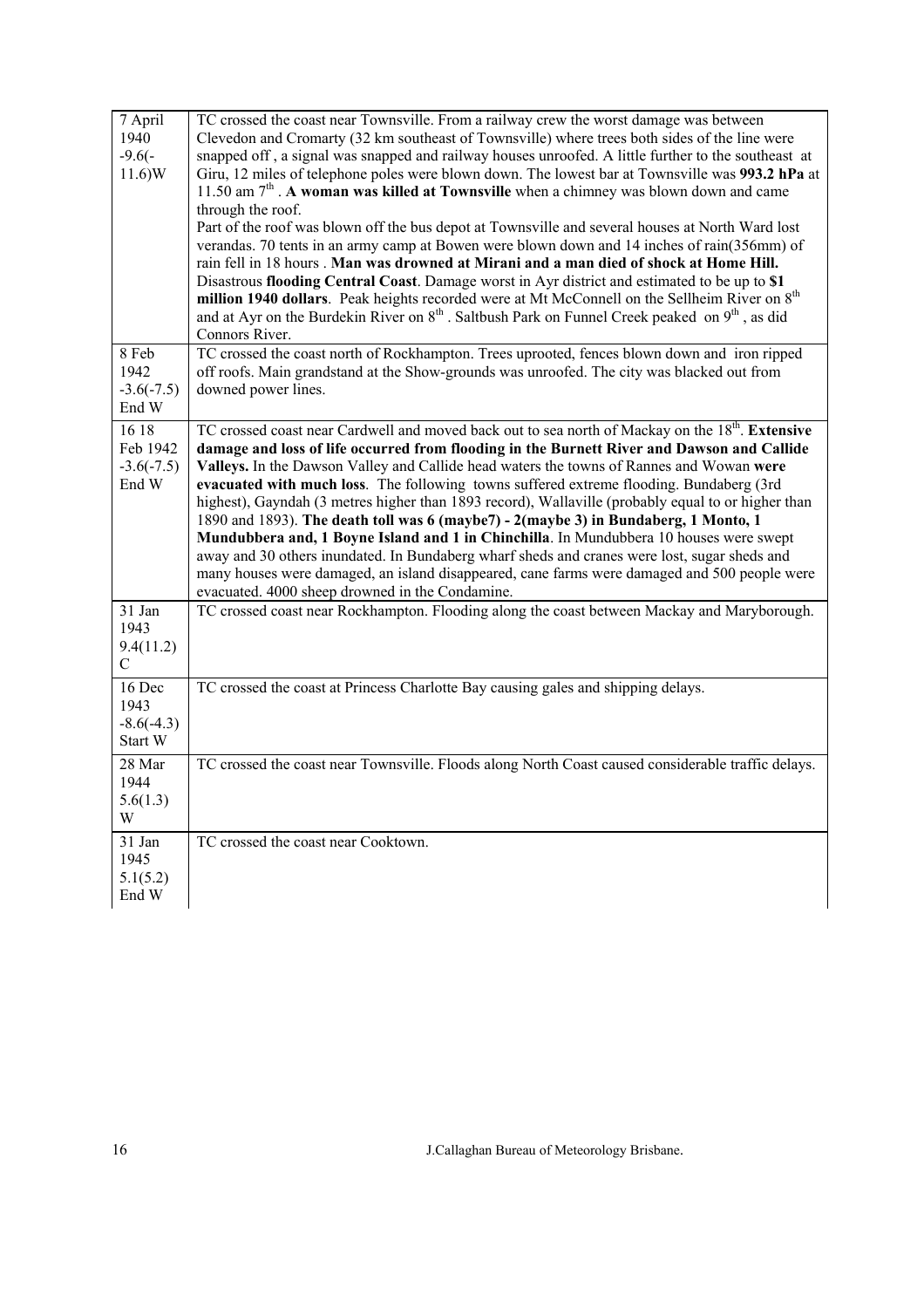| | |
|---|---|
| 7 April 1940 -9.6(-11.6)W | TC crossed the coast near Townsville. From a railway crew the worst damage was between Clevedon and Cromarty (32 km southeast of Townsville) where trees both sides of the line were snapped off , a signal was snapped and railway houses unroofed. A little further to the southeast at Giru, 12 miles of telephone poles were blown down. The lowest bar at Townsville was **993.2 hPa** at 11.50 am 7th . **A woman was killed at Townsville** when a chimney was blown down and came through the roof. Part of the roof was blown off the bus depot at Townsville and several houses at North Ward lost verandas. 70 tents in an army camp at Bowen were blown down and 14 inches of rain(356mm) of rain fell in 18 hours . **Man was drowned at Mirani and a man died of shock at Home Hill.** Disastrous **flooding Central Coast**. Damage worst in Ayr district and estimated to be up to **$1 million 1940 dollars**. Peak heights recorded were at Mt McConnell on the Sellheim River on 8th and at Ayr on the Burdekin River on 8th . Saltbush Park on Funnel Creek peaked on 9th , as did Connors River. |
| 8 Feb 1942 -3.6(-7.5) End W | TC crossed the coast north of Rockhampton. Trees uprooted, fences blown down and iron ripped off roofs. Main grandstand at the Show-grounds was unroofed. The city was blacked out from downed power lines. |
| 16 18 Feb 1942 -3.6(-7.5) End W | TC crossed coast near Cardwell and moved back out to sea north of Mackay on the 18th. **Extensive damage and loss of life occurred from flooding in the Burnett River and Dawson and Callide Valleys.** In the Dawson Valley and Callide head waters the towns of Rannes and Wowan **were evacuated with much loss**. The following towns suffered extreme flooding. Bundaberg (3rd highest), Gayndah (3 metres higher than 1893 record), Wallaville (probably equal to or higher than 1890 and 1893). **The death toll was 6 (maybe7) - 2(maybe 3) in Bundaberg, 1 Monto, 1 Mundubbera and, 1 Boyne Island and 1 in Chinchilla**. In Mundubbera 10 houses were swept away and 30 others inundated. In Bundaberg wharf sheds and cranes were lost, sugar sheds and many houses were damaged, an island disappeared, cane farms were damaged and 500 people were evacuated. 4000 sheep drowned in the Condamine. |
| 31 Jan 1943 9.4(11.2) C | TC crossed coast near Rockhampton. Flooding along the coast between Mackay and Maryborough. |
| 16 Dec 1943 -8.6(-4.3) Start W | TC crossed the coast at Princess Charlotte Bay causing gales and shipping delays. |
| 28 Mar 1944 5.6(1.3) W | TC crossed the coast near Townsville. Floods along North Coast caused considerable traffic delays. |
| 31 Jan 1945 5.1(5.2) End W | TC crossed the coast near Cooktown. |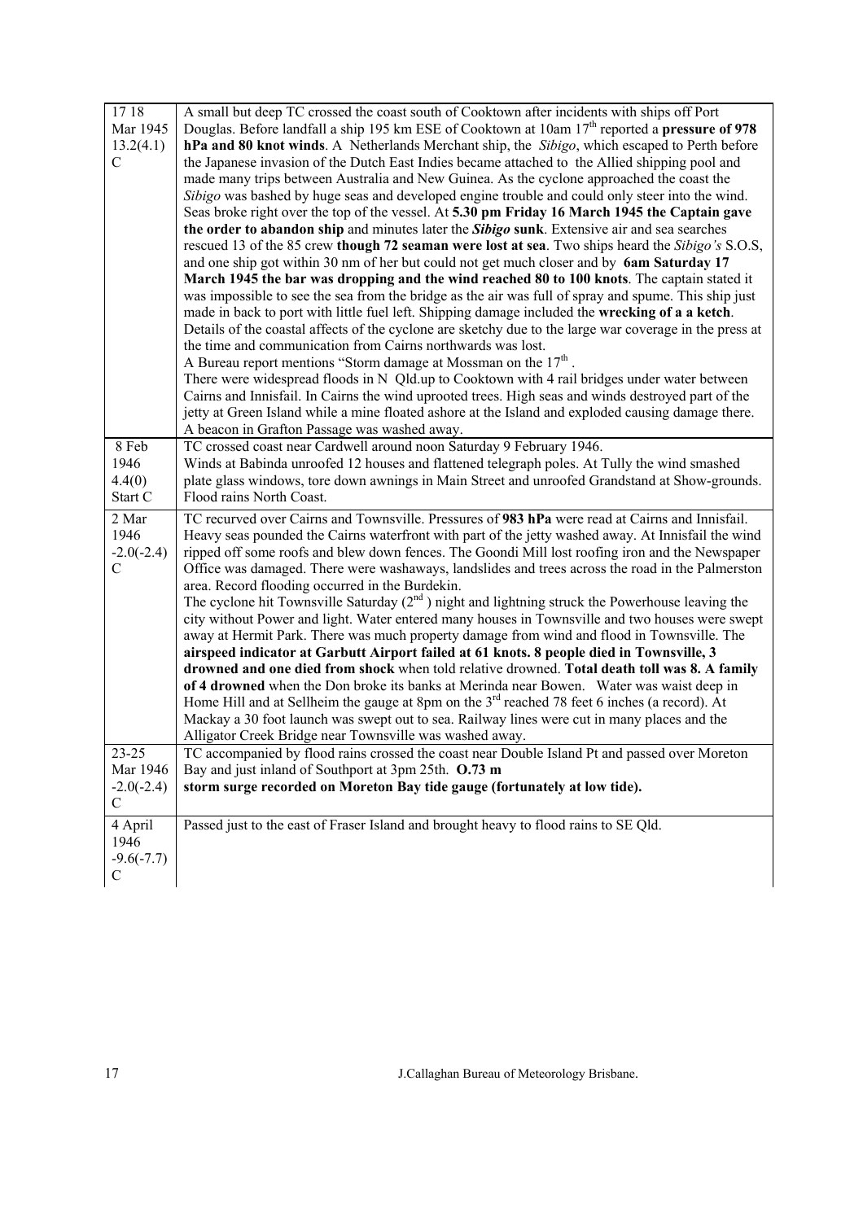| | |
|---|---|
| 17 18 Mar 1945 13.2(4.1) C | A small but deep TC crossed the coast south of Cooktown after incidents with ships off Port Douglas. Before landfall a ship 195 km ESE of Cooktown at 10am 17th reported a **pressure of 978 hPa and 80 knot winds**. A Netherlands Merchant ship, the *Sibigo*, which escaped to Perth before the Japanese invasion of the Dutch East Indies became attached to the Allied shipping pool and made many trips between Australia and New Guinea. As the cyclone approached the coast the *Sibigo* was bashed by huge seas and developed engine trouble and could only steer into the wind. Seas broke right over the top of the vessel. At **5.30 pm Friday 16 March 1945 the Captain gave the order to abandon ship** and minutes later the ***Sibigo* sunk**. Extensive air and sea searches rescued 13 of the 85 crew **though 72 seaman were lost at sea**. Two ships heard the *Sibigo's* S.O.S, and one ship got within 30 nm of her but could not get much closer and by **6am Saturday 17 March 1945 the bar was dropping and the wind reached 80 to 100 knots**. The captain stated it was impossible to see the sea from the bridge as the air was full of spray and spume. This ship just made in back to port with little fuel left. Shipping damage included the **wrecking of a a ketch**. Details of the coastal affects of the cyclone are sketchy due to the large war coverage in the press at the time and communication from Cairns northwards was lost. A Bureau report mentions "Storm damage at Mossman on the 17th . There were widespread floods in N Qld.up to Cooktown with 4 rail bridges under water between Cairns and Innisfail. In Cairns the wind uprooted trees. High seas and winds destroyed part of the jetty at Green Island while a mine floated ashore at the Island and exploded causing damage there. A beacon in Grafton Passage was washed away. |
| 8 Feb 1946 4.4(0) Start C | TC crossed coast near Cardwell around noon Saturday 9 February 1946. Winds at Babinda unroofed 12 houses and flattened telegraph poles. At Tully the wind smashed plate glass windows, tore down awnings in Main Street and unroofed Grandstand at Show-grounds. Flood rains North Coast. |
| 2 Mar 1946 -2.0(-2.4) C | TC recurved over Cairns and Townsville. Pressures of **983 hPa** were read at Cairns and Innisfail. Heavy seas pounded the Cairns waterfront with part of the jetty washed away. At Innisfail the wind ripped off some roofs and blew down fences. The Goondi Mill lost roofing iron and the Newspaper Office was damaged. There were washaways, landslides and trees across the road in the Palmerston area. Record flooding occurred in the Burdekin. The cyclone hit Townsville Saturday (2nd ) night and lightning struck the Powerhouse leaving the city without Power and light. Water entered many houses in Townsville and two houses were swept away at Hermit Park. There was much property damage from wind and flood in Townsville. The **airspeed indicator at Garbutt Airport failed at 61 knots. 8 people died in Townsville, 3 drowned and one died from shock** when told relative drowned. **Total death toll was 8. A family of 4 drowned** when the Don broke its banks at Merinda near Bowen. Water was waist deep in Home Hill and at Sellheim the gauge at 8pm on the 3rd reached 78 feet 6 inches (a record). At Mackay a 30 foot launch was swept out to sea. Railway lines were cut in many places and the Alligator Creek Bridge near Townsville was washed away. |
| 23-25 Mar 1946 -2.0(-2.4) C | TC accompanied by flood rains crossed the coast near Double Island Pt and passed over Moreton Bay and just inland of Southport at 3pm 25th. **O.73 m storm surge recorded on Moreton Bay tide gauge (fortunately at low tide).** |
| 4 April 1946 -9.6(-7.7) C | Passed just to the east of Fraser Island and brought heavy to flood rains to SE Qld. |

J.Callaghan Bureau of Meteorology Brisbane.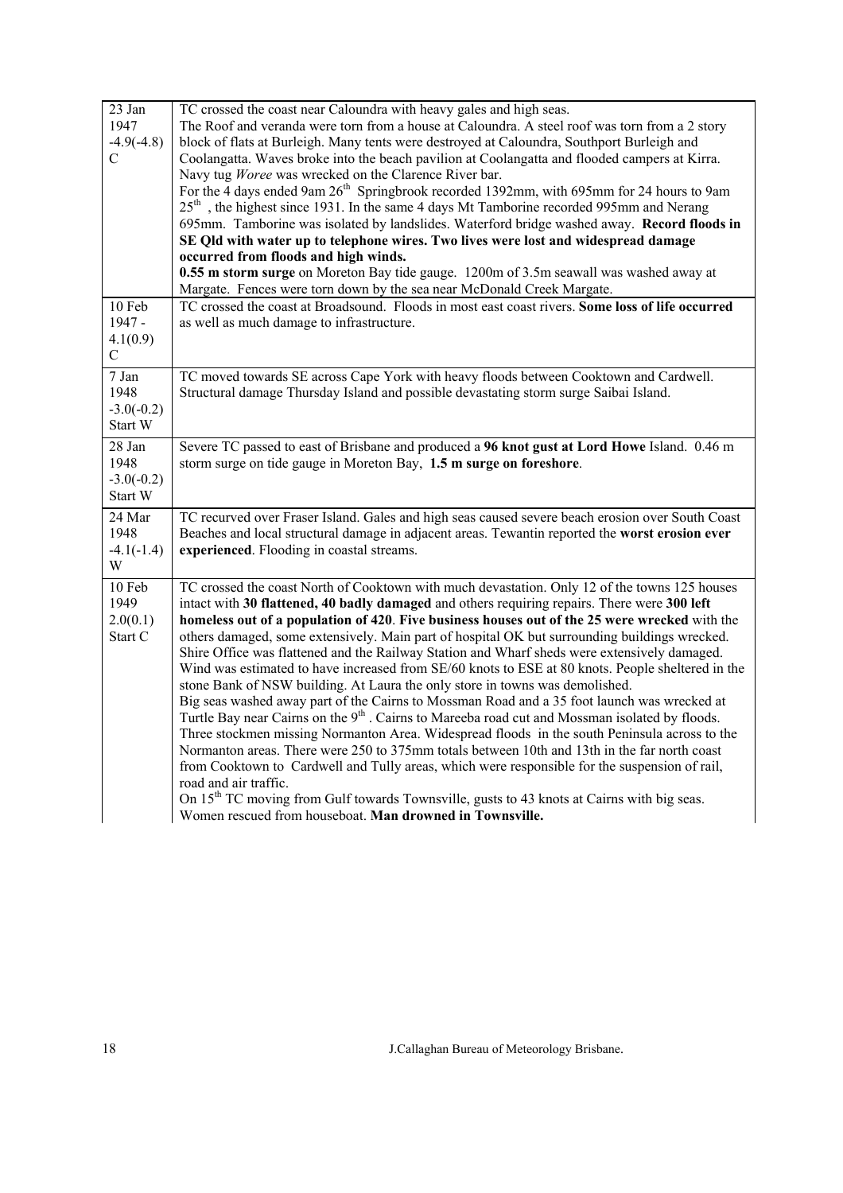| | |
|---|---|
| 23 Jan 1947 -4.9(-4.8) C | TC crossed the coast near Caloundra with heavy gales and high seas. The Roof and veranda were torn from a house at Caloundra. A steel roof was torn from a 2 story block of flats at Burleigh. Many tents were destroyed at Caloundra, Southport Burleigh and Coolangatta. Waves broke into the beach pavilion at Coolangatta and flooded campers at Kirra. Navy tug *Woree* was wrecked on the Clarence River bar. For the 4 days ended 9am 26th Springbrook recorded 1392mm, with 695mm for 24 hours to 9am 25th, the highest since 1931. In the same 4 days Mt Tamborine recorded 995mm and Nerang 695mm. Tamborine was isolated by landslides. Waterford bridge washed away. **Record floods in SE Qld with water up to telephone wires. Two lives were lost and widespread damage occurred from floods and high winds.** **0.55 m storm surge** on Moreton Bay tide gauge. 1200m of 3.5m seawall was washed away at Margate. Fences were torn down by the sea near McDonald Creek Margate. |
| 10 Feb 1947 - 4.1(0.9) C | TC crossed the coast at Broadsound. Floods in most east coast rivers. **Some loss of life occurred** as well as much damage to infrastructure. |
| 7 Jan 1948 -3.0(-0.2) Start W | TC moved towards SE across Cape York with heavy floods between Cooktown and Cardwell. Structural damage Thursday Island and possible devastating storm surge Saibai Island. |
| 28 Jan 1948 -3.0(-0.2) Start W | Severe TC passed to east of Brisbane and produced a **96 knot gust at Lord Howe** Island. 0.46 m storm surge on tide gauge in Moreton Bay, **1.5 m surge on foreshore**. |
| 24 Mar 1948 -4.1(-1.4) W | TC recurved over Fraser Island. Gales and high seas caused severe beach erosion over South Coast Beaches and local structural damage in adjacent areas. Tewantin reported the **worst erosion ever experienced**. Flooding in coastal streams. |
| 10 Feb 1949 2.0(0.1) Start C | TC crossed the coast North of Cooktown with much devastation. Only 12 of the towns 125 houses intact with **30 flattened, 40 badly damaged** and others requiring repairs. There were **300 left homeless out of a population of 420**. **Five business houses out of the 25 were wrecked** with the others damaged, some extensively. Main part of hospital OK but surrounding buildings wrecked. Shire Office was flattened and the Railway Station and Wharf sheds were extensively damaged. Wind was estimated to have increased from SE/60 knots to ESE at 80 knots. People sheltered in the stone Bank of NSW building. At Laura the only store in towns was demolished. Big seas washed away part of the Cairns to Mossman Road and a 35 foot launch was wrecked at Turtle Bay near Cairns on the 9th. Cairns to Mareeba road cut and Mossman isolated by floods. Three stockmen missing Normanton Area. Widespread floods in the south Peninsula across to the Normanton areas. There were 250 to 375mm totals between 10th and 13th in the far north coast from Cooktown to Cardwell and Tully areas, which were responsible for the suspension of rail, road and air traffic. On 15th TC moving from Gulf towards Townsville, gusts to 43 knots at Cairns with big seas. Women rescued from houseboat. **Man drowned in Townsville.** |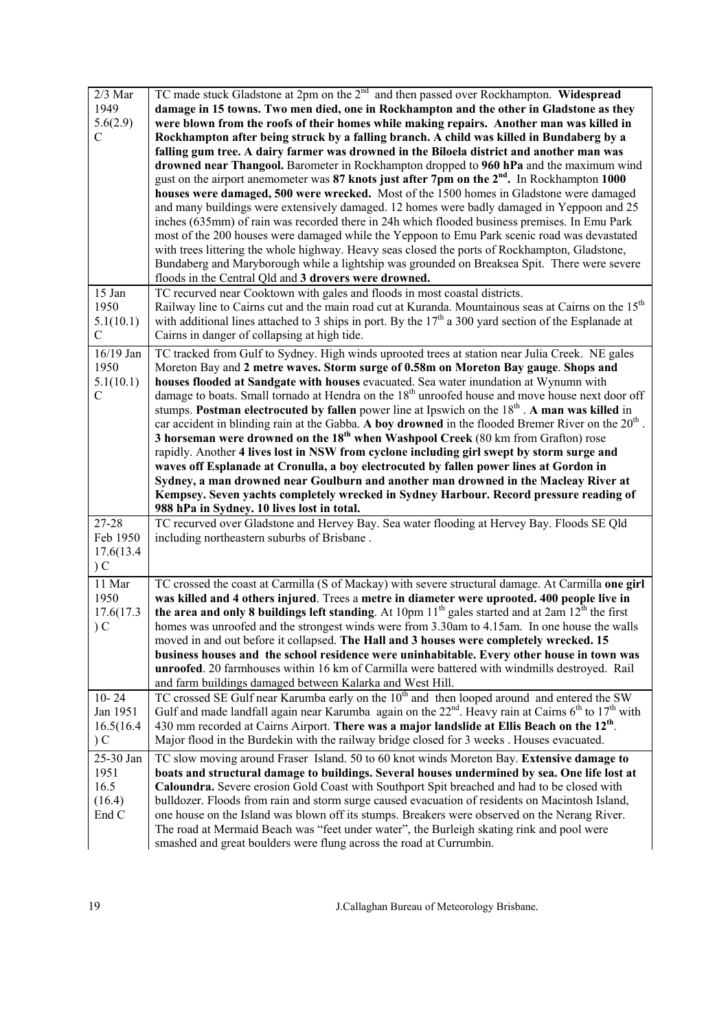| | |
|---|---|
| 2/3 Mar 1949 5.6(2.9) C | TC made stuck Gladstone at 2pm on the 2nd and then passed over Rockhampton. **Widespread damage in 15 towns. Two men died, one in Rockhampton and the other in Gladstone as they were blown from the roofs of their homes while making repairs. Another man was killed in Rockhampton after being struck by a falling branch. A child was killed in Bundaberg by a falling gum tree. A dairy farmer was drowned in the Biloela district and another man was drowned near Thangool.** Barometer in Rockhampton dropped to **960 hPa** and the maximum wind gust on the airport anemometer was **87 knots just after 7pm on the 2nd.** In Rockhampton **1000 houses were damaged, 500 were wrecked.** Most of the 1500 homes in Gladstone were damaged and many buildings were extensively damaged. 12 homes were badly damaged in Yeppoon and 25 inches (635mm) of rain was recorded there in 24h which flooded business premises. In Emu Park most of the 200 houses were damaged while the Yeppoon to Emu Park scenic road was devastated with trees littering the whole highway. Heavy seas closed the ports of Rockhampton, Gladstone, Bundaberg and Maryborough while a lightship was grounded on Breaksea Spit. There were severe floods in the Central Qld and **3 drovers were drowned.** |
| 15 Jan 1950 5.1(10.1) C | TC recurved near Cooktown with gales and floods in most coastal districts. Railway line to Cairns cut and the main road cut at Kuranda. Mountainous seas at Cairns on the 15th with additional lines attached to 3 ships in port. By the 17th a 300 yard section of the Esplanade at Cairns in danger of collapsing at high tide. |
| 16/19 Jan 1950 5.1(10.1) C | TC tracked from Gulf to Sydney. High winds uprooted trees at station near Julia Creek. NE gales Moreton Bay and **2 metre waves. Storm surge of 0.58m on Moreton Bay gauge**. **Shops and houses flooded at Sandgate with houses** evacuated. Sea water inundation at Wynumn with damage to boats. Small tornado at Hendra on the 18th unroofed house and move house next door off stumps. **Postman electrocuted by fallen** power line at Ipswich on the 18th . **A man was killed** in car accident in blinding rain at the Gabba. **A boy drowned** in the flooded Bremer River on the 20th . **3 horseman were drowned on the 18th when Washpool Creek** (80 km from Grafton) rose rapidly. Another **4 lives lost in NSW from cyclone including girl swept by storm surge and waves off Esplanade at Cronulla, a boy electrocuted by fallen power lines at Gordon in Sydney, a man drowned near Goulburn and another man drowned in the Macleay River at Kempsey. Seven yachts completely wrecked in Sydney Harbour. Record pressure reading of 988 hPa in Sydney. 10 lives lost in total.** |
| 27-28 Feb 1950 17.6(13.4) C | TC recurved over Gladstone and Hervey Bay. Sea water flooding at Hervey Bay. Floods SE Qld including northeastern suburbs of Brisbane . |
| 11 Mar 1950 17.6(17.3) C | TC crossed the coast at Carmilla (S of Mackay) with severe structural damage. At Carmilla **one girl was killed and 4 others injured**. Trees a **metre in diameter were uprooted. 400 people live in the area and only 8 buildings left standing**. At 10pm 11th gales started and at 2am 12th the first homes was unroofed and the strongest winds were from 3.30am to 4.15am. In one house the walls moved in and out before it collapsed. **The Hall and 3 houses were completely wrecked. 15 business houses and the school residence were uninhabitable. Every other house in town was unroofed**. 20 farmhouses within 16 km of Carmilla were battered with windmills destroyed. Rail and farm buildings damaged between Kalarka and West Hill. |
| 10- 24 Jan 1951 16.5(16.4) C | TC crossed SE Gulf near Karumba early on the 10th and then looped around and entered the SW Gulf and made landfall again near Karumba again on the 22nd. Heavy rain at Cairns 6th to 17th with 430 mm recorded at Cairns Airport. **There was a major landslide at Ellis Beach on the 12th**. Major flood in the Burdekin with the railway bridge closed for 3 weeks . Houses evacuated. |
| 25-30 Jan 1951 16.5 (16.4) End C | TC slow moving around Fraser Island. 50 to 60 knot winds Moreton Bay. **Extensive damage to boats and structural damage to buildings. Several houses undermined by sea. One life lost at Caloundra.** Severe erosion Gold Coast with Southport Spit breached and had to be closed with bulldozer. Floods from rain and storm surge caused evacuation of residents on Macintosh Island, one house on the Island was blown off its stumps. Breakers were observed on the Nerang River. The road at Mermaid Beach was "feet under water", the Burleigh skating rink and pool were smashed and great boulders were flung across the road at Currumbin. |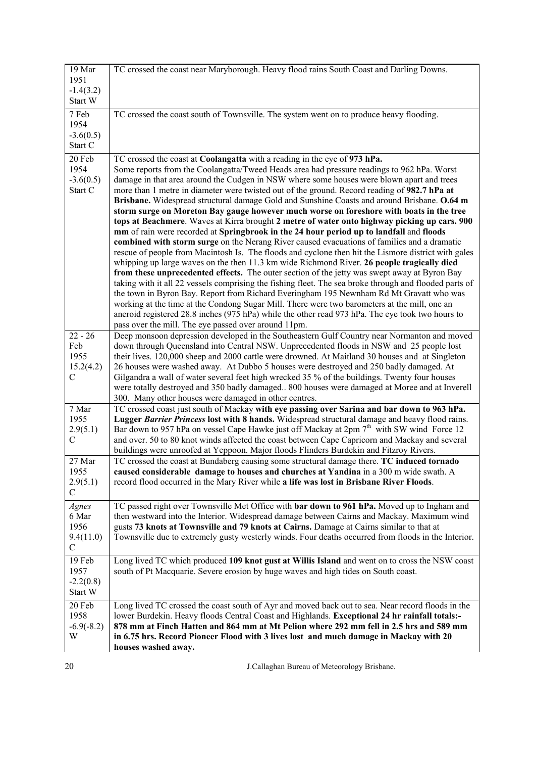| | |
|---|---|
| 19 Mar 1951 -1.4(3.2) Start W | TC crossed the coast near Maryborough. Heavy flood rains South Coast and Darling Downs. |
| 7 Feb 1954 -3.6(0.5) Start C | TC crossed the coast south of Townsville. The system went on to produce heavy flooding. |
| 20 Feb 1954 -3.6(0.5) Start C | TC crossed the coast at **Coolangatta** with a reading in the eye of **973 hPa.** Some reports from the Coolangatta/Tweed Heads area had pressure readings to 962 hPa. Worst damage in that area around the Cudgen in NSW where some houses were blown apart and trees more than 1 metre in diameter were twisted out of the ground. Record reading of **982.7 hPa at Brisbane.** Widespread structural damage Gold and Sunshine Coasts and around Brisbane. **O.64 m storm surge on Moreton Bay gauge however much worse on foreshore with boats in the tree tops at Beachmere**. Waves at Kirra brought **2 metre of water onto highway picking up cars. 900 mm** of rain were recorded at **Springbrook in the 24 hour period up to landfall** and **floods combined with storm surge** on the Nerang River caused evacuations of families and a dramatic rescue of people from Macintosh Is. The floods and cyclone then hit the Lismore district with gales whipping up large waves on the then 11.3 km wide Richmond River. **26 people tragically died from these unprecedented effects.** The outer section of the jetty was swept away at Byron Bay taking with it all 22 vessels comprising the fishing fleet. The sea broke through and flooded parts of the town in Byron Bay. Report from Richard Everingham 195 Newnham Rd Mt Gravatt who was working at the time at the Condong Sugar Mill. There were two barometers at the mill, one an aneroid registered 28.8 inches (975 hPa) while the other read 973 hPa. The eye took two hours to pass over the mill. The eye passed over around 11pm. |
| 22 - 26 Feb 1955 15.2(4.2) C | Deep monsoon depression developed in the Southeastern Gulf Country near Normanton and moved down through Queensland into Central NSW. Unprecedented floods in NSW and 25 people lost their lives. 120,000 sheep and 2000 cattle were drowned. At Maitland 30 houses and at Singleton 26 houses were washed away. At Dubbo 5 houses were destroyed and 250 badly damaged. At Gilgandra a wall of water several feet high wrecked 35 % of the buildings. Twenty four houses were totally destroyed and 350 badly damaged.. 800 houses were damaged at Moree and at Inverell 300. Many other houses were damaged in other centres. |
| 7 Mar 1955 2.9(5.1) C | TC crossed coast just south of Mackay **with eye passing over Sarina and bar down to 963 hPa. Lugger *Barrier Princess* lost with 8 hands.** Widespread structural damage and heavy flood rains. Bar down to 957 hPa on vessel Cape Hawke just off Mackay at 2pm 7th with SW wind Force 12 and over. 50 to 80 knot winds affected the coast between Cape Capricorn and Mackay and several buildings were unroofed at Yeppoon. Major floods Flinders Burdekin and Fitzroy Rivers. |
| 27 Mar 1955 2.9(5.1) C | TC crossed the coast at Bundaberg causing some structural damage there. **TC induced tornado caused considerable damage to houses and churches at Yandina** in a 300 m wide swath. A record flood occurred in the Mary River while **a life was lost in Brisbane River Floods**. |
| *Agnes* 6 Mar 1956 9.4(11.0) C | TC passed right over Townsville Met Office with **bar down to 961 hPa.** Moved up to Ingham and then westward into the Interior. Widespread damage between Cairns and Mackay. Maximum wind gusts **73 knots at Townsville and 79 knots at Cairns.** Damage at Cairns similar to that at Townsville due to extremely gusty westerly winds. Four deaths occurred from floods in the Interior. |
| 19 Feb 1957 -2.2(0.8) Start W | Long lived TC which produced **109 knot gust at Willis Island** and went on to cross the NSW coast south of Pt Macquarie. Severe erosion by huge waves and high tides on South coast. |
| 20 Feb 1958 -6.9(-8.2) W | Long lived TC crossed the coast south of Ayr and moved back out to sea. Near record floods in the lower Burdekin. Heavy floods Central Coast and Highlands. **Exceptional 24 hr rainfall totals:- 878 mm at Finch Hatten and 864 mm at Mt Pelion where 292 mm fell in 2.5 hrs and 589 mm in 6.75 hrs. Record Pioneer Flood with 3 lives lost and much damage in Mackay with 20 houses washed away.** |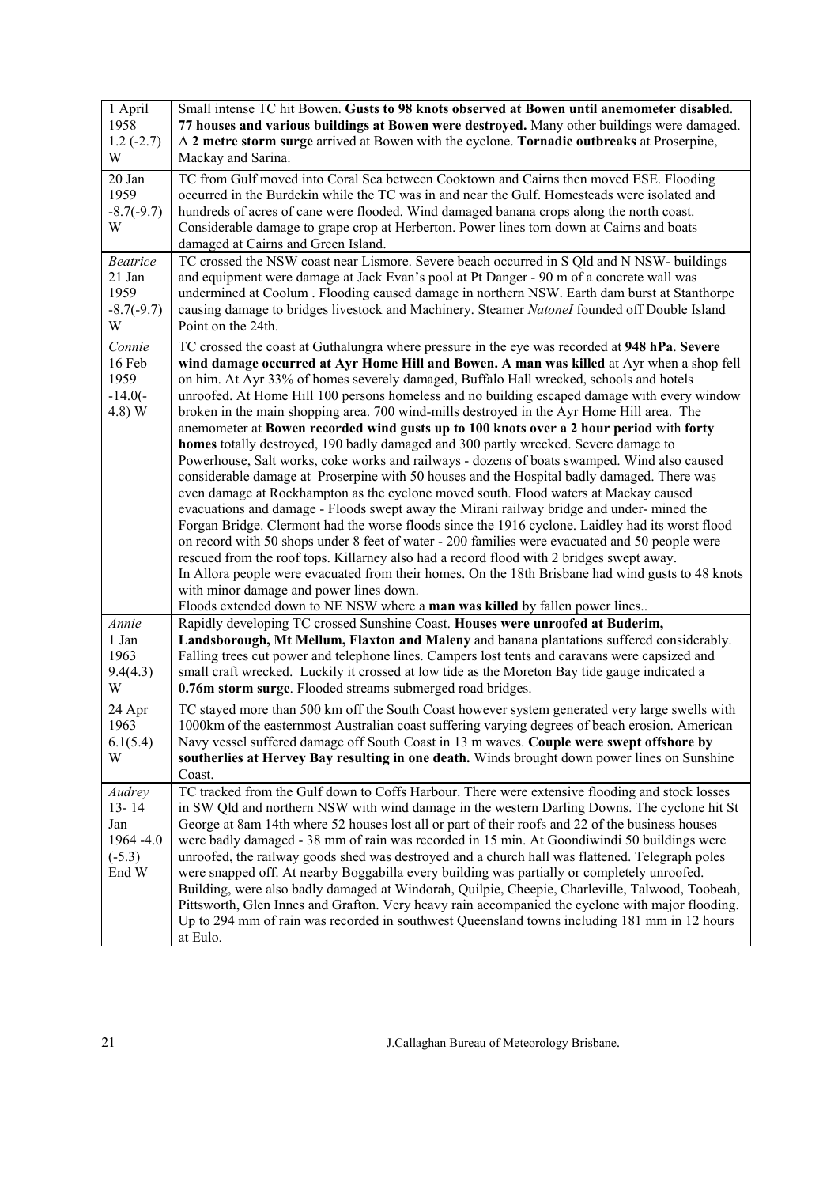| | |
|---|---|
| 1 April 1958 1.2 (-2.7) W | Small intense TC hit Bowen. **Gusts to 98 knots observed at Bowen until anemometer disabled**. **77 houses and various buildings at Bowen were destroyed.** Many other buildings were damaged. A **2 metre storm surge** arrived at Bowen with the cyclone. **Tornadic outbreaks** at Proserpine, Mackay and Sarina. |
| 20 Jan 1959 -8.7(-9.7) W | TC from Gulf moved into Coral Sea between Cooktown and Cairns then moved ESE. Flooding occurred in the Burdekin while the TC was in and near the Gulf. Homesteads were isolated and hundreds of acres of cane were flooded. Wind damaged banana crops along the north coast. Considerable damage to grape crop at Herberton. Power lines torn down at Cairns and boats damaged at Cairns and Green Island. |
| *Beatrice* 21 Jan 1959 -8.7(-9.7) W | TC crossed the NSW coast near Lismore. Severe beach occurred in S Qld and N NSW- buildings and equipment were damage at Jack Evan's pool at Pt Danger - 90 m of a concrete wall was undermined at Coolum . Flooding caused damage in northern NSW. Earth dam burst at Stanthorpe causing damage to bridges livestock and Machinery. Steamer *NatoneI* founded off Double Island Point on the 24th. |
| *Connie* 16 Feb 1959 -14.0(-4.8) W | TC crossed the coast at Guthalungra where pressure in the eye was recorded at **948 hPa**. **Severe wind damage occurred at Ayr Home Hill and Bowen. A man was killed** at Ayr when a shop fell on him. At Ayr 33% of homes severely damaged, Buffalo Hall wrecked, schools and hotels unroofed. At Home Hill 100 persons homeless and no building escaped damage with every window broken in the main shopping area. 700 wind-mills destroyed in the Ayr Home Hill area. The anemometer at **Bowen recorded wind gusts up to 100 knots over a 2 hour period** with **forty homes** totally destroyed, 190 badly damaged and 300 partly wrecked. Severe damage to Powerhouse, Salt works, coke works and railways - dozens of boats swamped. Wind also caused considerable damage at Proserpine with 50 houses and the Hospital badly damaged. There was even damage at Rockhampton as the cyclone moved south. Flood waters at Mackay caused evacuations and damage - Floods swept away the Mirani railway bridge and under- mined the Forgan Bridge. Clermont had the worse floods since the 1916 cyclone. Laidley had its worst flood on record with 50 shops under 8 feet of water - 200 families were evacuated and 50 people were rescued from the roof tops. Killarney also had a record flood with 2 bridges swept away.<br>In Allora people were evacuated from their homes. On the 18th Brisbane had wind gusts to 48 knots with minor damage and power lines down.<br>Floods extended down to NE NSW where a **man was killed** by fallen power lines.. |
| *Annie* 1 Jan 1963 9.4(4.3) W | Rapidly developing TC crossed Sunshine Coast. **Houses were unroofed at Buderim, Landsborough, Mt Mellum, Flaxton and Maleny** and banana plantations suffered considerably. Falling trees cut power and telephone lines. Campers lost tents and caravans were capsized and small craft wrecked. Luckily it crossed at low tide as the Moreton Bay tide gauge indicated a **0.76m storm surge**. Flooded streams submerged road bridges. |
| 24 Apr 1963 6.1(5.4) W | TC stayed more than 500 km off the South Coast however system generated very large swells with 1000km of the easternmost Australian coast suffering varying degrees of beach erosion. American Navy vessel suffered damage off South Coast in 13 m waves. **Couple were swept offshore by southerlies at Hervey Bay resulting in one death.** Winds brought down power lines on Sunshine Coast. |
| *Audrey* 13- 14 Jan 1964 -4.0 (-5.3) End W | TC tracked from the Gulf down to Coffs Harbour. There were extensive flooding and stock losses in SW Qld and northern NSW with wind damage in the western Darling Downs. The cyclone hit St George at 8am 14th where 52 houses lost all or part of their roofs and 22 of the business houses were badly damaged - 38 mm of rain was recorded in 15 min. At Goondiwindi 50 buildings were unroofed, the railway goods shed was destroyed and a church hall was flattened. Telegraph poles were snapped off. At nearby Boggabilla every building was partially or completely unroofed. Building, were also badly damaged at Windorah, Quilpie, Cheepie, Charleville, Talwood, Toobeah, Pittsworth, Glen Innes and Grafton. Very heavy rain accompanied the cyclone with major flooding. Up to 294 mm of rain was recorded in southwest Queensland towns including 181 mm in 12 hours at Eulo. |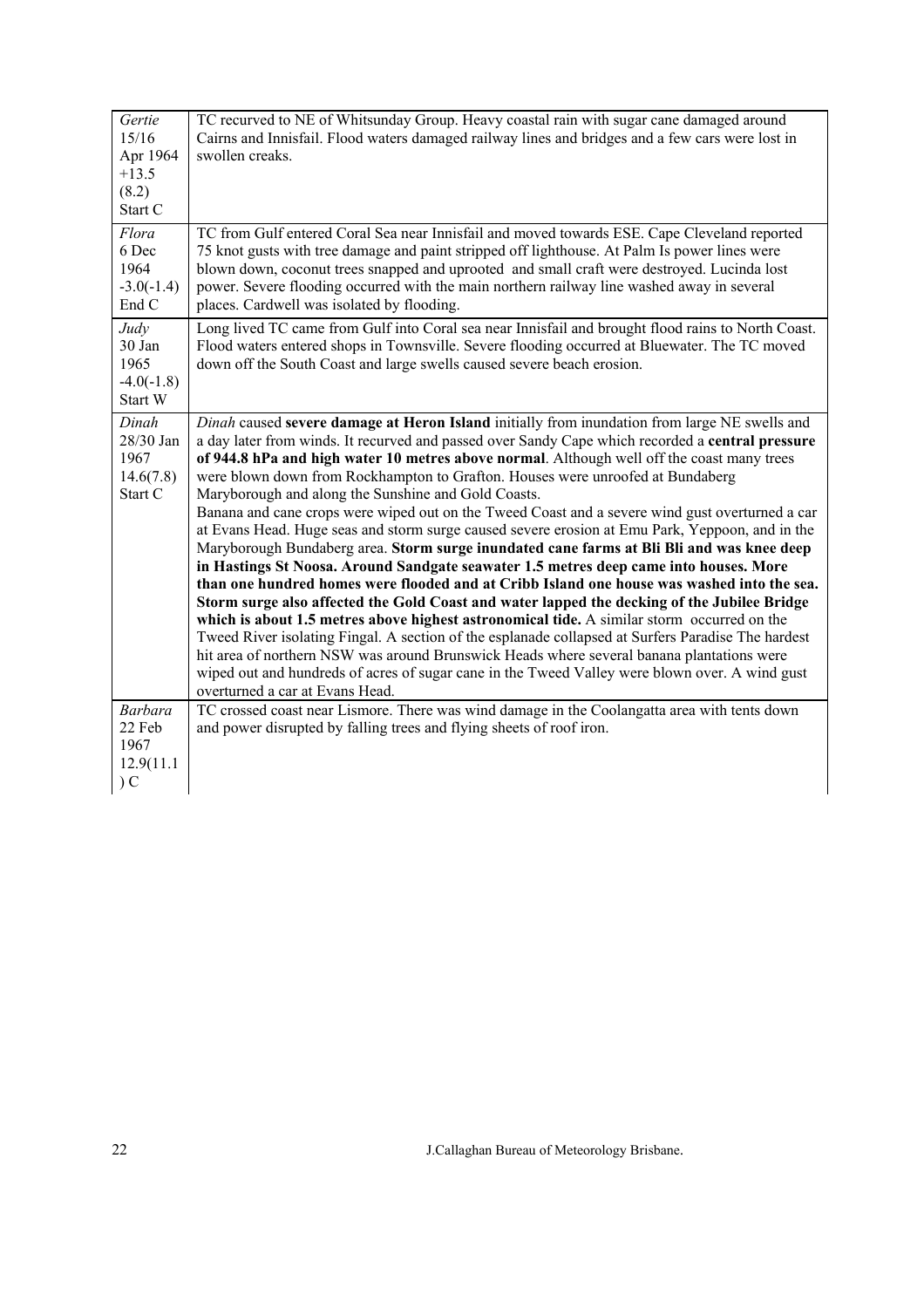| | |
|---|---|
| *Gertie* 15/16 Apr 1964 +13.5 (8.2) Start C | TC recurved to NE of Whitsunday Group. Heavy coastal rain with sugar cane damaged around Cairns and Innisfail. Flood waters damaged railway lines and bridges and a few cars were lost in swollen creaks. |
| *Flora* 6 Dec 1964 -3.0(-1.4) End C | TC from Gulf entered Coral Sea near Innisfail and moved towards ESE. Cape Cleveland reported 75 knot gusts with tree damage and paint stripped off lighthouse. At Palm Is power lines were blown down, coconut trees snapped and uprooted and small craft were destroyed. Lucinda lost power. Severe flooding occurred with the main northern railway line washed away in several places. Cardwell was isolated by flooding. |
| *Judy* 30 Jan 1965 -4.0(-1.8) Start W | Long lived TC came from Gulf into Coral sea near Innisfail and brought flood rains to North Coast. Flood waters entered shops in Townsville. Severe flooding occurred at Bluewater. The TC moved down off the South Coast and large swells caused severe beach erosion. |
| *Dinah* 28/30 Jan 1967 14.6(7.8) Start C | *Dinah* caused **severe damage at Heron Island** initially from inundation from large NE swells and a day later from winds. It recurved and passed over Sandy Cape which recorded a **central pressure of 944.8 hPa and high water 10 metres above normal**. Although well off the coast many trees were blown down from Rockhampton to Grafton. Houses were unroofed at Bundaberg Maryborough and along the Sunshine and Gold Coasts. Banana and cane crops were wiped out on the Tweed Coast and a severe wind gust overturned a car at Evans Head. Huge seas and storm surge caused severe erosion at Emu Park, Yeppoon, and in the Maryborough Bundaberg area. **Storm surge inundated cane farms at Bli Bli and was knee deep in Hastings St Noosa. Around Sandgate seawater 1.5 metres deep came into houses. More than one hundred homes were flooded and at Cribb Island one house was washed into the sea. Storm surge also affected the Gold Coast and water lapped the decking of the Jubilee Bridge which is about 1.5 metres above highest astronomical tide.** A similar storm occurred on the Tweed River isolating Fingal. A section of the esplanade collapsed at Surfers Paradise The hardest hit area of northern NSW was around Brunswick Heads where several banana plantations were wiped out and hundreds of acres of sugar cane in the Tweed Valley were blown over. A wind gust overturned a car at Evans Head. |
| *Barbara* 22 Feb 1967 12.9(11.1) C | TC crossed coast near Lismore. There was wind damage in the Coolangatta area with tents down and power disrupted by falling trees and flying sheets of roof iron. |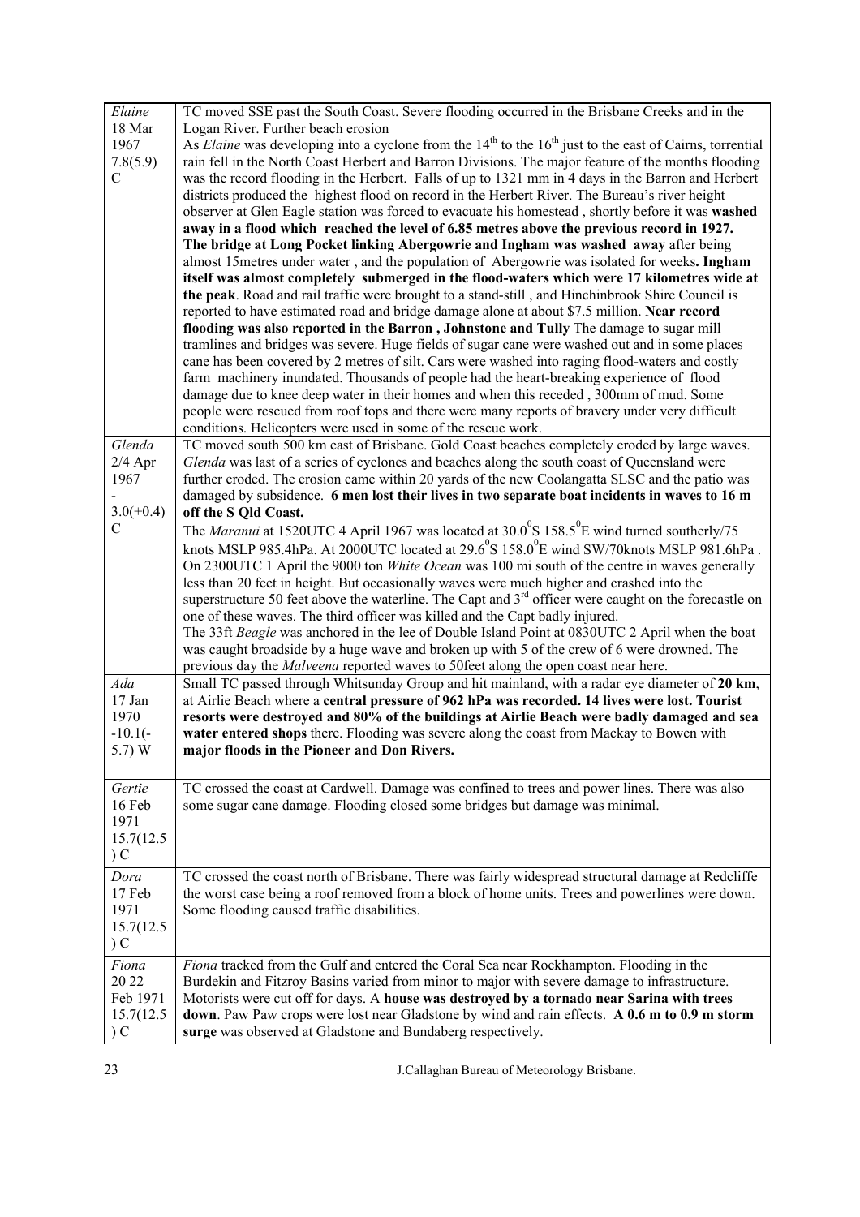| | |
|---|---|
| *Elaine* 18 Mar 1967 7.8(5.9) C | TC moved SSE past the South Coast. Severe flooding occurred in the Brisbane Creeks and in the Logan River. Further beach erosion As *Elaine* was developing into a cyclone from the 14th to the 16th just to the east of Cairns, torrential rain fell in the North Coast Herbert and Barron Divisions. The major feature of the months flooding was the record flooding in the Herbert. Falls of up to 1321 mm in 4 days in the Barron and Herbert districts produced the highest flood on record in the Herbert River. The Bureau's river height observer at Glen Eagle station was forced to evacuate his homestead , shortly before it was **washed away in a flood which reached the level of 6.85 metres above the previous record in 1927. The bridge at Long Pocket linking Abergowrie and Ingham was washed away** after being almost 15metres under water , and the population of Abergowrie was isolated for weeks**. Ingham itself was almost completely submerged in the flood-waters which were 17 kilometres wide at the peak**. Road and rail traffic were brought to a stand-still , and Hinchinbrook Shire Council is reported to have estimated road and bridge damage alone at about $7.5 million. **Near record flooding was also reported in the Barron , Johnstone and Tully** The damage to sugar mill tramlines and bridges was severe. Huge fields of sugar cane were washed out and in some places cane has been covered by 2 metres of silt. Cars were washed into raging flood-waters and costly farm machinery inundated. Thousands of people had the heart-breaking experience of flood damage due to knee deep water in their homes and when this receded , 300mm of mud. Some people were rescued from roof tops and there were many reports of bravery under very difficult conditions. Helicopters were used in some of the rescue work. |
| *Glenda* 2/4 Apr 1967 - 3.0(+0.4) C | TC moved south 500 km east of Brisbane. Gold Coast beaches completely eroded by large waves. *Glenda* was last of a series of cyclones and beaches along the south coast of Queensland were further eroded. The erosion came within 20 yards of the new Coolangatta SLSC and the patio was damaged by subsidence. **6 men lost their lives in two separate boat incidents in waves to 16 m off the S Qld Coast.** The *Maranui* at 1520UTC 4 April 1967 was located at 30.0$^0$S 158.5$^0$E wind turned southerly/75 knots MSLP 985.4hPa. At 2000UTC located at 29.6$^0$S 158.0$^0$E wind SW/70knots MSLP 981.6hPa . On 2300UTC 1 April the 9000 ton *White Ocean* was 100 mi south of the centre in waves generally less than 20 feet in height. But occasionally waves were much higher and crashed into the superstructure 50 feet above the waterline. The Capt and 3rd officer were caught on the forecastle on one of these waves. The third officer was killed and the Capt badly injured. The 33ft *Beagle* was anchored in the lee of Double Island Point at 0830UTC 2 April when the boat was caught broadside by a huge wave and broken up with 5 of the crew of 6 were drowned. The previous day the *Malveena* reported waves to 50feet along the open coast near here. |
| *Ada* 17 Jan 1970 -10.1(-5.7) W | Small TC passed through Whitsunday Group and hit mainland, with a radar eye diameter of **20 km**, at Airlie Beach where a **central pressure of 962 hPa was recorded. 14 lives were lost. Tourist resorts were destroyed and 80% of the buildings at Airlie Beach were badly damaged and sea water entered shops** there. Flooding was severe along the coast from Mackay to Bowen with **major floods in the Pioneer and Don Rivers.** |
| *Gertie* 16 Feb 1971 15.7(12.5) C | TC crossed the coast at Cardwell. Damage was confined to trees and power lines. There was also some sugar cane damage. Flooding closed some bridges but damage was minimal. |
| *Dora* 17 Feb 1971 15.7(12.5) C | TC crossed the coast north of Brisbane. There was fairly widespread structural damage at Redcliffe the worst case being a roof removed from a block of home units. Trees and powerlines were down. Some flooding caused traffic disabilities. |
| *Fiona* 20 22 Feb 1971 15.7(12.5) C | *Fiona* tracked from the Gulf and entered the Coral Sea near Rockhampton. Flooding in the Burdekin and Fitzroy Basins varied from minor to major with severe damage to infrastructure. Motorists were cut off for days. A **house was destroyed by a tornado near Sarina with trees down**. Paw Paw crops were lost near Gladstone by wind and rain effects. **A 0.6 m to 0.9 m storm surge** was observed at Gladstone and Bundaberg respectively. |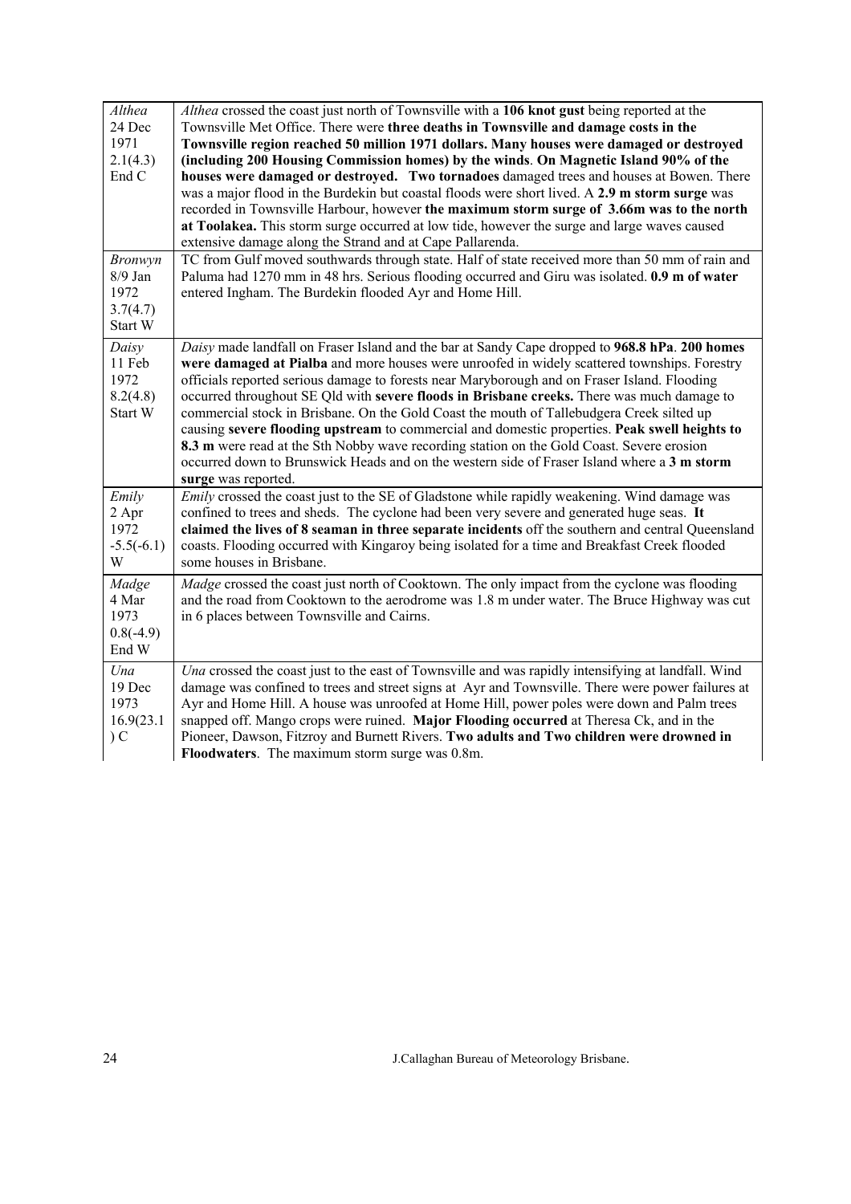| | |
|---|---|
| *Althea*<br>24 Dec<br>1971<br>2.1(4.3)<br>End C | *Althea* crossed the coast just north of Townsville with a **106 knot gust** being reported at the Townsville Met Office. There were **three deaths in Townsville and damage costs in the Townsville region reached 50 million 1971 dollars. Many houses were damaged or destroyed (including 200 Housing Commission homes) by the winds**. **On Magnetic Island 90% of the houses were damaged or destroyed. Two tornadoes** damaged trees and houses at Bowen. There was a major flood in the Burdekin but coastal floods were short lived. A **2.9 m storm surge** was recorded in Townsville Harbour, however **the maximum storm surge of 3.66m was to the north at Toolakea.** This storm surge occurred at low tide, however the surge and large waves caused extensive damage along the Strand and at Cape Pallarenda. |
| *Bronwyn*<br>8/9 Jan<br>1972<br>3.7(4.7)<br>Start W | TC from Gulf moved southwards through state. Half of state received more than 50 mm of rain and Paluma had 1270 mm in 48 hrs. Serious flooding occurred and Giru was isolated. **0.9 m of water** entered Ingham. The Burdekin flooded Ayr and Home Hill. |
| *Daisy*<br>11 Feb<br>1972<br>8.2(4.8)<br>Start W | *Daisy* made landfall on Fraser Island and the bar at Sandy Cape dropped to **968.8 hPa**. **200 homes were damaged at Pialba** and more houses were unroofed in widely scattered townships. Forestry officials reported serious damage to forests near Maryborough and on Fraser Island. Flooding occurred throughout SE Qld with **severe floods in Brisbane creeks.** There was much damage to commercial stock in Brisbane. On the Gold Coast the mouth of Tallebudgera Creek silted up causing **severe flooding upstream** to commercial and domestic properties. **Peak swell heights to 8.3 m** were read at the Sth Nobby wave recording station on the Gold Coast. Severe erosion occurred down to Brunswick Heads and on the western side of Fraser Island where a **3 m storm surge** was reported. |
| *Emily*<br>2 Apr<br>1972<br>-5.5(-6.1)<br>W | *Emily* crossed the coast just to the SE of Gladstone while rapidly weakening. Wind damage was confined to trees and sheds. The cyclone had been very severe and generated huge seas. **It claimed the lives of 8 seaman in three separate incidents** off the southern and central Queensland coasts. Flooding occurred with Kingaroy being isolated for a time and Breakfast Creek flooded some houses in Brisbane. |
| *Madge*<br>4 Mar<br>1973<br>0.8(-4.9)<br>End W | *Madge* crossed the coast just north of Cooktown. The only impact from the cyclone was flooding and the road from Cooktown to the aerodrome was 1.8 m under water. The Bruce Highway was cut in 6 places between Townsville and Cairns. |
| *Una*<br>19 Dec<br>1973<br>16.9(23.1)<br>C | *Una* crossed the coast just to the east of Townsville and was rapidly intensifying at landfall. Wind damage was confined to trees and street signs at Ayr and Townsville. There were power failures at Ayr and Home Hill. A house was unroofed at Home Hill, power poles were down and Palm trees snapped off. Mango crops were ruined. **Major Flooding occurred** at Theresa Ck, and in the Pioneer, Dawson, Fitzroy and Burnett Rivers. **Two adults and Two children were drowned in Floodwaters**. The maximum storm surge was 0.8m. |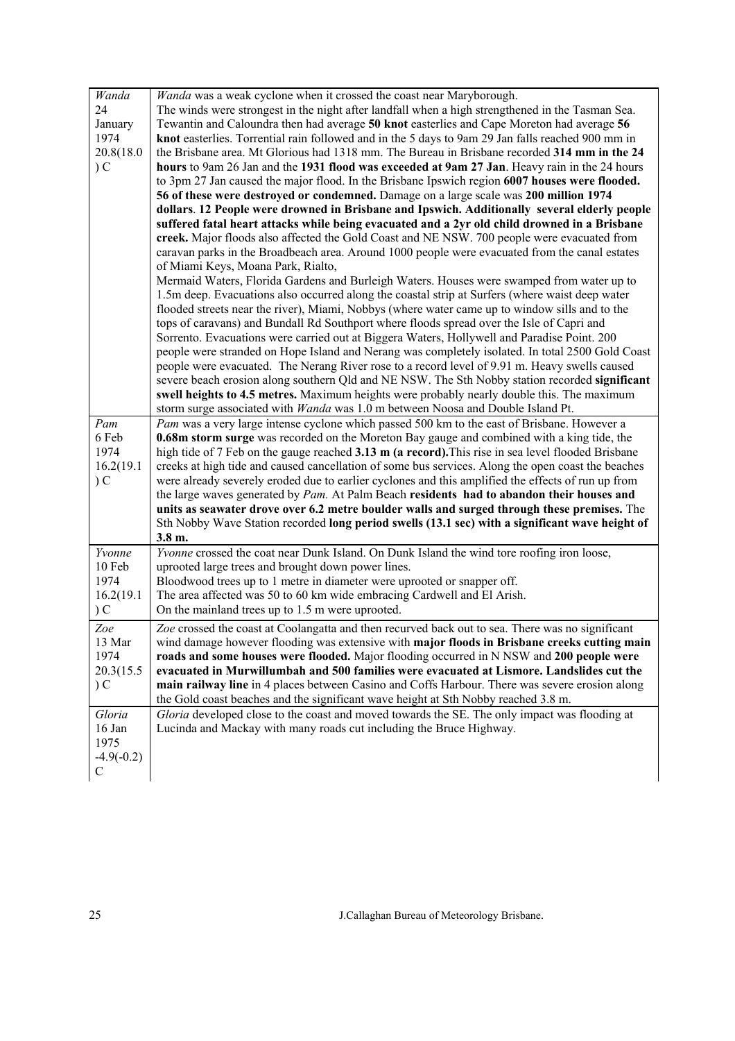| | |
|---|---|
| *Wanda* 24 January 1974 20.8(18.0) C | *Wanda* was a weak cyclone when it crossed the coast near Maryborough. The winds were strongest in the night after landfall when a high strengthened in the Tasman Sea. Tewantin and Caloundra then had average **50 knot** easterlies and Cape Moreton had average **56 knot** easterlies. Torrential rain followed and in the 5 days to 9am 29 Jan falls reached 900 mm in the Brisbane area. Mt Glorious had 1318 mm. The Bureau in Brisbane recorded **314 mm in the 24 hours** to 9am 26 Jan and the **1931 flood was exceeded at 9am 27 Jan**. Heavy rain in the 24 hours to 3pm 27 Jan caused the major flood. In the Brisbane Ipswich region **6007 houses were flooded. 56 of these were destroyed or condemned.** Damage on a large scale was **200 million 1974 dollars**. **12 People were drowned in Brisbane and Ipswich. Additionally several elderly people suffered fatal heart attacks while being evacuated and a 2yr old child drowned in a Brisbane creek.** Major floods also affected the Gold Coast and NE NSW. 700 people were evacuated from caravan parks in the Broadbeach area. Around 1000 people were evacuated from the canal estates of Miami Keys, Moana Park, Rialto, Mermaid Waters, Florida Gardens and Burleigh Waters. Houses were swamped from water up to 1.5m deep. Evacuations also occurred along the coastal strip at Surfers (where waist deep water flooded streets near the river), Miami, Nobbys (where water came up to window sills and to the tops of caravans) and Bundall Rd Southport where floods spread over the Isle of Capri and Sorrento. Evacuations were carried out at Biggera Waters, Hollywell and Paradise Point. 200 people were stranded on Hope Island and Nerang was completely isolated. In total 2500 Gold Coast people were evacuated. The Nerang River rose to a record level of 9.91 m. Heavy swells caused severe beach erosion along southern Qld and NE NSW. The Sth Nobby station recorded **significant swell heights to 4.5 metres.** Maximum heights were probably nearly double this. The maximum storm surge associated with *Wanda* was 1.0 m between Noosa and Double Island Pt. |
| *Pam* 6 Feb 1974 16.2(19.1) C | *Pam* was a very large intense cyclone which passed 500 km to the east of Brisbane. However a **0.68m storm surge** was recorded on the Moreton Bay gauge and combined with a king tide, the high tide of 7 Feb on the gauge reached **3.13 m (a record).** This rise in sea level flooded Brisbane creeks at high tide and caused cancellation of some bus services. Along the open coast the beaches were already severely eroded due to earlier cyclones and this amplified the effects of run up from the large waves generated by *Pam.* At Palm Beach **residents had to abandon their houses and units as seawater drove over 6.2 metre boulder walls and surged through these premises.** The Sth Nobby Wave Station recorded **long period swells (13.1 sec) with a significant wave height of 3.8 m.** |
| *Yvonne* 10 Feb 1974 16.2(19.1) C | *Yvonne* crossed the coat near Dunk Island. On Dunk Island the wind tore roofing iron loose, uprooted large trees and brought down power lines. Bloodwood trees up to 1 metre in diameter were uprooted or snapper off. The area affected was 50 to 60 km wide embracing Cardwell and El Arish. On the mainland trees up to 1.5 m were uprooted. |
| *Zoe* 13 Mar 1974 20.3(15.5) C | *Zoe* crossed the coast at Coolangatta and then recurved back out to sea. There was no significant wind damage however flooding was extensive with **major floods in Brisbane creeks cutting main roads and some houses were flooded.** Major flooding occurred in N NSW and **200 people were evacuated in Murwillumbah and 500 families were evacuated at Lismore. Landslides cut the main railway line** in 4 places between Casino and Coffs Harbour. There was severe erosion along the Gold coast beaches and the significant wave height at Sth Nobby reached 3.8 m. |
| *Gloria* 16 Jan 1975 -4.9(-0.2) C | *Gloria* developed close to the coast and moved towards the SE. The only impact was flooding at Lucinda and Mackay with many roads cut including the Bruce Highway. |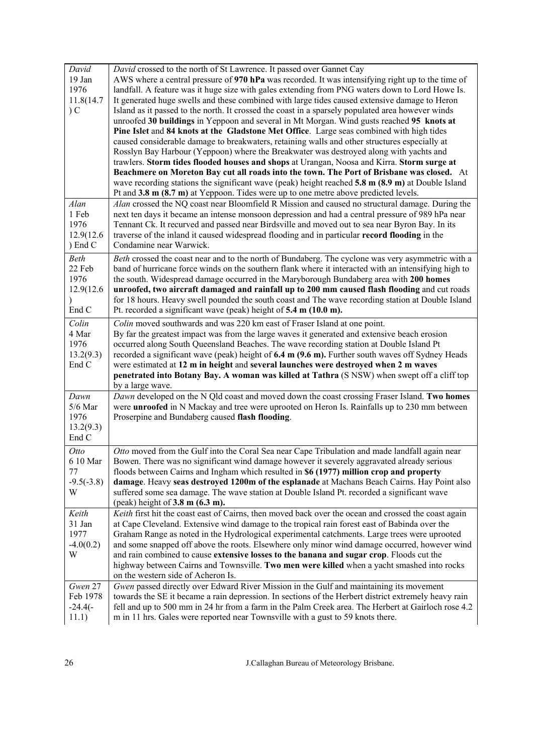| | |
|---|---|
| *David* 19 Jan 1976 11.8(14.7) C | *David* crossed to the north of St Lawrence. It passed over Gannet Cay AWS where a central pressure of **970 hPa** was recorded. It was intensifying right up to the time of landfall. A feature was it huge size with gales extending from PNG waters down to Lord Howe Is. It generated huge swells and these combined with large tides caused extensive damage to Heron Island as it passed to the north. It crossed the coast in a sparsely populated area however winds unroofed **30 buildings** in Yeppoon and several in Mt Morgan. Wind gusts reached **95 knots at Pine Islet** and **84 knots at the Gladstone Met Office**. Large seas combined with high tides caused considerable damage to breakwaters, retaining walls and other structures especially at Rosslyn Bay Harbour (Yeppoon) where the Breakwater was destroyed along with yachts and trawlers. **Storm tides flooded houses and shops** at Urangan, Noosa and Kirra. **Storm surge at Beachmere on Moreton Bay cut all roads into the town. The Port of Brisbane was closed.** At wave recording stations the significant wave (peak) height reached **5.8 m (8.9 m)** at Double Island Pt and **3.8 m (8.7 m)** at Yeppoon. Tides were up to one metre above predicted levels. |
| *Alan* 1 Feb 1976 12.9(12.6) End C | *Alan* crossed the NQ coast near Bloomfield R Mission and caused no structural damage. During the next ten days it became an intense monsoon depression and had a central pressure of 989 hPa near Tennant Ck. It recurved and passed near Birdsville and moved out to sea near Byron Bay. In its traverse of the inland it caused widespread flooding and in particular **record flooding** in the Condamine near Warwick. |
| *Beth* 22 Feb 1976 12.9(12.6) End C | *Beth* crossed the coast near and to the north of Bundaberg. The cyclone was very asymmetric with a band of hurricane force winds on the southern flank where it interacted with an intensifying high to the south. Widespread damage occurred in the Maryborough Bundaberg area with **200 homes unroofed, two aircraft damaged and rainfall up to 200 mm caused flash flooding** and cut roads for 18 hours. Heavy swell pounded the south coast and The wave recording station at Double Island Pt. recorded a significant wave (peak) height of **5.4 m (10.0 m).** |
| *Colin* 4 Mar 1976 13.2(9.3) End C | *Colin* moved southwards and was 220 km east of Fraser Island at one point. By far the greatest impact was from the large waves it generated and extensive beach erosion occurred along South Queensland Beaches. The wave recording station at Double Island Pt recorded a significant wave (peak) height of **6.4 m (9.6 m).** Further south waves off Sydney Heads were estimated at **12 m in height** and **several launches were destroyed when 2 m waves penetrated into Botany Bay. A woman was killed at Tathra** (S NSW) when swept off a cliff top by a large wave. |
| *Dawn* 5/6 Mar 1976 13.2(9.3) End C | *Dawn* developed on the N Qld coast and moved down the coast crossing Fraser Island. **Two homes** were **unroofed** in N Mackay and tree were uprooted on Heron Is. Rainfalls up to 230 mm between Proserpine and Bundaberg caused **flash flooding**. |
| *Otto* 6 10 Mar 77 -9.5(-3.8) W | *Otto* moved from the Gulf into the Coral Sea near Cape Tribulation and made landfall again near Bowen. There was no significant wind damage however it severely aggravated already serious floods between Cairns and Ingham which resulted in **$6 (1977) million crop and property damage**. Heavy **seas destroyed 1200m of the esplanade** at Machans Beach Cairns. Hay Point also suffered some sea damage. The wave station at Double Island Pt. recorded a significant wave (peak) height of **3.8 m (6.3 m).** |
| *Keith* 31 Jan 1977 -4.0(0.2) W | *Keith* first hit the coast east of Cairns, then moved back over the ocean and crossed the coast again at Cape Cleveland. Extensive wind damage to the tropical rain forest east of Babinda over the Graham Range as noted in the Hydrological experimental catchments. Large trees were uprooted and some snapped off above the roots. Elsewhere only minor wind damage occurred, however wind and rain combined to cause **extensive losses to the banana and sugar crop**. Floods cut the highway between Cairns and Townsville. **Two men were killed** when a yacht smashed into rocks on the western side of Acheron Is. |
| *Gwen* 27 Feb 1978 -24.4(-11.1) | *Gwen* passed directly over Edward River Mission in the Gulf and maintaining its movement towards the SE it became a rain depression. In sections of the Herbert district extremely heavy rain fell and up to 500 mm in 24 hr from a farm in the Palm Creek area. The Herbert at Gairloch rose 4.2 m in 11 hrs. Gales were reported near Townsville with a gust to 59 knots there. |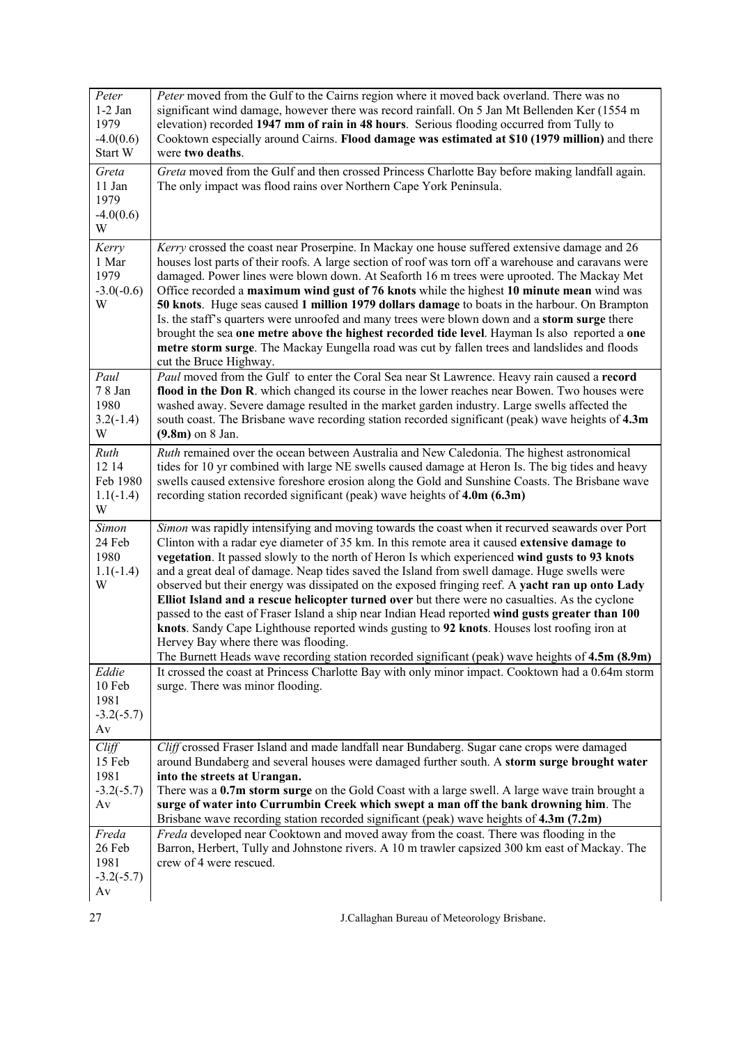| | |
|---|---|
| *Peter*<br>1-2 Jan 1979<br>-4.0(0.6)<br>Start W | *Peter* moved from the Gulf to the Cairns region where it moved back overland. There was no significant wind damage, however there was record rainfall. On 5 Jan Mt Bellenden Ker (1554 m elevation) recorded **1947 mm of rain in 48 hours**. Serious flooding occurred from Tully to Cooktown especially around Cairns. **Flood damage was estimated at $10 (1979 million)** and there were **two deaths**. |
| *Greta*<br>11 Jan 1979<br>-4.0(0.6)<br>W | *Greta* moved from the Gulf and then crossed Princess Charlotte Bay before making landfall again. The only impact was flood rains over Northern Cape York Peninsula. |
| *Kerry*<br>1 Mar 1979<br>-3.0(-0.6)<br>W | *Kerry* crossed the coast near Proserpine. In Mackay one house suffered extensive damage and 26 houses lost parts of their roofs. A large section of roof was torn off a warehouse and caravans were damaged. Power lines were blown down. At Seaforth 16 m trees were uprooted. The Mackay Met Office recorded a **maximum wind gust of 76 knots** while the highest **10 minute mean** wind was **50 knots**. Huge seas caused **1 million 1979 dollars damage** to boats in the harbour. On Brampton Is. the staff's quarters were unroofed and many trees were blown down and a **storm surge** there brought the sea **one metre above the highest recorded tide level**. Hayman Is also reported a **one metre storm surge**. The Mackay Eungella road was cut by fallen trees and landslides and floods cut the Bruce Highway. |
| *Paul*<br>7 8 Jan 1980<br>3.2(-1.4)<br>W | *Paul* moved from the Gulf to enter the Coral Sea near St Lawrence. Heavy rain caused a **record flood in the Don R**. which changed its course in the lower reaches near Bowen. Two houses were washed away. Severe damage resulted in the market garden industry. Large swells affected the south coast. The Brisbane wave recording station recorded significant (peak) wave heights of **4.3m (9.8m)** on 8 Jan. |
| *Ruth*<br>12 14 Feb 1980<br>1.1(-1.4)<br>W | *Ruth* remained over the ocean between Australia and New Caledonia. The highest astronomical tides for 10 yr combined with large NE swells caused damage at Heron Is. The big tides and heavy swells caused extensive foreshore erosion along the Gold and Sunshine Coasts. The Brisbane wave recording station recorded significant (peak) wave heights of **4.0m (6.3m)** |
| *Simon*<br>24 Feb 1980<br>1.1(-1.4)<br>W | *Simon* was rapidly intensifying and moving towards the coast when it recurved seawards over Port Clinton with a radar eye diameter of 35 km. In this remote area it caused **extensive damage to vegetation**. It passed slowly to the north of Heron Is which experienced **wind gusts to 93 knots** and a great deal of damage. Neap tides saved the Island from swell damage. Huge swells were observed but their energy was dissipated on the exposed fringing reef. A **yacht ran up onto Lady Elliot Island and a rescue helicopter turned over** but there were no casualties. As the cyclone passed to the east of Fraser Island a ship near Indian Head reported **wind gusts greater than 100 knots**. Sandy Cape Lighthouse reported winds gusting to **92 knots**. Houses lost roofing iron at Hervey Bay where there was flooding.<br>The Burnett Heads wave recording station recorded significant (peak) wave heights of **4.5m (8.9m)** |
| *Eddie*<br>10 Feb 1981<br>-3.2(-5.7)<br>Av | It crossed the coast at Princess Charlotte Bay with only minor impact. Cooktown had a 0.64m storm surge. There was minor flooding. |
| *Cliff*<br>15 Feb 1981<br>-3.2(-5.7)<br>Av | *Cliff* crossed Fraser Island and made landfall near Bundaberg. Sugar cane crops were damaged around Bundaberg and several houses were damaged further south. A **storm surge brought water into the streets at Urangan.**<br>There was a **0.7m storm surge** on the Gold Coast with a large swell. A large wave train brought a **surge of water into Currumbin Creek which swept a man off the bank drowning him**. The Brisbane wave recording station recorded significant (peak) wave heights of **4.3m (7.2m)** |
| *Freda*<br>26 Feb 1981<br>-3.2(-5.7)<br>Av | *Freda* developed near Cooktown and moved away from the coast. There was flooding in the Barron, Herbert, Tully and Johnstone rivers. A 10 m trawler capsized 300 km east of Mackay. The crew of 4 were rescued. |

J.Callaghan Bureau of Meteorology Brisbane.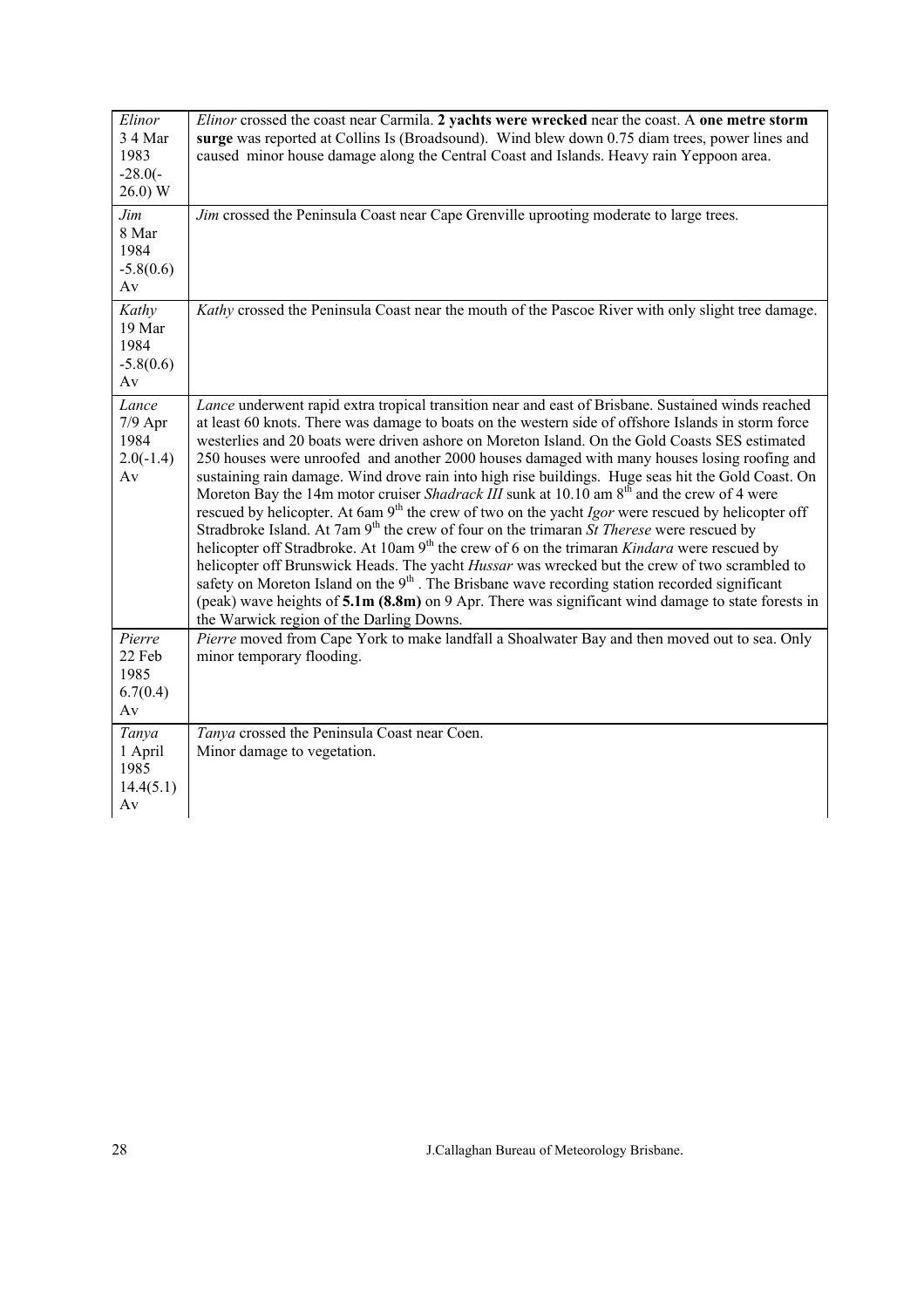| | |
|---|---|
| *Elinor* 3 4 Mar 1983 -28.0(-26.0) W | *Elinor* crossed the coast near Carmila. **2 yachts were wrecked** near the coast. A **one metre storm surge** was reported at Collins Is (Broadsound). Wind blew down 0.75 diam trees, power lines and caused minor house damage along the Central Coast and Islands. Heavy rain Yeppoon area. |
| *Jim* 8 Mar 1984 -5.8(0.6) Av | *Jim* crossed the Peninsula Coast near Cape Grenville uprooting moderate to large trees. |
| *Kathy* 19 Mar 1984 -5.8(0.6) Av | *Kathy* crossed the Peninsula Coast near the mouth of the Pascoe River with only slight tree damage. |
| *Lance* 7/9 Apr 1984 2.0(-1.4) Av | *Lance* underwent rapid extra tropical transition near and east of Brisbane. Sustained winds reached at least 60 knots. There was damage to boats on the western side of offshore Islands in storm force westerlies and 20 boats were driven ashore on Moreton Island. On the Gold Coasts SES estimated 250 houses were unroofed and another 2000 houses damaged with many houses losing roofing and sustaining rain damage. Wind drove rain into high rise buildings. Huge seas hit the Gold Coast. On Moreton Bay the 14m motor cruiser *Shadrack III* sunk at 10.10 am 8th and the crew of 4 were rescued by helicopter. At 6am 9th the crew of two on the yacht *Igor* were rescued by helicopter off Stradbroke Island. At 7am 9th the crew of four on the trimaran *St Therese* were rescued by helicopter off Stradbroke. At 10am 9th the crew of 6 on the trimaran *Kindara* were rescued by helicopter off Brunswick Heads. The yacht *Hussar* was wrecked but the crew of two scrambled to safety on Moreton Island on the 9th . The Brisbane wave recording station recorded significant (peak) wave heights of **5.1m (8.8m)** on 9 Apr. There was significant wind damage to state forests in the Warwick region of the Darling Downs. |
| *Pierre* 22 Feb 1985 6.7(0.4) Av | *Pierre* moved from Cape York to make landfall a Shoalwater Bay and then moved out to sea. Only minor temporary flooding. |
| *Tanya* 1 April 1985 14.4(5.1) Av | *Tanya* crossed the Peninsula Coast near Coen. Minor damage to vegetation. |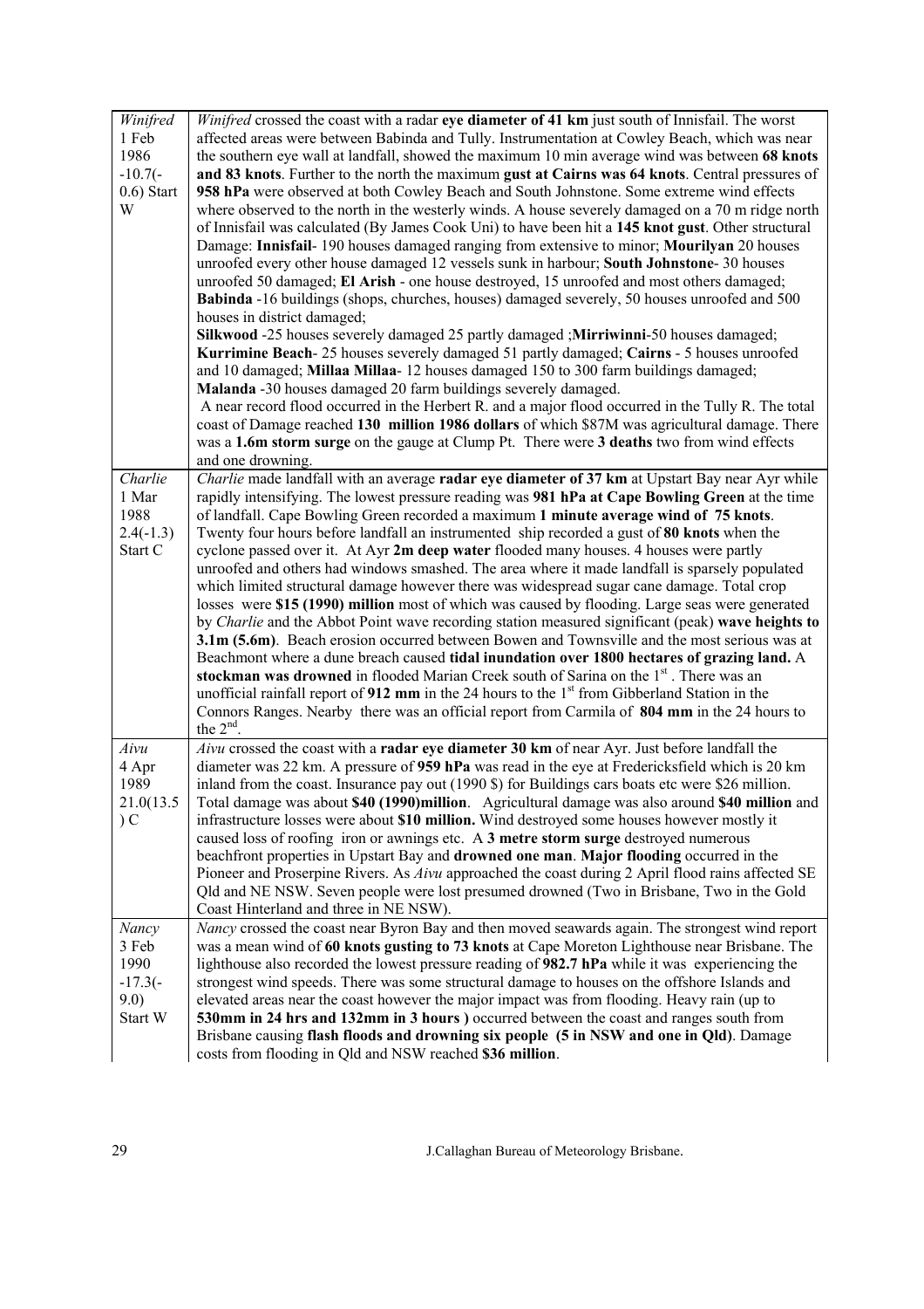| | |
|---|---|
| *Winifred* 1 Feb 1986 -10.7(-0.6) Start W | *Winifred* crossed the coast with a radar **eye diameter of 41 km** just south of Innisfail. The worst affected areas were between Babinda and Tully. Instrumentation at Cowley Beach, which was near the southern eye wall at landfall, showed the maximum 10 min average wind was between **68 knots and 83 knots**. Further to the north the maximum **gust at Cairns was 64 knots**. Central pressures of **958 hPa** were observed at both Cowley Beach and South Johnstone. Some extreme wind effects where observed to the north in the westerly winds. A house severely damaged on a 70 m ridge north of Innisfail was calculated (By James Cook Uni) to have been hit a **145 knot gust**. Other structural Damage: **Innisfail**- 190 houses damaged ranging from extensive to minor; **Mourilyan** 20 houses unroofed every other house damaged 12 vessels sunk in harbour; **South Johnstone**- 30 houses unroofed 50 damaged; **El Arish** - one house destroyed, 15 unroofed and most others damaged; **Babinda** -16 buildings (shops, churches, houses) damaged severely, 50 houses unroofed and 500 houses in district damaged; **Silkwood** -25 houses severely damaged 25 partly damaged ;**Mirriwinni**-50 houses damaged; **Kurrimine Beach**- 25 houses severely damaged 51 partly damaged; **Cairns** - 5 houses unroofed and 10 damaged; **Millaa Millaa**- 12 houses damaged 150 to 300 farm buildings damaged; **Malanda** -30 houses damaged 20 farm buildings severely damaged. A near record flood occurred in the Herbert R. and a major flood occurred in the Tully R. The total coast of Damage reached **130 million 1986 dollars** of which $87M was agricultural damage. There was a **1.6m storm surge** on the gauge at Clump Pt. There were **3 deaths** two from wind effects and one drowning. |
| *Charlie* 1 Mar 1988 2.4(-1.3) Start C | *Charlie* made landfall with an average **radar eye diameter of 37 km** at Upstart Bay near Ayr while rapidly intensifying. The lowest pressure reading was **981 hPa at Cape Bowling Green** at the time of landfall. Cape Bowling Green recorded a maximum **1 minute average wind of 75 knots**. Twenty four hours before landfall an instrumented ship recorded a gust of **80 knots** when the cyclone passed over it. At Ayr **2m deep water** flooded many houses. 4 houses were partly unroofed and others had windows smashed. The area where it made landfall is sparsely populated which limited structural damage however there was widespread sugar cane damage. Total crop losses were **$15 (1990) million** most of which was caused by flooding. Large seas were generated by *Charlie* and the Abbot Point wave recording station measured significant (peak) **wave heights to 3.1m (5.6m)**. Beach erosion occurred between Bowen and Townsville and the most serious was at Beachmont where a dune breach caused **tidal inundation over 1800 hectares of grazing land.** A **stockman was drowned** in flooded Marian Creek south of Sarina on the 1st . There was an unofficial rainfall report of **912 mm** in the 24 hours to the 1st from Gibberland Station in the Connors Ranges. Nearby there was an official report from Carmila of **804 mm** in the 24 hours to the 2nd. |
| *Aivu* 4 Apr 1989 21.0(13.5) C | *Aivu* crossed the coast with a **radar eye diameter 30 km** of near Ayr. Just before landfall the diameter was 22 km. A pressure of **959 hPa** was read in the eye at Fredericksfield which is 20 km inland from the coast. Insurance pay out (1990 $) for Buildings cars boats etc were $26 million. Total damage was about **$40 (1990)million**. Agricultural damage was also around **$40 million** and infrastructure losses were about **$10 million.** Wind destroyed some houses however mostly it caused loss of roofing iron or awnings etc. A **3 metre storm surge** destroyed numerous beachfront properties in Upstart Bay and **drowned one man**. **Major flooding** occurred in the Pioneer and Proserpine Rivers. As *Aivu* approached the coast during 2 April flood rains affected SE Qld and NE NSW. Seven people were lost presumed drowned (Two in Brisbane, Two in the Gold Coast Hinterland and three in NE NSW). |
| *Nancy* 3 Feb 1990 -17.3(-9.0) Start W | *Nancy* crossed the coast near Byron Bay and then moved seawards again. The strongest wind report was a mean wind of **60 knots gusting to 73 knots** at Cape Moreton Lighthouse near Brisbane. The lighthouse also recorded the lowest pressure reading of **982.7 hPa** while it was experiencing the strongest wind speeds. There was some structural damage to houses on the offshore Islands and elevated areas near the coast however the major impact was from flooding. Heavy rain (up to **530mm in 24 hrs and 132mm in 3 hours )** occurred between the coast and ranges south from Brisbane causing **flash floods and drowning six people (5 in NSW and one in Qld)**. Damage costs from flooding in Qld and NSW reached **$36 million**. |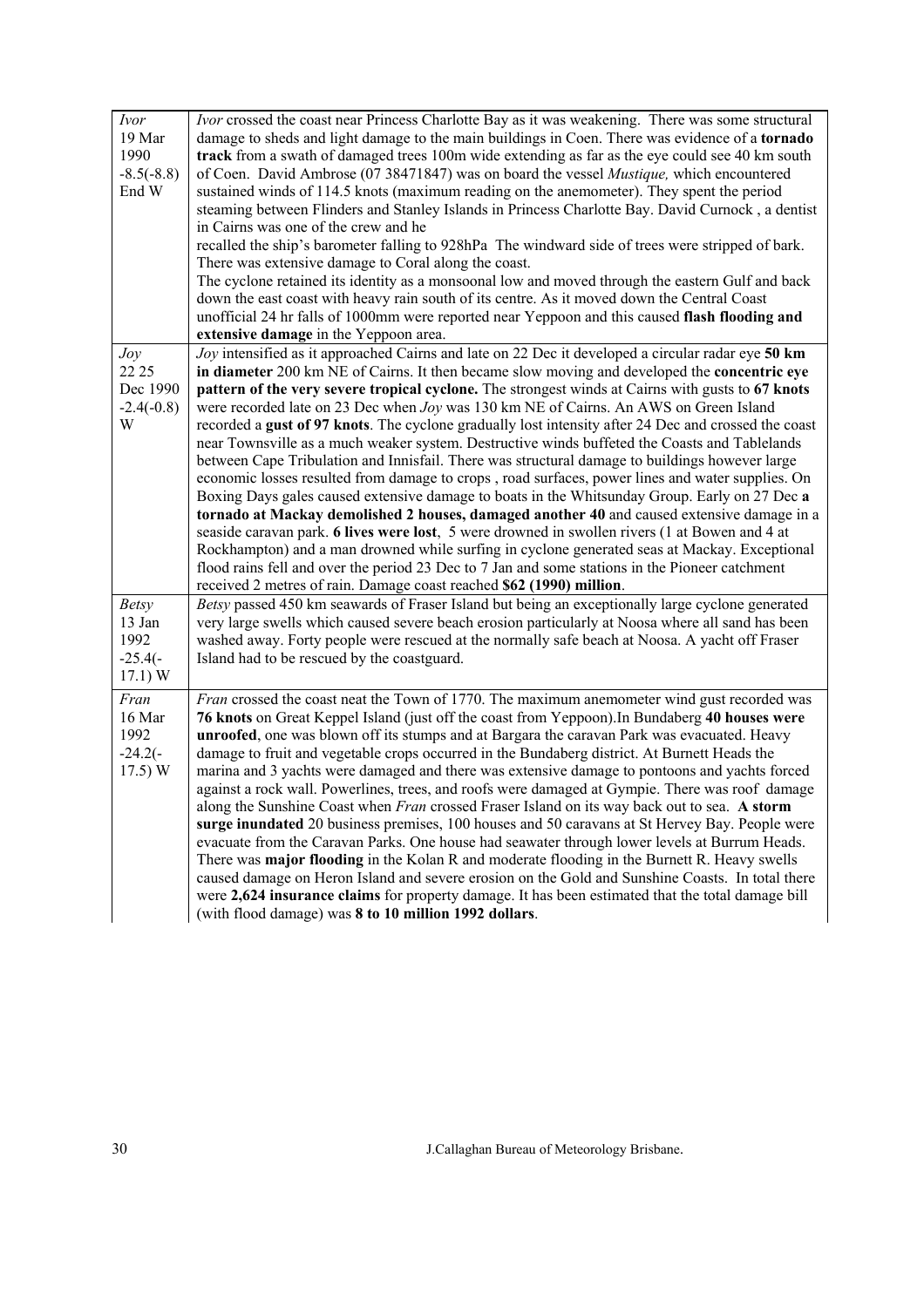| | |
|---|---|
| *Ivor*<br>19 Mar<br>1990<br>-8.5(-8.8)<br>End W | *Ivor* crossed the coast near Princess Charlotte Bay as it was weakening. There was some structural damage to sheds and light damage to the main buildings in Coen. There was evidence of a **tornado track** from a swath of damaged trees 100m wide extending as far as the eye could see 40 km south of Coen. David Ambrose (07 38471847) was on board the vessel *Mustique,* which encountered sustained winds of 114.5 knots (maximum reading on the anemometer). They spent the period steaming between Flinders and Stanley Islands in Princess Charlotte Bay. David Curnock , a dentist in Cairns was one of the crew and he recalled the ship's barometer falling to 928hPa The windward side of trees were stripped of bark. There was extensive damage to Coral along the coast.<br>The cyclone retained its identity as a monsoonal low and moved through the eastern Gulf and back down the east coast with heavy rain south of its centre. As it moved down the Central Coast unofficial 24 hr falls of 1000mm were reported near Yeppoon and this caused **flash flooding and extensive damage** in the Yeppoon area. |
| *Joy*<br>22 25<br>Dec 1990<br>-2.4(-0.8)<br>W | *Joy* intensified as it approached Cairns and late on 22 Dec it developed a circular radar eye **50 km in diameter** 200 km NE of Cairns. It then became slow moving and developed the **concentric eye pattern of the very severe tropical cyclone.** The strongest winds at Cairns with gusts to **67 knots** were recorded late on 23 Dec when *Joy* was 130 km NE of Cairns. An AWS on Green Island recorded a **gust of 97 knots**. The cyclone gradually lost intensity after 24 Dec and crossed the coast near Townsville as a much weaker system. Destructive winds buffeted the Coasts and Tablelands between Cape Tribulation and Innisfail. There was structural damage to buildings however large economic losses resulted from damage to crops , road surfaces, power lines and water supplies. On Boxing Days gales caused extensive damage to boats in the Whitsunday Group. Early on 27 Dec **a tornado at Mackay demolished 2 houses, damaged another 40** and caused extensive damage in a seaside caravan park. **6 lives were lost**, 5 were drowned in swollen rivers (1 at Bowen and 4 at Rockhampton) and a man drowned while surfing in cyclone generated seas at Mackay. Exceptional flood rains fell and over the period 23 Dec to 7 Jan and some stations in the Pioneer catchment received 2 metres of rain. Damage coast reached **$62 (1990) million**. |
| *Betsy*<br>13 Jan<br>1992<br>-25.4(-17.1) W | *Betsy* passed 450 km seawards of Fraser Island but being an exceptionally large cyclone generated very large swells which caused severe beach erosion particularly at Noosa where all sand has been washed away. Forty people were rescued at the normally safe beach at Noosa. A yacht off Fraser Island had to be rescued by the coastguard. |
| *Fran*<br>16 Mar<br>1992<br>-24.2(-17.5) W | *Fran* crossed the coast neat the Town of 1770. The maximum anemometer wind gust recorded was **76 knots** on Great Keppel Island (just off the coast from Yeppoon).In Bundaberg **40 houses were unroofed**, one was blown off its stumps and at Bargara the caravan Park was evacuated. Heavy damage to fruit and vegetable crops occurred in the Bundaberg district. At Burnett Heads the marina and 3 yachts were damaged and there was extensive damage to pontoons and yachts forced against a rock wall. Powerlines, trees, and roofs were damaged at Gympie. There was roof damage along the Sunshine Coast when *Fran* crossed Fraser Island on its way back out to sea. **A storm surge inundated** 20 business premises, 100 houses and 50 caravans at St Hervey Bay. People were evacuate from the Caravan Parks. One house had seawater through lower levels at Burrum Heads. There was **major flooding** in the Kolan R and moderate flooding in the Burnett R. Heavy swells caused damage on Heron Island and severe erosion on the Gold and Sunshine Coasts. In total there were **2,624 insurance claims** for property damage. It has been estimated that the total damage bill (with flood damage) was **8 to 10 million 1992 dollars**. |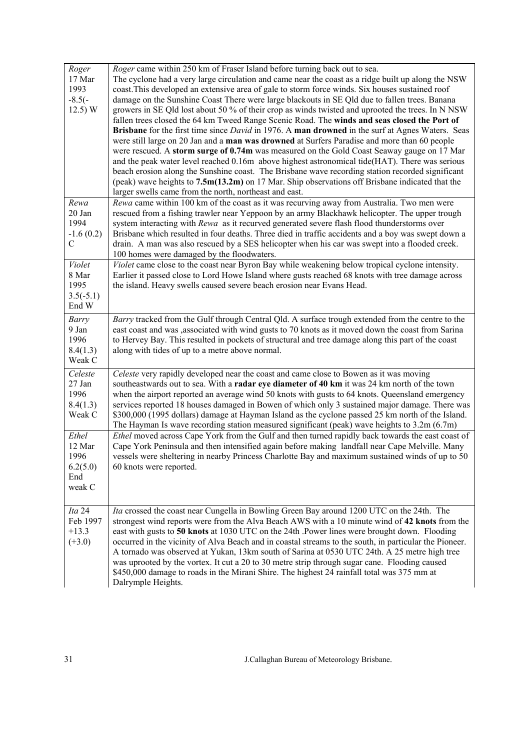| | |
|---|---|
| *Roger* 17 Mar 1993 -8.5(-12.5) W | *Roger* came within 250 km of Fraser Island before turning back out to sea. The cyclone had a very large circulation and came near the coast as a ridge built up along the NSW coast.This developed an extensive area of gale to storm force winds. Six houses sustained roof damage on the Sunshine Coast There were large blackouts in SE Qld due to fallen trees. Banana growers in SE Qld lost about 50 % of their crop as winds twisted and uprooted the trees. In N NSW fallen trees closed the 64 km Tweed Range Scenic Road. The **winds and seas closed the Port of Brisbane** for the first time since *David* in 1976. A **man drowned** in the surf at Agnes Waters. Seas were still large on 20 Jan and a **man was drowned** at Surfers Paradise and more than 60 people were rescued. A **storm surge of 0.74m** was measured on the Gold Coast Seaway gauge on 17 Mar and the peak water level reached 0.16m above highest astronomical tide(HAT). There was serious beach erosion along the Sunshine coast. The Brisbane wave recording station recorded significant (peak) wave heights to **7.5m(13.2m)** on 17 Mar. Ship observations off Brisbane indicated that the larger swells came from the north, northeast and east. |
| *Rewa* 20 Jan 1994 -1.6 (0.2) C | *Rewa* came within 100 km of the coast as it was recurving away from Australia. Two men were rescued from a fishing trawler near Yeppoon by an army Blackhawk helicopter. The upper trough system interacting with *Rewa* as it recurved generated severe flash flood thunderstorms over Brisbane which resulted in four deaths. Three died in traffic accidents and a boy was swept down a drain. A man was also rescued by a SES helicopter when his car was swept into a flooded creek. 100 homes were damaged by the floodwaters. |
| *Violet* 8 Mar 1995 3.5(-5.1) End W | *Violet* came close to the coast near Byron Bay while weakening below tropical cyclone intensity. Earlier it passed close to Lord Howe Island where gusts reached 68 knots with tree damage across the island. Heavy swells caused severe beach erosion near Evans Head. |
| *Barry* 9 Jan 1996 8.4(1.3) Weak C | *Barry* tracked from the Gulf through Central Qld. A surface trough extended from the centre to the east coast and was ,associated with wind gusts to 70 knots as it moved down the coast from Sarina to Hervey Bay. This resulted in pockets of structural and tree damage along this part of the coast along with tides of up to a metre above normal. |
| *Celeste* 27 Jan 1996 8.4(1.3) Weak C | *Celeste* very rapidly developed near the coast and came close to Bowen as it was moving southeastwards out to sea. With a **radar eye diameter of 40 km** it was 24 km north of the town when the airport reported an average wind 50 knots with gusts to 64 knots. Queensland emergency services reported 18 houses damaged in Bowen of which only 3 sustained major damage. There was $300,000 (1995 dollars) damage at Hayman Island as the cyclone passed 25 km north of the Island. The Hayman Is wave recording station measured significant (peak) wave heights to 3.2m (6.7m) |
| *Ethel* 12 Mar 1996 6.2(5.0) End weak C | *Ethel* moved across Cape York from the Gulf and then turned rapidly back towards the east coast of Cape York Peninsula and then intensified again before making landfall near Cape Melville. Many vessels were sheltering in nearby Princess Charlotte Bay and maximum sustained winds of up to 50 60 knots were reported. |
| *Ita* 24 Feb 1997 +13.3 (+3.0) | *Ita* crossed the coast near Cungella in Bowling Green Bay around 1200 UTC on the 24th. The strongest wind reports were from the Alva Beach AWS with a 10 minute wind of **42 knots** from the east with gusts to **50 knots** at 1030 UTC on the 24th .Power lines were brought down. Flooding occurred in the vicinity of Alva Beach and in coastal streams to the south, in particular the Pioneer. A tornado was observed at Yukan, 13km south of Sarina at 0530 UTC 24th. A 25 metre high tree was uprooted by the vortex. It cut a 20 to 30 metre strip through sugar cane. Flooding caused $450,000 damage to roads in the Mirani Shire. The highest 24 rainfall total was 375 mm at Dalrymple Heights. |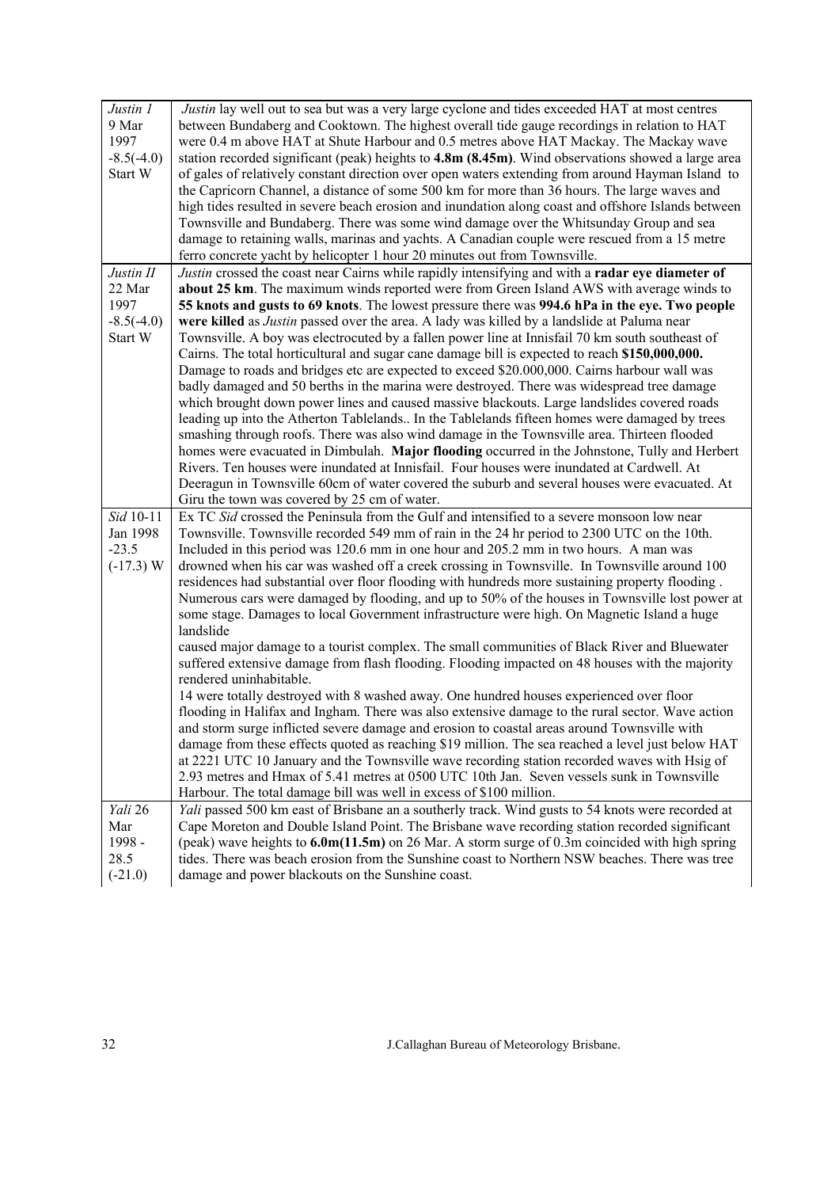| | |
|---|---|
| *Justin 1* 9 Mar 1997 -8.5(-4.0) Start W | *Justin* lay well out to sea but was a very large cyclone and tides exceeded HAT at most centres between Bundaberg and Cooktown. The highest overall tide gauge recordings in relation to HAT were 0.4 m above HAT at Shute Harbour and 0.5 metres above HAT Mackay. The Mackay wave station recorded significant (peak) heights to **4.8m (8.45m)**. Wind observations showed a large area of gales of relatively constant direction over open waters extending from around Hayman Island to the Capricorn Channel, a distance of some 500 km for more than 36 hours. The large waves and high tides resulted in severe beach erosion and inundation along coast and offshore Islands between Townsville and Bundaberg. There was some wind damage over the Whitsunday Group and sea damage to retaining walls, marinas and yachts. A Canadian couple were rescued from a 15 metre ferro concrete yacht by helicopter 1 hour 20 minutes out from Townsville. |
| *Justin II* 22 Mar 1997 -8.5(-4.0) Start W | *Justin* crossed the coast near Cairns while rapidly intensifying and with a **radar eye diameter of about 25 km**. The maximum winds reported were from Green Island AWS with average winds to **55 knots and gusts to 69 knots**. The lowest pressure there was **994.6 hPa in the eye. Two people were killed** as *Justin* passed over the area. A lady was killed by a landslide at Paluma near Townsville. A boy was electrocuted by a fallen power line at Innisfail 70 km south southeast of Cairns. The total horticultural and sugar cane damage bill is expected to reach **$150,000,000.** Damage to roads and bridges etc are expected to exceed $20.000,000. Cairns harbour wall was badly damaged and 50 berths in the marina were destroyed. There was widespread tree damage which brought down power lines and caused massive blackouts. Large landslides covered roads leading up into the Atherton Tablelands.. In the Tablelands fifteen homes were damaged by trees smashing through roofs. There was also wind damage in the Townsville area. Thirteen flooded homes were evacuated in Dimbulah. **Major flooding** occurred in the Johnstone, Tully and Herbert Rivers. Ten houses were inundated at Innisfail. Four houses were inundated at Cardwell. At Deeragun in Townsville 60cm of water covered the suburb and several houses were evacuated. At Giru the town was covered by 25 cm of water. |
| *Sid* 10-11 Jan 1998 -23.5 (-17.3) W | Ex TC *Sid* crossed the Peninsula from the Gulf and intensified to a severe monsoon low near Townsville. Townsville recorded 549 mm of rain in the 24 hr period to 2300 UTC on the 10th. Included in this period was 120.6 mm in one hour and 205.2 mm in two hours. A man was drowned when his car was washed off a creek crossing in Townsville. In Townsville around 100 residences had substantial over floor flooding with hundreds more sustaining property flooding . Numerous cars were damaged by flooding, and up to 50% of the houses in Townsville lost power at some stage. Damages to local Government infrastructure were high. On Magnetic Island a huge landslide<br>caused major damage to a tourist complex. The small communities of Black River and Bluewater suffered extensive damage from flash flooding. Flooding impacted on 48 houses with the majority rendered uninhabitable.<br>14 were totally destroyed with 8 washed away. One hundred houses experienced over floor flooding in Halifax and Ingham. There was also extensive damage to the rural sector. Wave action and storm surge inflicted severe damage and erosion to coastal areas around Townsville with damage from these effects quoted as reaching $19 million. The sea reached a level just below HAT at 2221 UTC 10 January and the Townsville wave recording station recorded waves with Hsig of 2.93 metres and Hmax of 5.41 metres at 0500 UTC 10th Jan. Seven vessels sunk in Townsville Harbour. The total damage bill was well in excess of $100 million. |
| *Yali* 26 Mar 1998 - 28.5 (-21.0) | *Yali* passed 500 km east of Brisbane an a southerly track. Wind gusts to 54 knots were recorded at Cape Moreton and Double Island Point. The Brisbane wave recording station recorded significant (peak) wave heights to **6.0m(11.5m)** on 26 Mar. A storm surge of 0.3m coincided with high spring tides. There was beach erosion from the Sunshine coast to Northern NSW beaches. There was tree damage and power blackouts on the Sunshine coast. |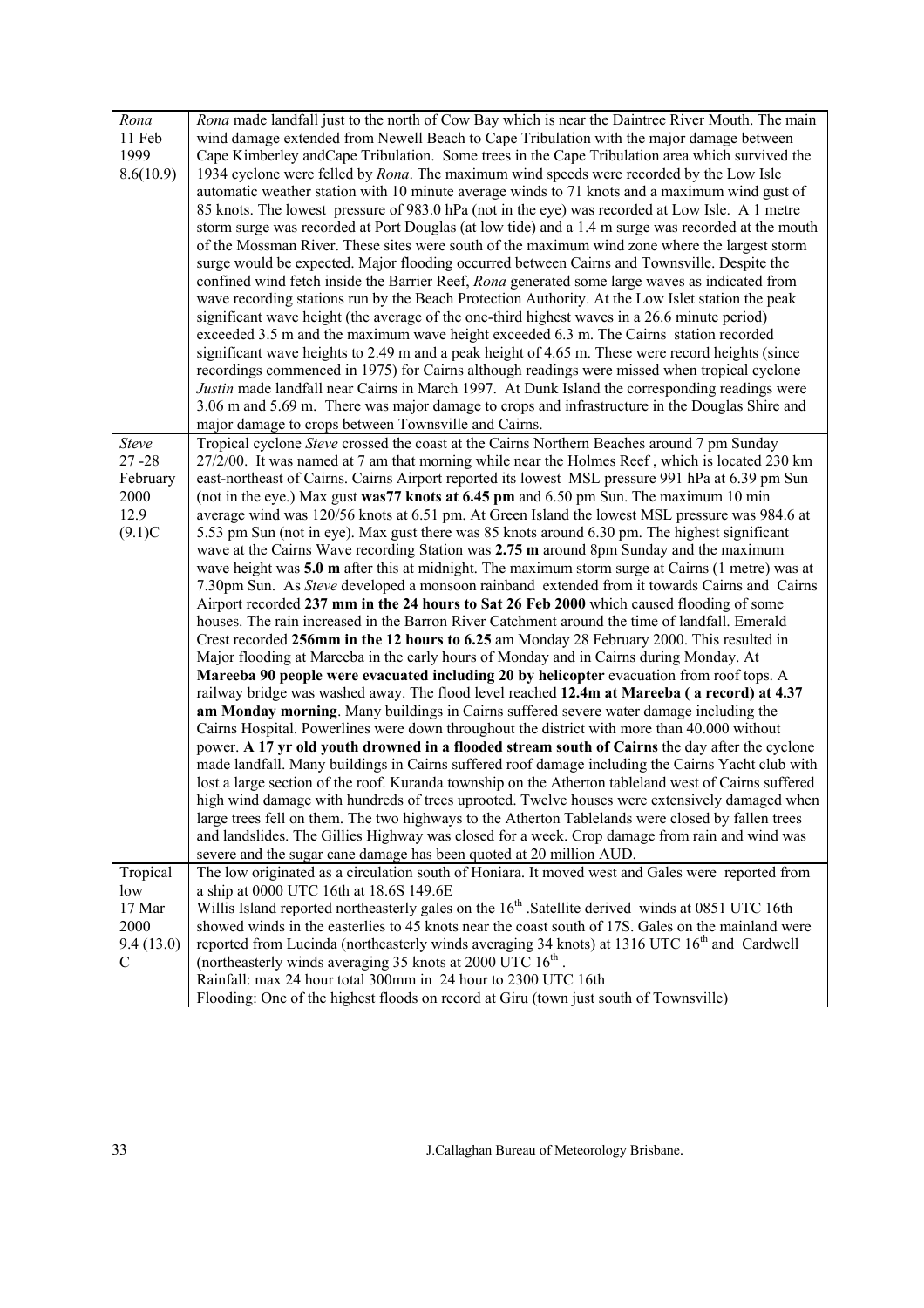| | |
|---|---|
| *Rona*<br>11 Feb<br>1999<br>8.6(10.9) | *Rona* made landfall just to the north of Cow Bay which is near the Daintree River Mouth. The main wind damage extended from Newell Beach to Cape Tribulation with the major damage between Cape Kimberley andCape Tribulation. Some trees in the Cape Tribulation area which survived the 1934 cyclone were felled by *Rona*. The maximum wind speeds were recorded by the Low Isle automatic weather station with 10 minute average winds to 71 knots and a maximum wind gust of 85 knots. The lowest pressure of 983.0 hPa (not in the eye) was recorded at Low Isle. A 1 metre storm surge was recorded at Port Douglas (at low tide) and a 1.4 m surge was recorded at the mouth of the Mossman River. These sites were south of the maximum wind zone where the largest storm surge would be expected. Major flooding occurred between Cairns and Townsville. Despite the confined wind fetch inside the Barrier Reef, *Rona* generated some large waves as indicated from wave recording stations run by the Beach Protection Authority. At the Low Islet station the peak significant wave height (the average of the one-third highest waves in a 26.6 minute period) exceeded 3.5 m and the maximum wave height exceeded 6.3 m. The Cairns station recorded significant wave heights to 2.49 m and a peak height of 4.65 m. These were record heights (since recordings commenced in 1975) for Cairns although readings were missed when tropical cyclone *Justin* made landfall near Cairns in March 1997. At Dunk Island the corresponding readings were 3.06 m and 5.69 m. There was major damage to crops and infrastructure in the Douglas Shire and major damage to crops between Townsville and Cairns. |
| *Steve*<br>27 -28<br>February<br>2000<br>12.9<br>(9.1)C | Tropical cyclone *Steve* crossed the coast at the Cairns Northern Beaches around 7 pm Sunday 27/2/00. It was named at 7 am that morning while near the Holmes Reef , which is located 230 km east-northeast of Cairns. Cairns Airport reported its lowest MSL pressure 991 hPa at 6.39 pm Sun (not in the eye.) Max gust **was77 knots at 6.45 pm** and 6.50 pm Sun. The maximum 10 min average wind was 120/56 knots at 6.51 pm. At Green Island the lowest MSL pressure was 984.6 at 5.53 pm Sun (not in eye). Max gust there was 85 knots around 6.30 pm. The highest significant wave at the Cairns Wave recording Station was **2.75 m** around 8pm Sunday and the maximum wave height was **5.0 m** after this at midnight. The maximum storm surge at Cairns (1 metre) was at 7.30pm Sun. As *Steve* developed a monsoon rainband extended from it towards Cairns and Cairns Airport recorded **237 mm in the 24 hours to Sat 26 Feb 2000** which caused flooding of some houses. The rain increased in the Barron River Catchment around the time of landfall. Emerald Crest recorded **256mm in the 12 hours to 6.25** am Monday 28 February 2000. This resulted in Major flooding at Mareeba in the early hours of Monday and in Cairns during Monday. At **Mareeba 90 people were evacuated including 20 by helicopter** evacuation from roof tops. A railway bridge was washed away. The flood level reached **12.4m at Mareeba ( a record) at 4.37 am Monday morning**. Many buildings in Cairns suffered severe water damage including the Cairns Hospital. Powerlines were down throughout the district with more than 40.000 without power. **A 17 yr old youth drowned in a flooded stream south of Cairns** the day after the cyclone made landfall. Many buildings in Cairns suffered roof damage including the Cairns Yacht club with lost a large section of the roof. Kuranda township on the Atherton tableland west of Cairns suffered high wind damage with hundreds of trees uprooted. Twelve houses were extensively damaged when large trees fell on them. The two highways to the Atherton Tablelands were closed by fallen trees and landslides. The Gillies Highway was closed for a week. Crop damage from rain and wind was severe and the sugar cane damage has been quoted at 20 million AUD. |
| Tropical<br>low<br>17 Mar<br>2000<br>9.4 (13.0)<br>C | The low originated as a circulation south of Honiara. It moved west and Gales were reported from a ship at 0000 UTC 16th at 18.6S 149.6E<br>Willis Island reported northeasterly gales on the 16th .Satellite derived winds at 0851 UTC 16th showed winds in the easterlies to 45 knots near the coast south of 17S. Gales on the mainland were reported from Lucinda (northeasterly winds averaging 34 knots) at 1316 UTC 16th and Cardwell (northeasterly winds averaging 35 knots at 2000 UTC 16th .<br>Rainfall: max 24 hour total 300mm in 24 hour to 2300 UTC 16th<br>Flooding: One of the highest floods on record at Giru (town just south of Townsville) |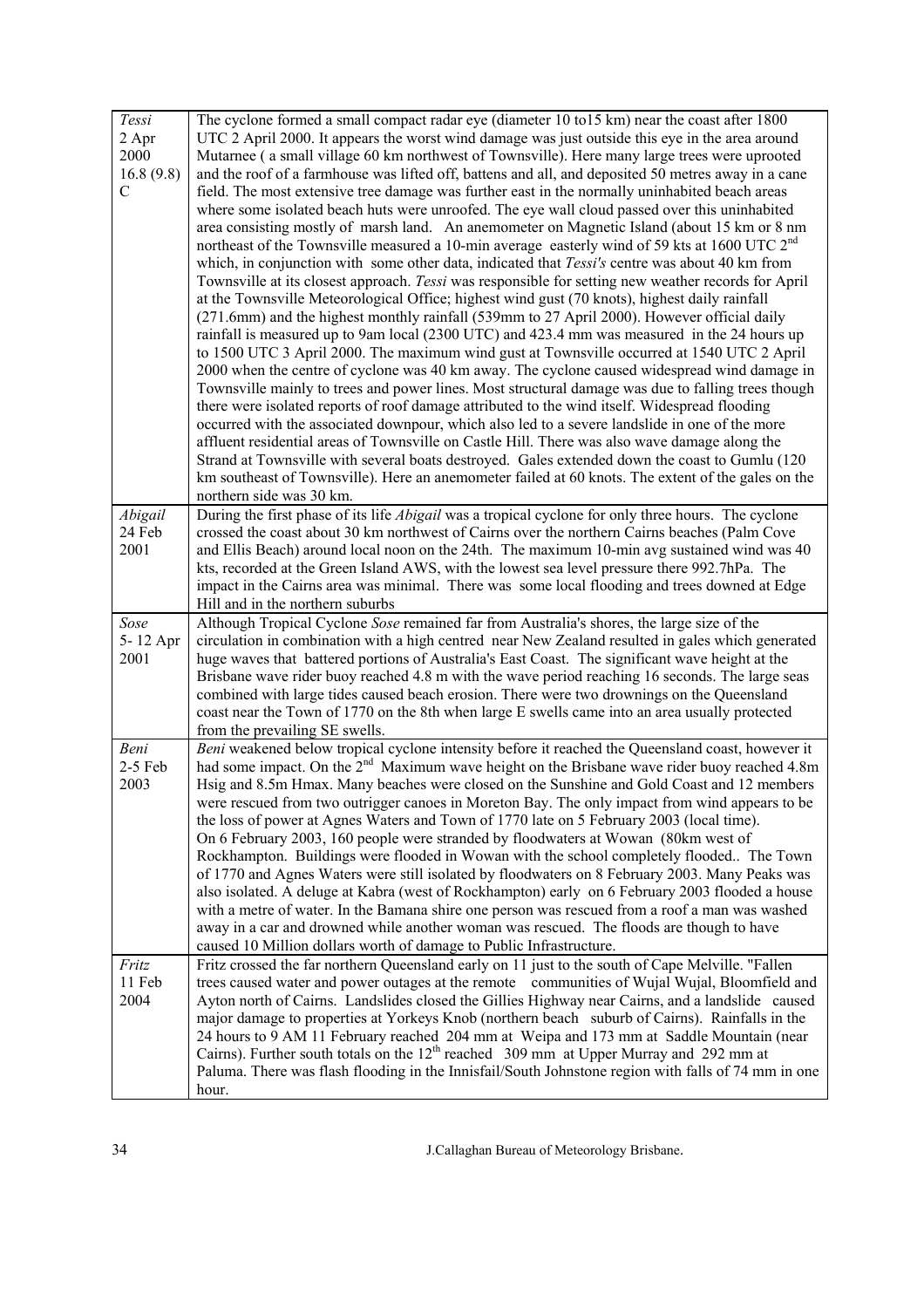| | |
|---|---|
| *Tessi* 2 Apr 2000 16.8 (9.8) C | The cyclone formed a small compact radar eye (diameter 10 to15 km) near the coast after 1800 UTC 2 April 2000. It appears the worst wind damage was just outside this eye in the area around Mutarnee ( a small village 60 km northwest of Townsville). Here many large trees were uprooted and the roof of a farmhouse was lifted off, battens and all, and deposited 50 metres away in a cane field. The most extensive tree damage was further east in the normally uninhabited beach areas where some isolated beach huts were unroofed. The eye wall cloud passed over this uninhabited area consisting mostly of marsh land. An anemometer on Magnetic Island (about 15 km or 8 nm northeast of the Townsville measured a 10-min average easterly wind of 59 kts at 1600 UTC 2nd which, in conjunction with some other data, indicated that *Tessi's* centre was about 40 km from Townsville at its closest approach. *Tessi* was responsible for setting new weather records for April at the Townsville Meteorological Office; highest wind gust (70 knots), highest daily rainfall (271.6mm) and the highest monthly rainfall (539mm to 27 April 2000). However official daily rainfall is measured up to 9am local (2300 UTC) and 423.4 mm was measured in the 24 hours up to 1500 UTC 3 April 2000. The maximum wind gust at Townsville occurred at 1540 UTC 2 April 2000 when the centre of cyclone was 40 km away. The cyclone caused widespread wind damage in Townsville mainly to trees and power lines. Most structural damage was due to falling trees though there were isolated reports of roof damage attributed to the wind itself. Widespread flooding occurred with the associated downpour, which also led to a severe landslide in one of the more affluent residential areas of Townsville on Castle Hill. There was also wave damage along the Strand at Townsville with several boats destroyed. Gales extended down the coast to Gumlu (120 km southeast of Townsville). Here an anemometer failed at 60 knots. The extent of the gales on the northern side was 30 km. |
| *Abigail* 24 Feb 2001 | During the first phase of its life *Abigail* was a tropical cyclone for only three hours. The cyclone crossed the coast about 30 km northwest of Cairns over the northern Cairns beaches (Palm Cove and Ellis Beach) around local noon on the 24th. The maximum 10-min avg sustained wind was 40 kts, recorded at the Green Island AWS, with the lowest sea level pressure there 992.7hPa. The impact in the Cairns area was minimal. There was some local flooding and trees downed at Edge Hill and in the northern suburbs |
| *Sose* 5- 12 Apr 2001 | Although Tropical Cyclone *Sose* remained far from Australia's shores, the large size of the circulation in combination with a high centred near New Zealand resulted in gales which generated huge waves that battered portions of Australia's East Coast. The significant wave height at the Brisbane wave rider buoy reached 4.8 m with the wave period reaching 16 seconds. The large seas combined with large tides caused beach erosion. There were two drownings on the Queensland coast near the Town of 1770 on the 8th when large E swells came into an area usually protected from the prevailing SE swells. |
| *Beni* 2-5 Feb 2003 | *Beni* weakened below tropical cyclone intensity before it reached the Queensland coast, however it had some impact. On the 2nd Maximum wave height on the Brisbane wave rider buoy reached 4.8m Hsig and 8.5m Hmax. Many beaches were closed on the Sunshine and Gold Coast and 12 members were rescued from two outrigger canoes in Moreton Bay. The only impact from wind appears to be the loss of power at Agnes Waters and Town of 1770 late on 5 February 2003 (local time). On 6 February 2003, 160 people were stranded by floodwaters at Wowan (80km west of Rockhampton. Buildings were flooded in Wowan with the school completely flooded.. The Town of 1770 and Agnes Waters were still isolated by floodwaters on 8 February 2003. Many Peaks was also isolated. A deluge at Kabra (west of Rockhampton) early on 6 February 2003 flooded a house with a metre of water. In the Bamana shire one person was rescued from a roof a man was washed away in a car and drowned while another woman was rescued. The floods are though to have caused 10 Million dollars worth of damage to Public Infrastructure. |
| *Fritz* 11 Feb 2004 | Fritz crossed the far northern Queensland early on 11 just to the south of Cape Melville. "Fallen trees caused water and power outages at the remote communities of Wujal Wujal, Bloomfield and Ayton north of Cairns. Landslides closed the Gillies Highway near Cairns, and a landslide caused major damage to properties at Yorkeys Knob (northern beach suburb of Cairns). Rainfalls in the 24 hours to 9 AM 11 February reached 204 mm at Weipa and 173 mm at Saddle Mountain (near Cairns). Further south totals on the 12th reached 309 mm at Upper Murray and 292 mm at Paluma. There was flash flooding in the Innisfail/South Johnstone region with falls of 74 mm in one hour. |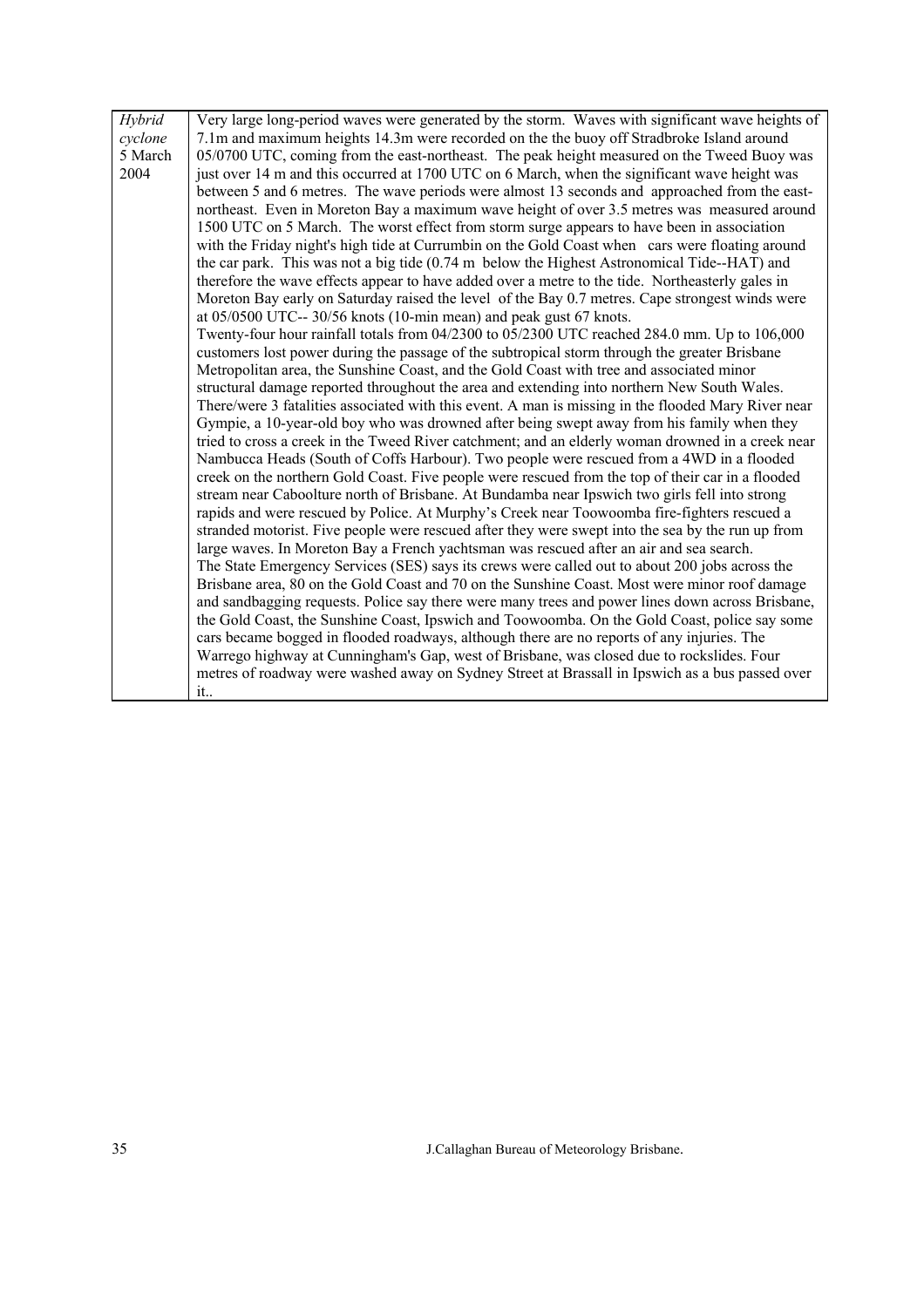| | |
|---|---|
| *Hybrid cyclone* 5 March 2004 | Very large long-period waves were generated by the storm. Waves with significant wave heights of 7.1m and maximum heights 14.3m were recorded on the the buoy off Stradbroke Island around 05/0700 UTC, coming from the east-northeast. The peak height measured on the Tweed Buoy was just over 14 m and this occurred at 1700 UTC on 6 March, when the significant wave height was between 5 and 6 metres. The wave periods were almost 13 seconds and approached from the east-northeast. Even in Moreton Bay a maximum wave height of over 3.5 metres was measured around 1500 UTC on 5 March. The worst effect from storm surge appears to have been in association with the Friday night's high tide at Currumbin on the Gold Coast when cars were floating around the car park. This was not a big tide (0.74 m below the Highest Astronomical Tide--HAT) and therefore the wave effects appear to have added over a metre to the tide. Northeasterly gales in Moreton Bay early on Saturday raised the level of the Bay 0.7 metres. Cape strongest winds were at 05/0500 UTC-- 30/56 knots (10-min mean) and peak gust 67 knots.<br>Twenty-four hour rainfall totals from 04/2300 to 05/2300 UTC reached 284.0 mm. Up to 106,000 customers lost power during the passage of the subtropical storm through the greater Brisbane Metropolitan area, the Sunshine Coast, and the Gold Coast with tree and associated minor structural damage reported throughout the area and extending into northern New South Wales. There/were 3 fatalities associated with this event. A man is missing in the flooded Mary River near Gympie, a 10-year-old boy who was drowned after being swept away from his family when they tried to cross a creek in the Tweed River catchment; and an elderly woman drowned in a creek near Nambucca Heads (South of Coffs Harbour). Two people were rescued from a 4WD in a flooded creek on the northern Gold Coast. Five people were rescued from the top of their car in a flooded stream near Caboolture north of Brisbane. At Bundamba near Ipswich two girls fell into strong rapids and were rescued by Police. At Murphy's Creek near Toowoomba fire-fighters rescued a stranded motorist. Five people were rescued after they were swept into the sea by the run up from large waves. In Moreton Bay a French yachtsman was rescued after an air and sea search.<br>The State Emergency Services (SES) says its crews were called out to about 200 jobs across the Brisbane area, 80 on the Gold Coast and 70 on the Sunshine Coast. Most were minor roof damage and sandbagging requests. Police say there were many trees and power lines down across Brisbane, the Gold Coast, the Sunshine Coast, Ipswich and Toowoomba. On the Gold Coast, police say some cars became bogged in flooded roadways, although there are no reports of any injuries. The Warrego highway at Cunningham's Gap, west of Brisbane, was closed due to rockslides. Four metres of roadway were washed away on Sydney Street at Brassall in Ipswich as a bus passed over it.. |